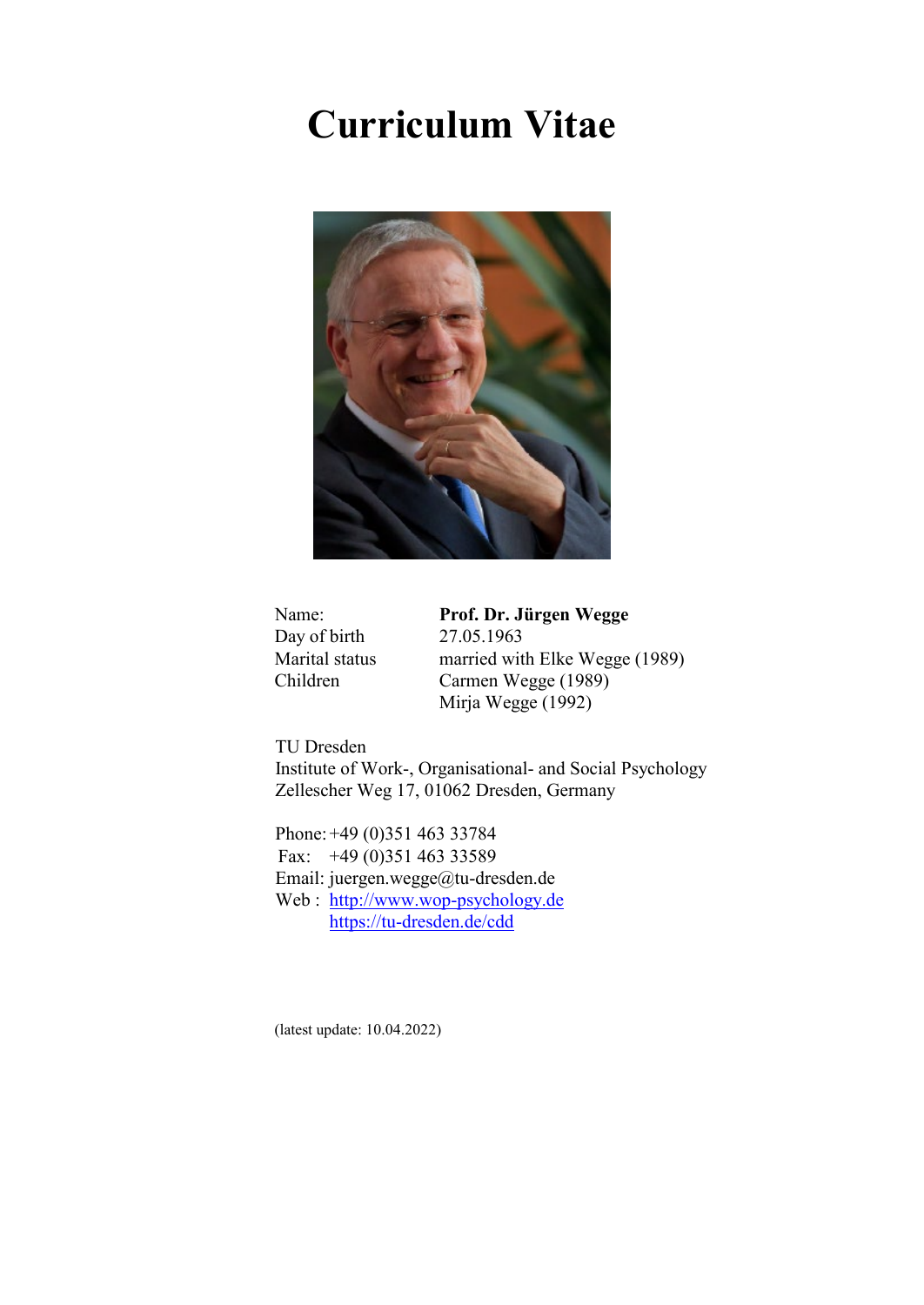# Curriculum Vitae

| | |
|---|---|
| Name: | **Prof. Dr. Jürgen Wegge** |
| Day of birth | 27.05.1963 |
| Marital status | married with Elke Wegge (1989) |
| Children | Carmen Wegge (1989) |
| | Mirja Wegge (1992) |

TU Dresden
Institute of Work-, Organisational- and Social Psychology
Zellescher Weg 17, 01062 Dresden, Germany

Phone: +49 (0)351 463 33784
Fax: +49 (0)351 463 33589
Email: juergen.wegge@tu-dresden.de
Web : http://www.wop-psychology.de
https://tu-dresden.de/cdd

(latest update: 10.04.2022)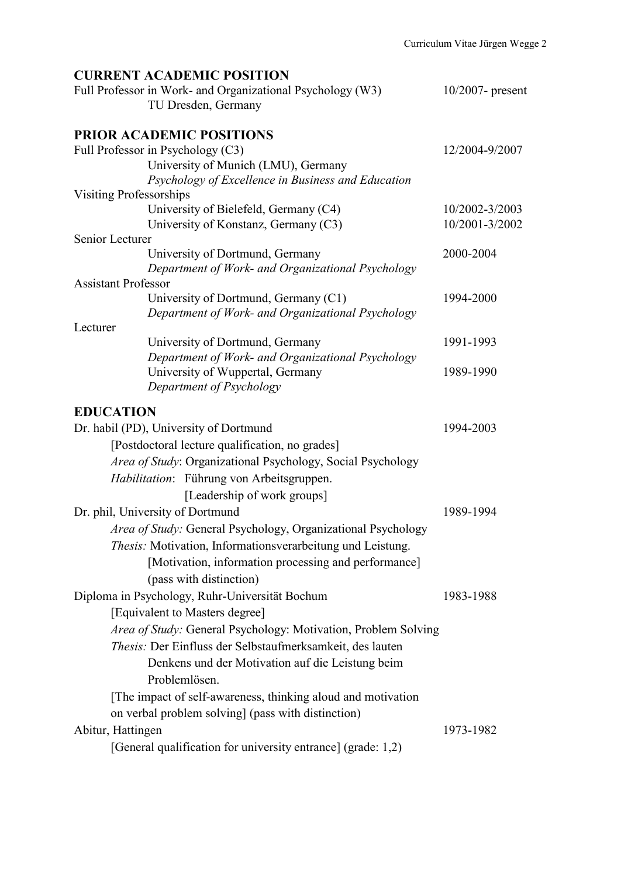## CURRENT ACADEMIC POSITION

Full Professor in Work- and Organizational Psychology (W3) — 10/2007- present
TU Dresden, Germany

## PRIOR ACADEMIC POSITIONS

Full Professor in Psychology (C3) — 12/2004-9/2007
University of Munich (LMU), Germany
*Psychology of Excellence in Business and Education*

Visiting Professorships
University of Bielefeld, Germany (C4) — 10/2002-3/2003
University of Konstanz, Germany (C3) — 10/2001-3/2002

Senior Lecturer
University of Dortmund, Germany — 2000-2004
*Department of Work- and Organizational Psychology*

Assistant Professor
University of Dortmund, Germany (C1) — 1994-2000
*Department of Work- and Organizational Psychology*

Lecturer
University of Dortmund, Germany — 1991-1993
*Department of Work- and Organizational Psychology*
University of Wuppertal, Germany — 1989-1990
*Department of Psychology*

## EDUCATION

Dr. habil (PD), University of Dortmund — 1994-2003
[Postdoctoral lecture qualification, no grades]
*Area of Study*: Organizational Psychology, Social Psychology
*Habilitation*: Führung von Arbeitsgruppen.
[Leadership of work groups]

Dr. phil, University of Dortmund — 1989-1994
*Area of Study:* General Psychology, Organizational Psychology
*Thesis:* Motivation, Informationsverarbeitung und Leistung.
[Motivation, information processing and performance]
(pass with distinction)

Diploma in Psychology, Ruhr-Universität Bochum — 1983-1988
[Equivalent to Masters degree]
*Area of Study:* General Psychology: Motivation, Problem Solving
*Thesis:* Der Einfluss der Selbstaufmerksamkeit, des lauten Denkens und der Motivation auf die Leistung beim Problemlösen.
[The impact of self-awareness, thinking aloud and motivation on verbal problem solving] (pass with distinction)

Abitur, Hattingen — 1973-1982
[General qualification for university entrance] (grade: 1,2)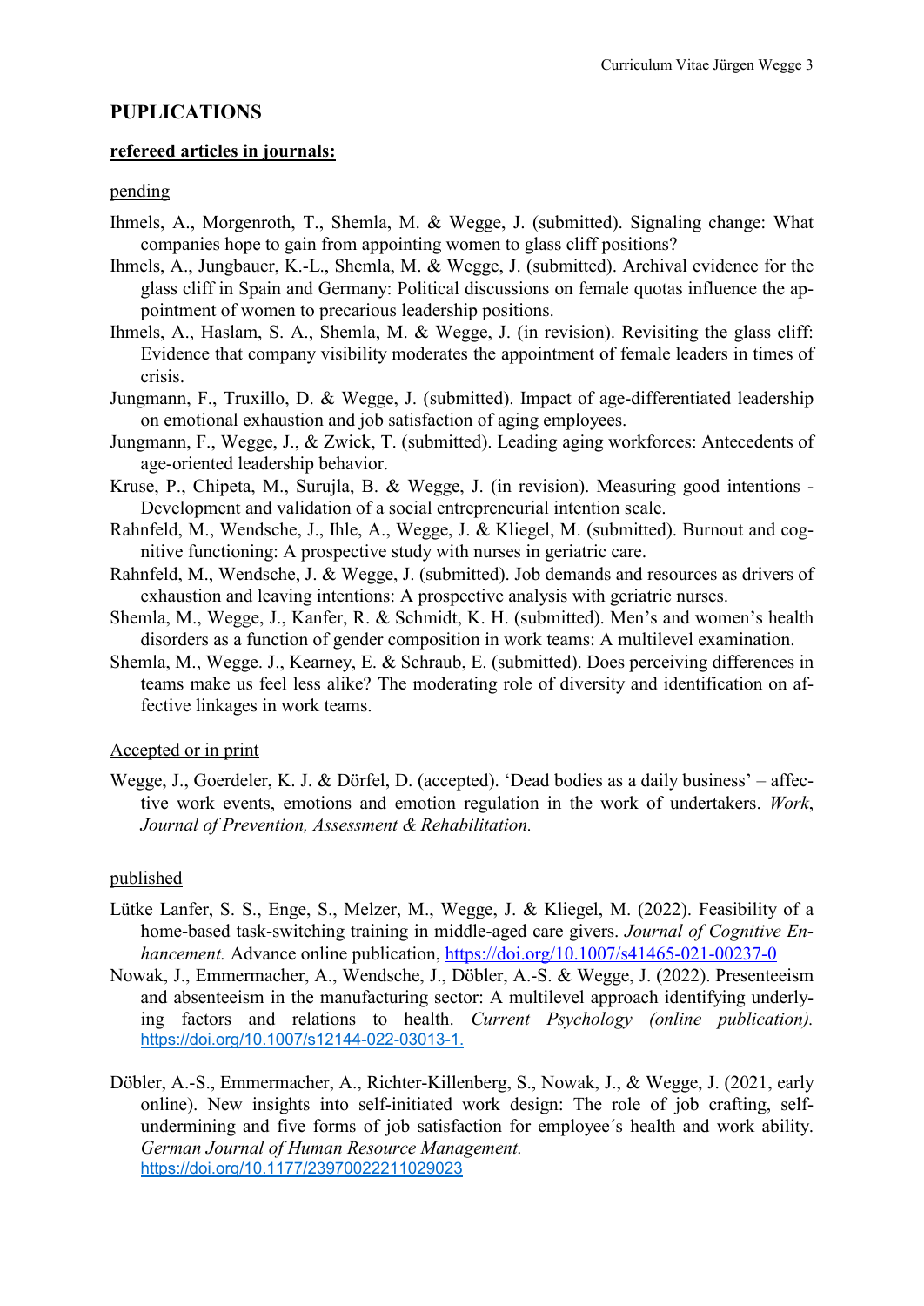## PUPLICATIONS

### refereed articles in journals:

pending

Ihmels, A., Morgenroth, T., Shemla, M. & Wegge, J. (submitted). Signaling change: What companies hope to gain from appointing women to glass cliff positions?

Ihmels, A., Jungbauer, K.-L., Shemla, M. & Wegge, J. (submitted). Archival evidence for the glass cliff in Spain and Germany: Political discussions on female quotas influence the appointment of women to precarious leadership positions.

Ihmels, A., Haslam, S. A., Shemla, M. & Wegge, J. (in revision). Revisiting the glass cliff: Evidence that company visibility moderates the appointment of female leaders in times of crisis.

Jungmann, F., Truxillo, D. & Wegge, J. (submitted). Impact of age-differentiated leadership on emotional exhaustion and job satisfaction of aging employees.

Jungmann, F., Wegge, J., & Zwick, T. (submitted). Leading aging workforces: Antecedents of age-oriented leadership behavior.

Kruse, P., Chipeta, M., Surujla, B. & Wegge, J. (in revision). Measuring good intentions - Development and validation of a social entrepreneurial intention scale.

Rahnfeld, M., Wendsche, J., Ihle, A., Wegge, J. & Kliegel, M. (submitted). Burnout and cognitive functioning: A prospective study with nurses in geriatric care.

Rahnfeld, M., Wendsche, J. & Wegge, J. (submitted). Job demands and resources as drivers of exhaustion and leaving intentions: A prospective analysis with geriatric nurses.

Shemla, M., Wegge, J., Kanfer, R. & Schmidt, K. H. (submitted). Men's and women's health disorders as a function of gender composition in work teams: A multilevel examination.

Shemla, M., Wegge. J., Kearney, E. & Schraub, E. (submitted). Does perceiving differences in teams make us feel less alike? The moderating role of diversity and identification on affective linkages in work teams.

Accepted or in print

Wegge, J., Goerdeler, K. J. & Dörfel, D. (accepted). 'Dead bodies as a daily business' – affective work events, emotions and emotion regulation in the work of undertakers. *Work, Journal of Prevention, Assessment & Rehabilitation.*

published

Lütke Lanfer, S. S., Enge, S., Melzer, M., Wegge, J. & Kliegel, M. (2022). Feasibility of a home-based task-switching training in middle-aged care givers. *Journal of Cognitive Enhancement.* Advance online publication, https://doi.org/10.1007/s41465-021-00237-0

Nowak, J., Emmermacher, A., Wendsche, J., Döbler, A.-S. & Wegge, J. (2022). Presenteeism and absenteeism in the manufacturing sector: A multilevel approach identifying underlying factors and relations to health. *Current Psychology (online publication).* https://doi.org/10.1007/s12144-022-03013-1.

Döbler, A.-S., Emmermacher, A., Richter-Killenberg, S., Nowak, J., & Wegge, J. (2021, early online). New insights into self-initiated work design: The role of job crafting, self-undermining and five forms of job satisfaction for employee´s health and work ability. *German Journal of Human Resource Management.* https://doi.org/10.1177/23970022211029023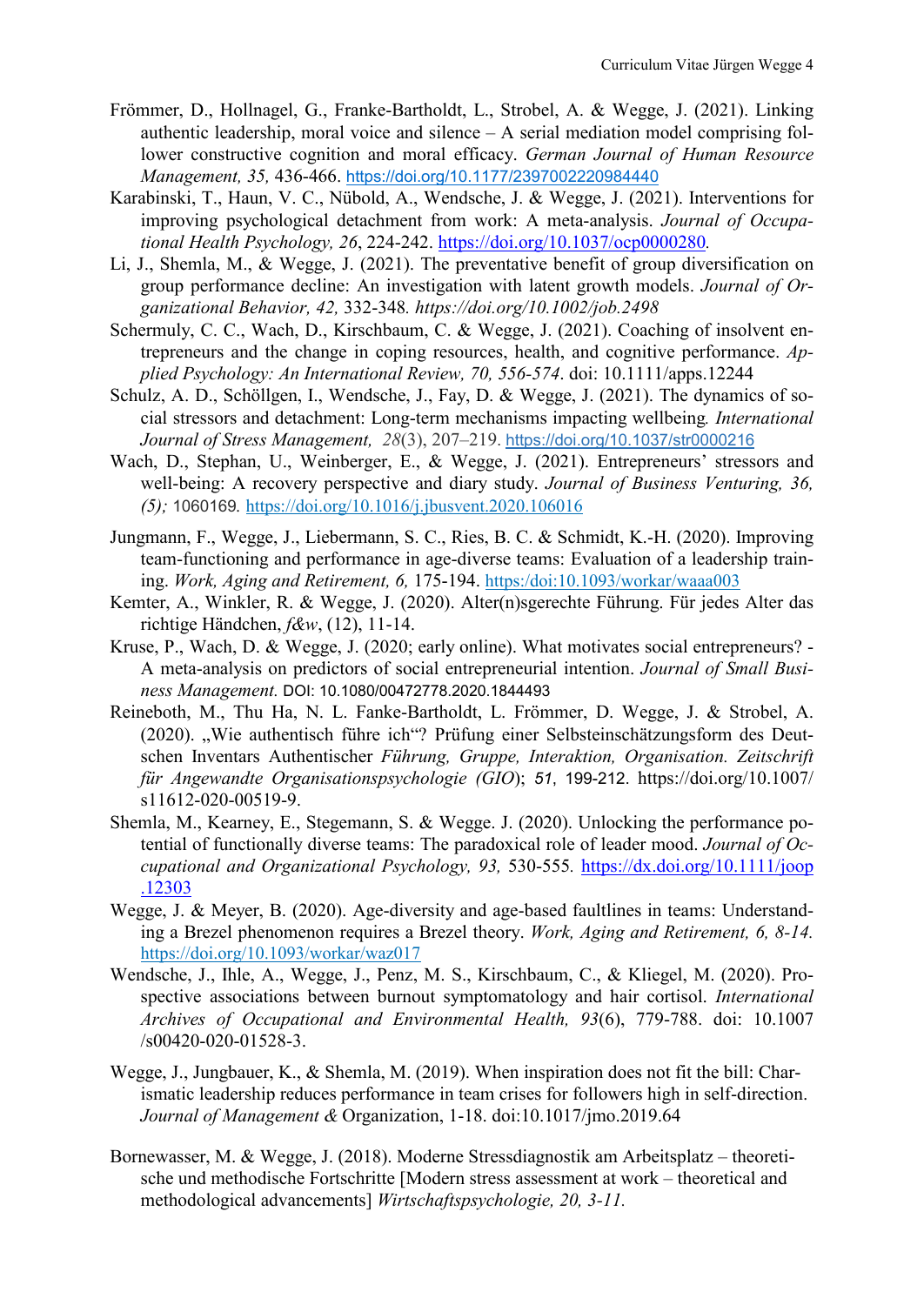Frömmer, D., Hollnagel, G., Franke-Bartholdt, L., Strobel, A. & Wegge, J. (2021). Linking authentic leadership, moral voice and silence – A serial mediation model comprising follower constructive cognition and moral efficacy. *German Journal of Human Resource Management, 35,* 436-466. https://doi.org/10.1177/2397002220984440

Karabinski, T., Haun, V. C., Nübold, A., Wendsche, J. & Wegge, J. (2021). Interventions for improving psychological detachment from work: A meta-analysis. *Journal of Occupational Health Psychology, 26*, 224-242. https://doi.org/10.1037/ocp0000280*.*

Li, J., Shemla, M., & Wegge, J. (2021). The preventative benefit of group diversification on group performance decline: An investigation with latent growth models. *Journal of Organizational Behavior, 42,* 332-348*. https://doi.org/10.1002/job.2498*

Schermuly, C. C., Wach, D., Kirschbaum, C. & Wegge, J. (2021). Coaching of insolvent entrepreneurs and the change in coping resources, health, and cognitive performance. *Applied Psychology: An International Review, 70, 556-574*. doi: 10.1111/apps.12244

Schulz, A. D., Schöllgen, I., Wendsche, J., Fay, D. & Wegge, J. (2021). The dynamics of social stressors and detachment: Long-term mechanisms impacting wellbeing*. International Journal of Stress Management, 28*(3), 207–219. https://doi.org/10.1037/str0000216

Wach, D., Stephan, U., Weinberger, E., & Wegge, J. (2021). Entrepreneurs' stressors and well-being: A recovery perspective and diary study. *Journal of Business Venturing, 36, (5);* 1060169*.* https://doi.org/10.1016/j.jbusvent.2020.106016

Jungmann, F., Wegge, J., Liebermann, S. C., Ries, B. C. & Schmidt, K.-H. (2020). Improving team-functioning and performance in age-diverse teams: Evaluation of a leadership training. *Work, Aging and Retirement, 6,* 175-194. https:/doi:10.1093/workar/waaa003

Kemter, A., Winkler, R. & Wegge, J. (2020). Alter(n)sgerechte Führung. Für jedes Alter das richtige Händchen, *f&w*, (12), 11-14.

Kruse, P., Wach, D. & Wegge, J. (2020; early online). What motivates social entrepreneurs? - A meta-analysis on predictors of social entrepreneurial intention. *Journal of Small Business Management.* DOI: 10.1080/00472778.2020.1844493

Reineboth, M., Thu Ha, N. L. Franke-Bartholdt, L. Frömmer, D. Wegge, J. & Strobel, A. (2020). „Wie authentisch führe ich"? Prüfung einer Selbsteinschätzungsform des Deutschen Inventars Authentischer *Führung, Gruppe, Interaktion, Organisation. Zeitschrift für Angewandte Organisationspsychologie (GIO*); *51*, 199-212. https://doi.org/10.1007/s11612-020-00519-9.

Shemla, M., Kearney, E., Stegemann, S. & Wegge. J. (2020). Unlocking the performance potential of functionally diverse teams: The paradoxical role of leader mood. *Journal of Occupational and Organizational Psychology, 93,* 530-555*.* https://dx.doi.org/10.1111/joop.12303

Wegge, J. & Meyer, B. (2020). Age-diversity and age-based faultlines in teams: Understanding a Brezel phenomenon requires a Brezel theory. *Work, Aging and Retirement, 6, 8-14.* https://doi.org/10.1093/workar/waz017

Wendsche, J., Ihle, A., Wegge, J., Penz, M. S., Kirschbaum, C., & Kliegel, M. (2020). Prospective associations between burnout symptomatology and hair cortisol. *International Archives of Occupational and Environmental Health, 93*(6), 779-788. doi: 10.1007/s00420-020-01528-3.

Wegge, J., Jungbauer, K., & Shemla, M. (2019). When inspiration does not fit the bill: Charismatic leadership reduces performance in team crises for followers high in self-direction. *Journal of Management &* Organization, 1-18. doi:10.1017/jmo.2019.64

Bornewasser, M. & Wegge, J. (2018). Moderne Stressdiagnostik am Arbeitsplatz – theoretische und methodische Fortschritte [Modern stress assessment at work – theoretical and methodological advancements] *Wirtschaftspsychologie, 20, 3-11.*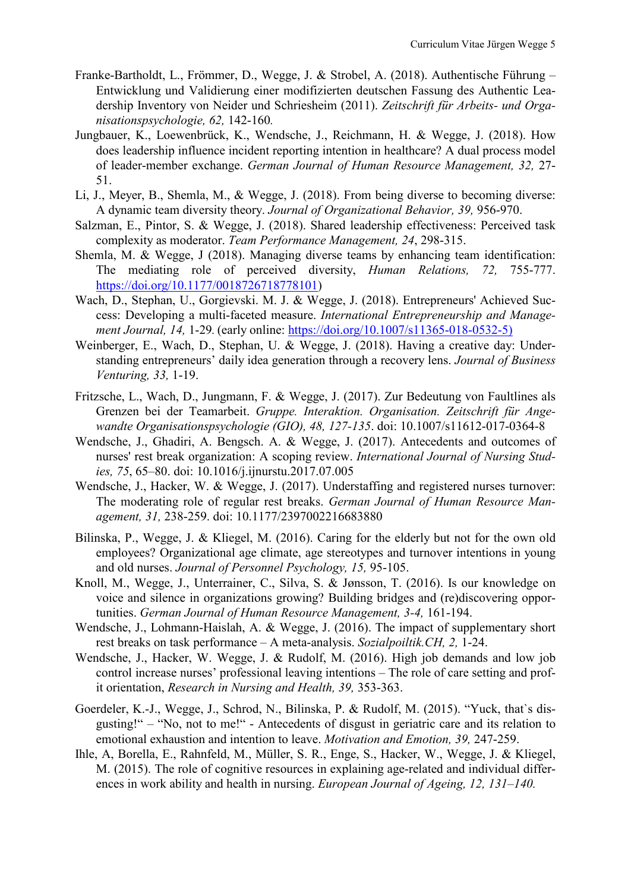Franke-Bartholdt, L., Frömmer, D., Wegge, J. & Strobel, A. (2018). Authentische Führung – Entwicklung und Validierung einer modifizierten deutschen Fassung des Authentic Leadership Inventory von Neider und Schriesheim (2011). *Zeitschrift für Arbeits- und Organisationspsychologie, 62,* 142-160*.*

Jungbauer, K., Loewenbrück, K., Wendsche, J., Reichmann, H. & Wegge, J. (2018). How does leadership influence incident reporting intention in healthcare? A dual process model of leader-member exchange. *German Journal of Human Resource Management, 32,* 27-51.

Li, J., Meyer, B., Shemla, M., & Wegge, J. (2018). From being diverse to becoming diverse: A dynamic team diversity theory. *Journal of Organizational Behavior, 39,* 956-970.

Salzman, E., Pintor, S. & Wegge, J. (2018). Shared leadership effectiveness: Perceived task complexity as moderator. *Team Performance Management, 24*, 298-315.

Shemla, M. & Wegge, J (2018). Managing diverse teams by enhancing team identification: The mediating role of perceived diversity, *Human Relations, 72,* 755-777. https://doi.org/10.1177/0018726718778101)

Wach, D., Stephan, U., Gorgievski. M. J. & Wegge, J. (2018). Entrepreneurs' Achieved Success: Developing a multi-faceted measure. *International Entrepreneurship and Management Journal, 14,* 1-29*.* (early online: https://doi.org/10.1007/s11365-018-0532-5)

Weinberger, E., Wach, D., Stephan, U. & Wegge, J. (2018). Having a creative day: Understanding entrepreneurs' daily idea generation through a recovery lens. *Journal of Business Venturing, 33,* 1-19.

Fritzsche, L., Wach, D., Jungmann, F. & Wegge, J. (2017). Zur Bedeutung von Faultlines als Grenzen bei der Teamarbeit. *Gruppe. Interaktion. Organisation. Zeitschrift für Angewandte Organisationspsychologie (GIO), 48, 127-135*. doi: 10.1007/s11612-017-0364-8

Wendsche, J., Ghadiri, A. Bengsch. A. & Wegge, J. (2017). Antecedents and outcomes of nurses' rest break organization: A scoping review. *International Journal of Nursing Studies, 75*, 65–80. doi: 10.1016/j.ijnurstu.2017.07.005

Wendsche, J., Hacker, W. & Wegge, J. (2017). Understaffing and registered nurses turnover: The moderating role of regular rest breaks. *German Journal of Human Resource Management, 31,* 238-259. doi: 10.1177/2397002216683880

Bilinska, P., Wegge, J. & Kliegel, M. (2016). Caring for the elderly but not for the own old employees? Organizational age climate, age stereotypes and turnover intentions in young and old nurses. *Journal of Personnel Psychology, 15,* 95-105.

Knoll, M., Wegge, J., Unterrainer, C., Silva, S. & Jønsson, T. (2016). Is our knowledge on voice and silence in organizations growing? Building bridges and (re)discovering opportunities. *German Journal of Human Resource Management, 3-4,* 161-194.

Wendsche, J., Lohmann-Haislah, A. & Wegge, J. (2016). The impact of supplementary short rest breaks on task performance – A meta-analysis. *Sozialpoiltik.CH, 2,* 1-24.

Wendsche, J., Hacker, W. Wegge, J. & Rudolf, M. (2016). High job demands and low job control increase nurses' professional leaving intentions – The role of care setting and profit orientation, *Research in Nursing and Health, 39,* 353-363.

Goerdeler, K.-J., Wegge, J., Schrod, N., Bilinska, P. & Rudolf, M. (2015). "Yuck, that`s disgusting!" – "No, not to me!" - Antecedents of disgust in geriatric care and its relation to emotional exhaustion and intention to leave. *Motivation and Emotion, 39,* 247-259.

Ihle, A, Borella, E., Rahnfeld, M., Müller, S. R., Enge, S., Hacker, W., Wegge, J. & Kliegel, M. (2015). The role of cognitive resources in explaining age-related and individual differences in work ability and health in nursing. *European Journal of Ageing, 12, 131–140.*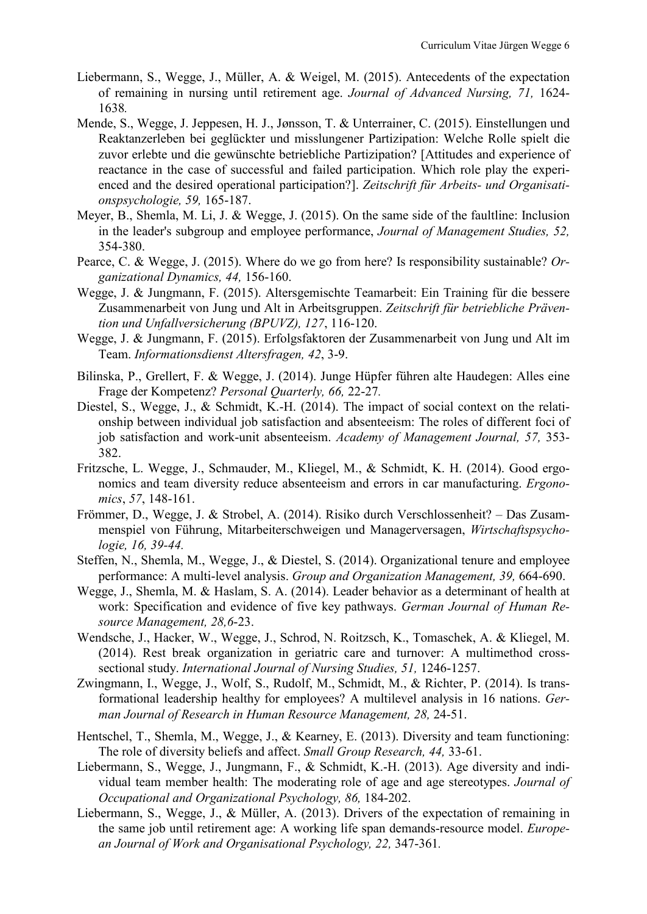Liebermann, S., Wegge, J., Müller, A. & Weigel, M. (2015). Antecedents of the expectation of remaining in nursing until retirement age. *Journal of Advanced Nursing, 71,* 1624-1638*.*

Mende, S., Wegge, J. Jeppesen, H. J., Jønsson, T. & Unterrainer, C. (2015). Einstellungen und Reaktanzerleben bei geglückter und misslungener Partizipation: Welche Rolle spielt die zuvor erlebte und die gewünschte betriebliche Partizipation? [Attitudes and experience of reactance in the case of successful and failed participation. Which role play the experienced and the desired operational participation?]. *Zeitschrift für Arbeits- und Organisationspsychologie, 59,* 165-187.

Meyer, B., Shemla, M. Li, J. & Wegge, J. (2015). On the same side of the faultline: Inclusion in the leader's subgroup and employee performance, *Journal of Management Studies, 52,* 354-380.

Pearce, C. & Wegge, J. (2015). Where do we go from here? Is responsibility sustainable? *Organizational Dynamics, 44,* 156-160.

Wegge, J. & Jungmann, F. (2015). Altersgemischte Teamarbeit: Ein Training für die bessere Zusammenarbeit von Jung und Alt in Arbeitsgruppen. *Zeitschrift für betriebliche Prävention und Unfallversicherung (BPUVZ), 127*, 116-120.

Wegge, J. & Jungmann, F. (2015). Erfolgsfaktoren der Zusammenarbeit von Jung und Alt im Team. *Informationsdienst Altersfragen, 42*, 3-9.

Bilinska, P., Grellert, F. & Wegge, J. (2014). Junge Hüpfer führen alte Haudegen: Alles eine Frage der Kompetenz? *Personal Quarterly, 66,* 22-27*.*

Diestel, S., Wegge, J., & Schmidt, K.-H. (2014). The impact of social context on the relationship between individual job satisfaction and absenteeism: The roles of different foci of job satisfaction and work-unit absenteeism. *Academy of Management Journal, 57,* 353-382.

Fritzsche, L. Wegge, J., Schmauder, M., Kliegel, M., & Schmidt, K. H. (2014). Good ergonomics and team diversity reduce absenteeism and errors in car manufacturing. *Ergonomics*, *57*, 148-161.

Frömmer, D., Wegge, J. & Strobel, A. (2014). Risiko durch Verschlossenheit? – Das Zusammenspiel von Führung, Mitarbeiterschweigen und Managerversagen, *Wirtschaftspsychologie, 16, 39-44.*

Steffen, N., Shemla, M., Wegge, J., & Diestel, S. (2014). Organizational tenure and employee performance: A multi-level analysis. *Group and Organization Management, 39,* 664-690.

Wegge, J., Shemla, M. & Haslam, S. A. (2014). Leader behavior as a determinant of health at work: Specification and evidence of five key pathways. *German Journal of Human Resource Management, 28,*6-23.

Wendsche, J., Hacker, W., Wegge, J., Schrod, N. Roitzsch, K., Tomaschek, A. & Kliegel, M. (2014). Rest break organization in geriatric care and turnover: A multimethod cross-sectional study. *International Journal of Nursing Studies, 51,* 1246-1257.

Zwingmann, I., Wegge, J., Wolf, S., Rudolf, M., Schmidt, M., & Richter, P. (2014). Is transformational leadership healthy for employees? A multilevel analysis in 16 nations. *German Journal of Research in Human Resource Management, 28,* 24-51.

Hentschel, T., Shemla, M., Wegge, J., & Kearney, E. (2013). Diversity and team functioning: The role of diversity beliefs and affect. *Small Group Research, 44,* 33-61.

Liebermann, S., Wegge, J., Jungmann, F., & Schmidt, K.-H. (2013). Age diversity and individual team member health: The moderating role of age and age stereotypes. *Journal of Occupational and Organizational Psychology, 86,* 184-202.

Liebermann, S., Wegge, J., & Müller, A. (2013). Drivers of the expectation of remaining in the same job until retirement age: A working life span demands-resource model. *European Journal of Work and Organisational Psychology, 22,* 347-361*.*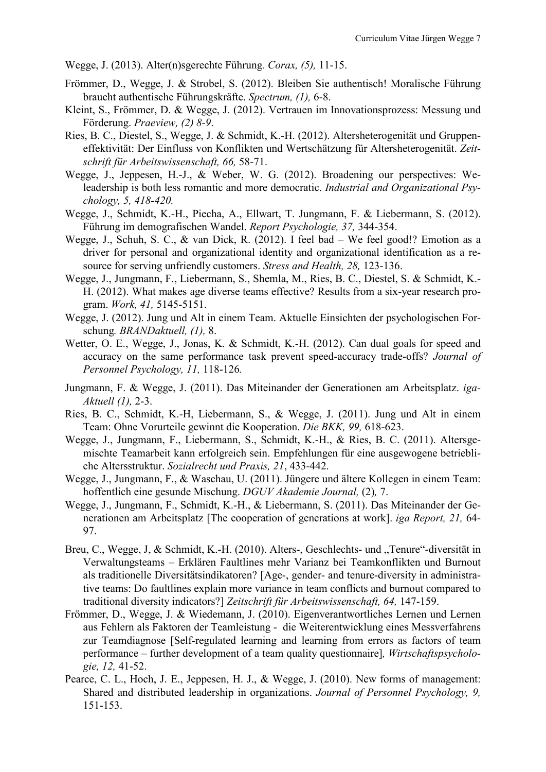Wegge, J. (2013). Alter(n)sgerechte Führung. *Corax, (5),* 11-15.

Frömmer, D., Wegge, J. & Strobel, S. (2012). Bleiben Sie authentisch! Moralische Führung braucht authentische Führungskräfte. *Spectrum, (1),* 6-8.

Kleint, S., Frömmer, D. & Wegge, J. (2012). Vertrauen im Innovationsprozess: Messung und Förderung. *Praeview, (2) 8-9*.

Ries, B. C., Diestel, S., Wegge, J. & Schmidt, K.-H. (2012). Altersheterogenität und Gruppeneffektivität: Der Einfluss von Konflikten und Wertschätzung für Altersheterogenität. *Zeitschrift für Arbeitswissenschaft, 66,* 58-71.

Wegge, J., Jeppesen, H.-J., & Weber, W. G. (2012). Broadening our perspectives: We-leadership is both less romantic and more democratic. *Industrial and Organizational Psychology, 5, 418-420.*

Wegge, J., Schmidt, K.-H., Piecha, A., Ellwart, T. Jungmann, F. & Liebermann, S. (2012). Führung im demografischen Wandel. *Report Psychologie, 37,* 344-354.

Wegge, J., Schuh, S. C., & van Dick, R. (2012). I feel bad – We feel good!? Emotion as a driver for personal and organizational identity and organizational identification as a resource for serving unfriendly customers. *Stress and Health, 28,* 123-136.

Wegge, J., Jungmann, F., Liebermann, S., Shemla, M., Ries, B. C., Diestel, S. & Schmidt, K.-H. (2012). What makes age diverse teams effective? Results from a six-year research program. *Work, 41,* 5145-5151.

Wegge, J. (2012). Jung und Alt in einem Team. Aktuelle Einsichten der psychologischen Forschung*. BRANDaktuell, (1),* 8.

Wetter, O. E., Wegge, J., Jonas, K. & Schmidt, K.-H. (2012). Can dual goals for speed and accuracy on the same performance task prevent speed-accuracy trade-offs? *Journal of Personnel Psychology, 11,* 118-126*.*

Jungmann, F. & Wegge, J. (2011). Das Miteinander der Generationen am Arbeitsplatz. *iga-Aktuell (1),* 2-3.

Ries, B. C., Schmidt, K.-H, Liebermann, S., & Wegge, J. (2011). Jung und Alt in einem Team: Ohne Vorurteile gewinnt die Kooperation. *Die BKK, 99,* 618-623.

Wegge, J., Jungmann, F., Liebermann, S., Schmidt, K.-H., & Ries, B. C. (2011). Altersgemischte Teamarbeit kann erfolgreich sein. Empfehlungen für eine ausgewogene betriebliche Altersstruktur. *Sozialrecht und Praxis, 21*, 433-442.

Wegge, J., Jungmann, F., & Waschau, U. (2011). Jüngere und ältere Kollegen in einem Team: hoffentlich eine gesunde Mischung. *DGUV Akademie Journal,* (2)*,* 7.

Wegge, J., Jungmann, F., Schmidt, K.-H., & Liebermann, S. (2011). Das Miteinander der Generationen am Arbeitsplatz [The cooperation of generations at work]. *iga Report, 21,* 64-97.

Breu, C., Wegge, J, & Schmidt, K.-H. (2010). Alters-, Geschlechts- und „Tenure"-diversität in Verwaltungsteams – Erklären Faultlines mehr Varianz bei Teamkonflikten und Burnout als traditionelle Diversitätsindikatoren? [Age-, gender- and tenure-diversity in administrative teams: Do faultlines explain more variance in team conflicts and burnout compared to traditional diversity indicators?] *Zeitschrift für Arbeitswissenschaft, 64,* 147-159.

Frömmer, D., Wegge, J. & Wiedemann, J. (2010). Eigenverantwortliches Lernen und Lernen aus Fehlern als Faktoren der Teamleistung - die Weiterentwicklung eines Messverfahrens zur Teamdiagnose [Self-regulated learning and learning from errors as factors of team performance – further development of a team quality questionnaire]*, Wirtschaftspsychologie, 12,* 41-52.

Pearce, C. L., Hoch, J. E., Jeppesen, H. J., & Wegge, J. (2010). New forms of management: Shared and distributed leadership in organizations. *Journal of Personnel Psychology, 9,* 151-153.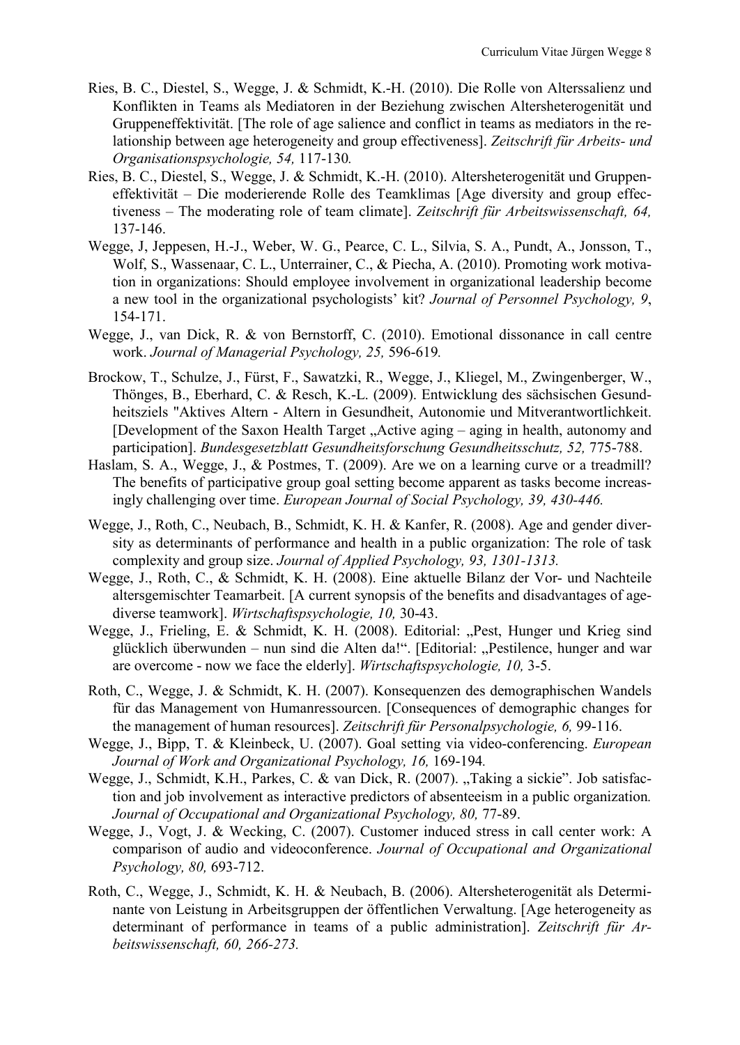Ries, B. C., Diestel, S., Wegge, J. & Schmidt, K.-H. (2010). Die Rolle von Alterssalienz und Konflikten in Teams als Mediatoren in der Beziehung zwischen Altersheterogenität und Gruppeneffektivität. [The role of age salience and conflict in teams as mediators in the relationship between age heterogeneity and group effectiveness]. *Zeitschrift für Arbeits- und Organisationspsychologie, 54,* 117-130*.*

Ries, B. C., Diestel, S., Wegge, J. & Schmidt, K.-H. (2010). Altersheterogenität und Gruppeneffektivität – Die moderierende Rolle des Teamklimas [Age diversity and group effectiveness – The moderating role of team climate]. *Zeitschrift für Arbeitswissenschaft, 64,* 137-146.

Wegge, J, Jeppesen, H.-J., Weber, W. G., Pearce, C. L., Silvia, S. A., Pundt, A., Jonsson, T., Wolf, S., Wassenaar, C. L., Unterrainer, C., & Piecha, A. (2010). Promoting work motivation in organizations: Should employee involvement in organizational leadership become a new tool in the organizational psychologists' kit? *Journal of Personnel Psychology, 9*, 154-171.

Wegge, J., van Dick, R. & von Bernstorff, C. (2010). Emotional dissonance in call centre work. *Journal of Managerial Psychology, 25,* 596-619*.*

Brockow, T., Schulze, J., Fürst, F., Sawatzki, R., Wegge, J., Kliegel, M., Zwingenberger, W., Thönges, B., Eberhard, C. & Resch, K.-L. (2009). Entwicklung des sächsischen Gesundheitsziels "Aktives Altern - Altern in Gesundheit, Autonomie und Mitverantwortlichkeit. [Development of the Saxon Health Target „Active aging – aging in health, autonomy and participation]. *Bundesgesetzblatt Gesundheitsforschung Gesundheitsschutz, 52,* 775-788.

Haslam, S. A., Wegge, J., & Postmes, T. (2009). Are we on a learning curve or a treadmill? The benefits of participative group goal setting become apparent as tasks become increasingly challenging over time. *European Journal of Social Psychology, 39, 430-446.*

Wegge, J., Roth, C., Neubach, B., Schmidt, K. H. & Kanfer, R. (2008). Age and gender diversity as determinants of performance and health in a public organization: The role of task complexity and group size. *Journal of Applied Psychology, 93, 1301-1313.*

Wegge, J., Roth, C., & Schmidt, K. H. (2008). Eine aktuelle Bilanz der Vor- und Nachteile altersgemischter Teamarbeit. [A current synopsis of the benefits and disadvantages of age-diverse teamwork]. *Wirtschaftspsychologie, 10,* 30-43.

Wegge, J., Frieling, E. & Schmidt, K. H. (2008). Editorial: „Pest, Hunger und Krieg sind glücklich überwunden – nun sind die Alten da!". [Editorial: „Pestilence, hunger and war are overcome - now we face the elderly]. *Wirtschaftspsychologie, 10,* 3-5.

Roth, C., Wegge, J. & Schmidt, K. H. (2007). Konsequenzen des demographischen Wandels für das Management von Humanressourcen. [Consequences of demographic changes for the management of human resources]. *Zeitschrift für Personalpsychologie, 6,* 99-116.

Wegge, J., Bipp, T. & Kleinbeck, U. (2007). Goal setting via video-conferencing. *European Journal of Work and Organizational Psychology, 16,* 169-194*.*

Wegge, J., Schmidt, K.H., Parkes, C. & van Dick, R. (2007). „Taking a sickie". Job satisfaction and job involvement as interactive predictors of absenteeism in a public organization*. Journal of Occupational and Organizational Psychology, 80,* 77-89.

Wegge, J., Vogt, J. & Wecking, C. (2007). Customer induced stress in call center work: A comparison of audio and videoconference. *Journal of Occupational and Organizational Psychology, 80,* 693-712.

Roth, C., Wegge, J., Schmidt, K. H. & Neubach, B. (2006). Altersheterogenität als Determinante von Leistung in Arbeitsgruppen der öffentlichen Verwaltung. [Age heterogeneity as determinant of performance in teams of a public administration]. *Zeitschrift für Arbeitswissenschaft, 60, 266-273.*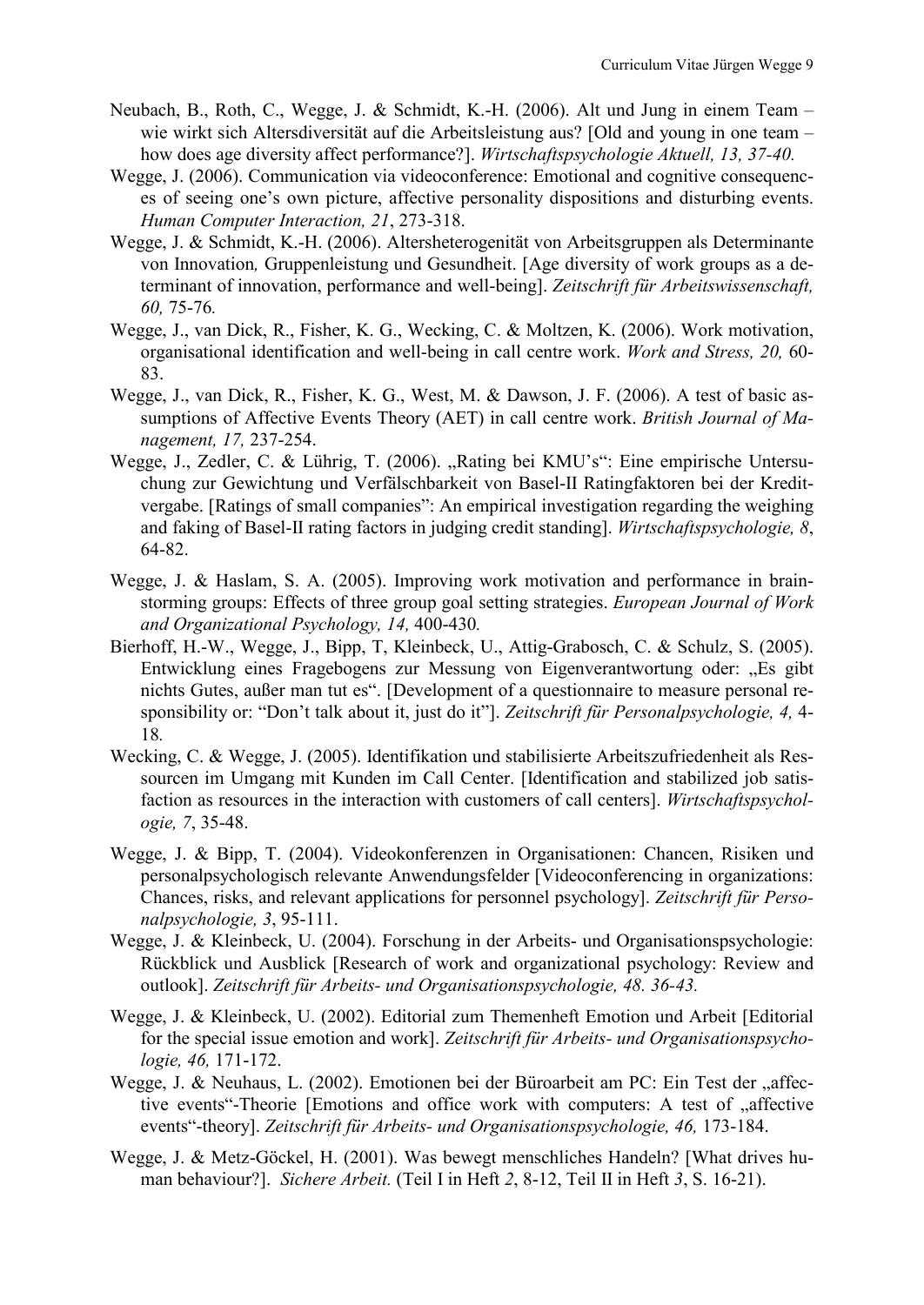Neubach, B., Roth, C., Wegge, J. & Schmidt, K.-H. (2006). Alt und Jung in einem Team – wie wirkt sich Altersdiversität auf die Arbeitsleistung aus? [Old and young in one team – how does age diversity affect performance?]. *Wirtschaftspsychologie Aktuell, 13, 37-40.*

Wegge, J. (2006). Communication via videoconference: Emotional and cognitive consequences of seeing one's own picture, affective personality dispositions and disturbing events. *Human Computer Interaction, 21*, 273-318.

Wegge, J. & Schmidt, K.-H. (2006). Altersheterogenität von Arbeitsgruppen als Determinante von Innovation*,* Gruppenleistung und Gesundheit. [Age diversity of work groups as a determinant of innovation, performance and well-being]. *Zeitschrift für Arbeitswissenschaft, 60,* 75-76*.*

Wegge, J., van Dick, R., Fisher, K. G., Wecking, C. & Moltzen, K. (2006). Work motivation, organisational identification and well-being in call centre work. *Work and Stress, 20,* 60-83.

Wegge, J., van Dick, R., Fisher, K. G., West, M. & Dawson, J. F. (2006). A test of basic assumptions of Affective Events Theory (AET) in call centre work. *British Journal of Management, 17,* 237-254.

Wegge, J., Zedler, C. & Lührig, T. (2006). „Rating bei KMU's": Eine empirische Untersuchung zur Gewichtung und Verfälschbarkeit von Basel-II Ratingfaktoren bei der Kreditvergabe. [Ratings of small companies": An empirical investigation regarding the weighing and faking of Basel-II rating factors in judging credit standing]. *Wirtschaftspsychologie, 8*, 64-82.

Wegge, J. & Haslam, S. A. (2005). Improving work motivation and performance in brainstorming groups: Effects of three group goal setting strategies. *European Journal of Work and Organizational Psychology, 14,* 400-430*.*

Bierhoff, H.-W., Wegge, J., Bipp, T, Kleinbeck, U., Attig-Grabosch, C. & Schulz, S. (2005). Entwicklung eines Fragebogens zur Messung von Eigenverantwortung oder: „Es gibt nichts Gutes, außer man tut es". [Development of a questionnaire to measure personal responsibility or: "Don't talk about it, just do it"]. *Zeitschrift für Personalpsychologie, 4,* 4-18*.*

Wecking, C. & Wegge, J. (2005). Identifikation und stabilisierte Arbeitszufriedenheit als Ressourcen im Umgang mit Kunden im Call Center. [Identification and stabilized job satisfaction as resources in the interaction with customers of call centers]. *Wirtschaftspsychologie, 7*, 35-48.

Wegge, J. & Bipp, T. (2004). Videokonferenzen in Organisationen: Chancen, Risiken und personalpsychologisch relevante Anwendungsfelder [Videoconferencing in organizations: Chances, risks, and relevant applications for personnel psychology]. *Zeitschrift für Personalpsychologie, 3*, 95-111.

Wegge, J. & Kleinbeck, U. (2004). Forschung in der Arbeits- und Organisationspsychologie: Rückblick und Ausblick [Research of work and organizational psychology: Review and outlook]. *Zeitschrift für Arbeits- und Organisationspsychologie, 48. 36-43.*

Wegge, J. & Kleinbeck, U. (2002). Editorial zum Themenheft Emotion und Arbeit [Editorial for the special issue emotion and work]. *Zeitschrift für Arbeits- und Organisationspsychologie, 46,* 171-172.

Wegge, J. & Neuhaus, L. (2002). Emotionen bei der Büroarbeit am PC: Ein Test der „affective events"-Theorie [Emotions and office work with computers: A test of „affective events"-theory]. *Zeitschrift für Arbeits- und Organisationspsychologie, 46,* 173-184.

Wegge, J. & Metz-Göckel, H. (2001). Was bewegt menschliches Handeln? [What drives human behaviour?]. *Sichere Arbeit.* (Teil I in Heft *2*, 8-12, Teil II in Heft *3*, S. 16-21).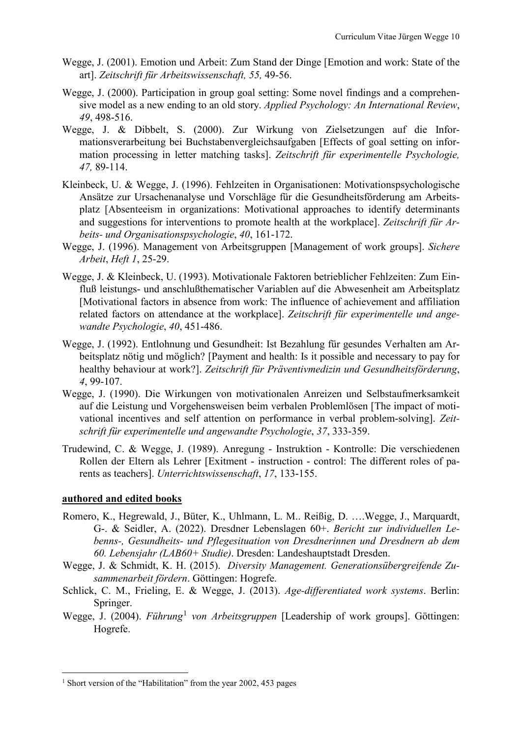Wegge, J. (2001). Emotion und Arbeit: Zum Stand der Dinge [Emotion and work: State of the art]. *Zeitschrift für Arbeitswissenschaft, 55,* 49-56.

Wegge, J. (2000). Participation in group goal setting: Some novel findings and a comprehensive model as a new ending to an old story. *Applied Psychology: An International Review*, *49*, 498-516.

Wegge, J. & Dibbelt, S. (2000). Zur Wirkung von Zielsetzungen auf die Informationsverarbeitung bei Buchstabenvergleichsaufgaben [Effects of goal setting on information processing in letter matching tasks]. *Zeitschrift für experimentelle Psychologie, 47,* 89-114.

Kleinbeck, U. & Wegge, J. (1996). Fehlzeiten in Organisationen: Motivationspsychologische Ansätze zur Ursachenanalyse und Vorschläge für die Gesundheitsförderung am Arbeitsplatz [Absenteeism in organizations: Motivational approaches to identify determinants and suggestions for interventions to promote health at the workplace]. *Zeitschrift für Arbeits- und Organisationspsychologie*, *40*, 161-172.

Wegge, J. (1996). Management von Arbeitsgruppen [Management of work groups]. *Sichere Arbeit*, *Heft 1*, 25-29.

Wegge, J. & Kleinbeck, U. (1993). Motivationale Faktoren betrieblicher Fehlzeiten: Zum Einfluß leistungs- und anschlußthematischer Variablen auf die Abwesenheit am Arbeitsplatz [Motivational factors in absence from work: The influence of achievement and affiliation related factors on attendance at the workplace]. *Zeitschrift für experimentelle und angewandte Psychologie*, *40*, 451-486.

Wegge, J. (1992). Entlohnung und Gesundheit: Ist Bezahlung für gesundes Verhalten am Arbeitsplatz nötig und möglich? [Payment and health: Is it possible and necessary to pay for healthy behaviour at work?]. *Zeitschrift für Präventivmedizin und Gesundheitsförderung*, *4*, 99-107.

Wegge, J. (1990). Die Wirkungen von motivationalen Anreizen und Selbstaufmerksamkeit auf die Leistung und Vorgehensweisen beim verbalen Problemlösen [The impact of motivational incentives and self attention on performance in verbal problem-solving]. *Zeitschrift für experimentelle und angewandte Psychologie*, *37*, 333-359.

Trudewind, C. & Wegge, J. (1989). Anregung - Instruktion - Kontrolle: Die verschiedenen Rollen der Eltern als Lehrer [Exitment - instruction - control: The different roles of parents as teachers]. *Unterrichtswissenschaft*, *17*, 133-155.

**authored and edited books**

Romero, K., Hegrewald, J., Büter, K., Uhlmann, L. M.. Reißig, D. ….Wegge, J., Marquardt, G-. & Seidler, A. (2022). Dresdner Lebenslagen 60+. *Bericht zur individuellen Lebenns-, Gesundheits- und Pflegesituation von Dresdnerinnen und Dresdnern ab dem 60. Lebensjahr (LAB60+ Studie)*. Dresden: Landeshauptstadt Dresden.

Wegge, J. & Schmidt, K. H. (2015). *Diversity Management. Generationsübergreifende Zusammenarbeit fördern*. Göttingen: Hogrefe.

Schlick, C. M., Frieling, E. & Wegge, J. (2013). *Age-differentiated work systems*. Berlin: Springer.

Wegge, J. (2004). *Führung*[1] *von Arbeitsgruppen* [Leadership of work groups]. Göttingen: Hogrefe.

[1] Short version of the "Habilitation" from the year 2002, 453 pages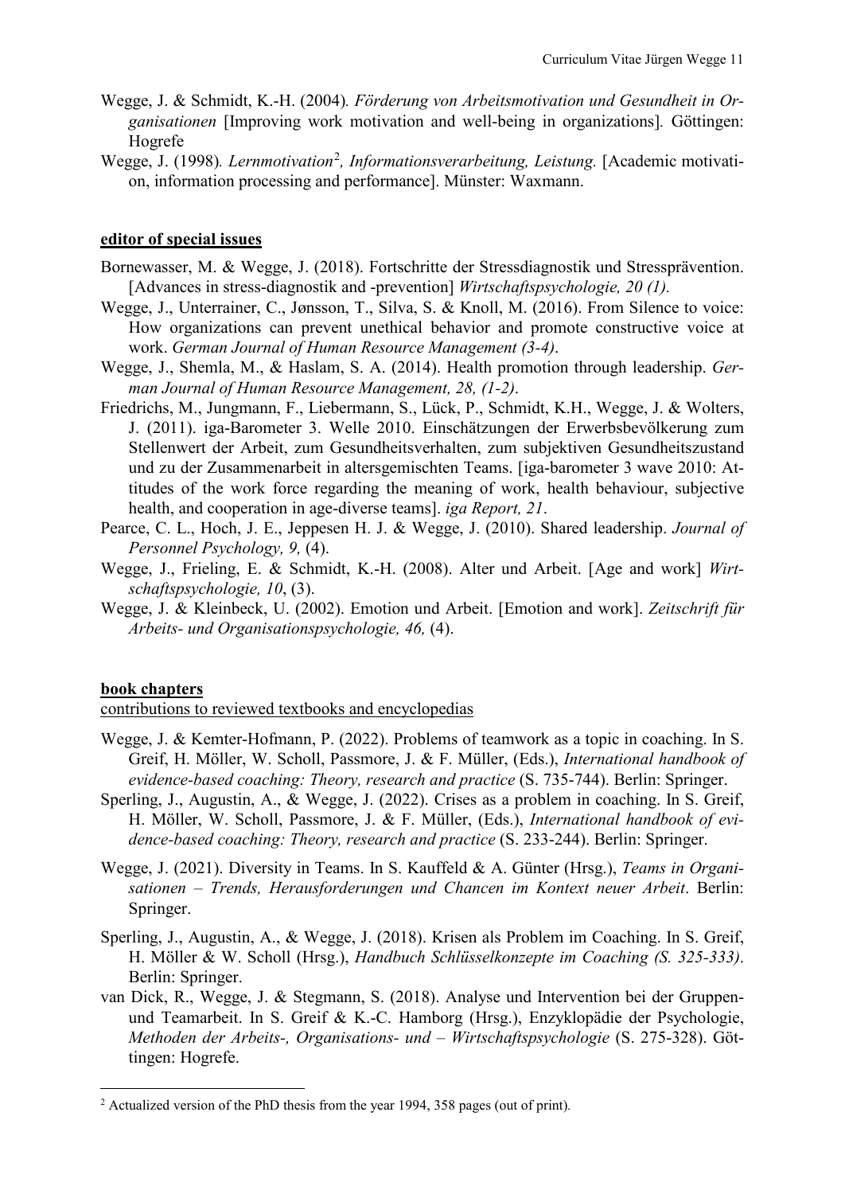Wegge, J. & Schmidt, K.-H. (2004). *Förderung von Arbeitsmotivation und Gesundheit in Organisationen* [Improving work motivation and well-being in organizations]. Göttingen: Hogrefe

Wegge, J. (1998). *Lernmotivation*[2]*, Informationsverarbeitung, Leistung.* [Academic motivation, information processing and performance]. Münster: Waxmann.

**editor of special issues**

Bornewasser, M. & Wegge, J. (2018). Fortschritte der Stressdiagnostik und Stressprävention. [Advances in stress-diagnostik and -prevention] *Wirtschaftspsychologie, 20 (1).*

Wegge, J., Unterrainer, C., Jønsson, T., Silva, S. & Knoll, M. (2016). From Silence to voice: How organizations can prevent unethical behavior and promote constructive voice at work. *German Journal of Human Resource Management (3-4)*.

Wegge, J., Shemla, M., & Haslam, S. A. (2014). Health promotion through leadership. *German Journal of Human Resource Management, 28, (1-2)*.

Friedrichs, M., Jungmann, F., Liebermann, S., Lück, P., Schmidt, K.H., Wegge, J. & Wolters, J. (2011). iga-Barometer 3. Welle 2010. Einschätzungen der Erwerbsbevölkerung zum Stellenwert der Arbeit, zum Gesundheitsverhalten, zum subjektiven Gesundheitszustand und zu der Zusammenarbeit in altersgemischten Teams. [iga-barometer 3 wave 2010: Attitudes of the work force regarding the meaning of work, health behaviour, subjective health, and cooperation in age-diverse teams]. *iga Report, 21*.

Pearce, C. L., Hoch, J. E., Jeppesen H. J. & Wegge, J. (2010). Shared leadership. *Journal of Personnel Psychology, 9,* (4).

Wegge, J., Frieling, E. & Schmidt, K.-H. (2008). Alter und Arbeit. [Age and work] *Wirtschaftspsychologie, 10*, (3).

Wegge, J. & Kleinbeck, U. (2002). Emotion und Arbeit. [Emotion and work]. *Zeitschrift für Arbeits- und Organisationspsychologie, 46,* (4).

**book chapters**

contributions to reviewed textbooks and encyclopedias

Wegge, J. & Kemter-Hofmann, P. (2022). Problems of teamwork as a topic in coaching. In S. Greif, H. Möller, W. Scholl, Passmore, J. & F. Müller, (Eds.), *International handbook of evidence-based coaching: Theory, research and practice* (S. 735-744). Berlin: Springer.

Sperling, J., Augustin, A., & Wegge, J. (2022). Crises as a problem in coaching. In S. Greif, H. Möller, W. Scholl, Passmore, J. & F. Müller, (Eds.), *International handbook of evidence-based coaching: Theory, research and practice* (S. 233-244). Berlin: Springer.

Wegge, J. (2021). Diversity in Teams. In S. Kauffeld & A. Günter (Hrsg.), *Teams in Organisationen – Trends, Herausforderungen und Chancen im Kontext neuer Arbeit*. Berlin: Springer.

Sperling, J., Augustin, A., & Wegge, J. (2018). Krisen als Problem im Coaching. In S. Greif, H. Möller & W. Scholl (Hrsg.), *Handbuch Schlüsselkonzepte im Coaching (S. 325-333)*. Berlin: Springer.

van Dick, R., Wegge, J. & Stegmann, S. (2018). Analyse und Intervention bei der Gruppen- und Teamarbeit. In S. Greif & K.-C. Hamborg (Hrsg.), Enzyklopädie der Psychologie, *Methoden der Arbeits-, Organisations- und – Wirtschaftspsychologie* (S. 275-328). Göttingen: Hogrefe.

[2] Actualized version of the PhD thesis from the year 1994, 358 pages (out of print).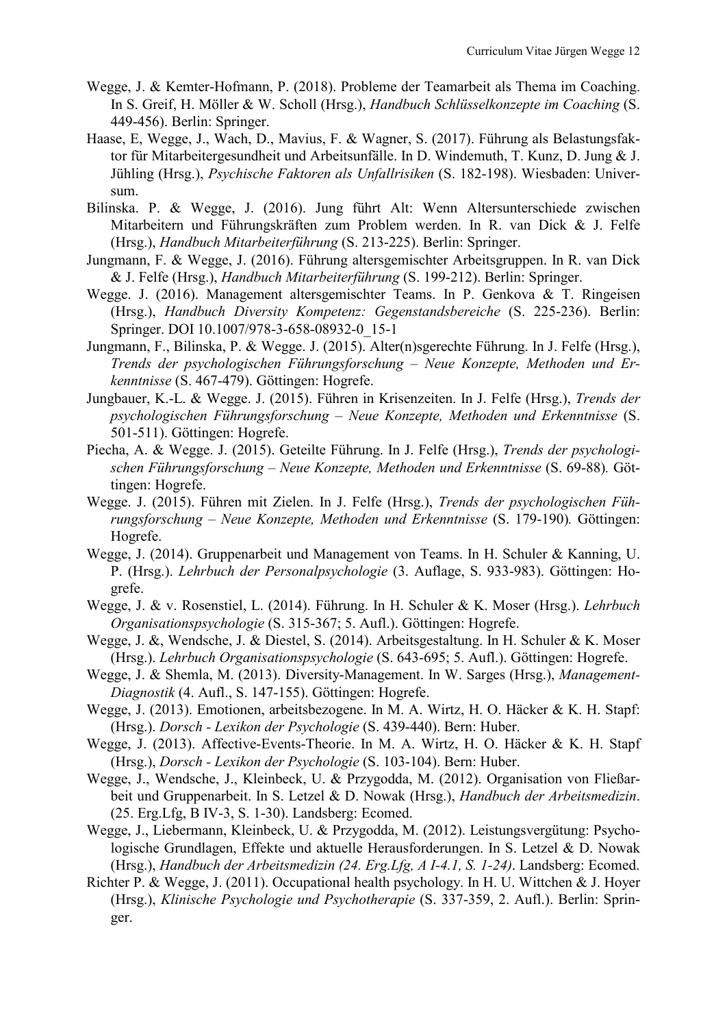Wegge, J. & Kemter-Hofmann, P. (2018). Probleme der Teamarbeit als Thema im Coaching. In S. Greif, H. Möller & W. Scholl (Hrsg.), *Handbuch Schlüsselkonzepte im Coaching* (S. 449-456). Berlin: Springer.

Haase, E, Wegge, J., Wach, D., Mavius, F. & Wagner, S. (2017). Führung als Belastungsfaktor für Mitarbeitergesundheit und Arbeitsunfälle. In D. Windemuth, T. Kunz, D. Jung & J. Jühling (Hrsg.), *Psychische Faktoren als Unfallrisiken* (S. 182-198). Wiesbaden: Universum.

Bilinska. P. & Wegge, J. (2016). Jung führt Alt: Wenn Altersunterschiede zwischen Mitarbeitern und Führungskräften zum Problem werden. In R. van Dick & J. Felfe (Hrsg.), *Handbuch Mitarbeiterführung* (S. 213-225). Berlin: Springer.

Jungmann, F. & Wegge, J. (2016). Führung altersgemischter Arbeitsgruppen. In R. van Dick & J. Felfe (Hrsg.), *Handbuch Mitarbeiterführung* (S. 199-212). Berlin: Springer.

Wegge. J. (2016). Management altersgemischter Teams. In P. Genkova & T. Ringeisen (Hrsg.), *Handbuch Diversity Kompetenz: Gegenstandsbereiche* (S. 225-236). Berlin: Springer. DOI 10.1007/978-3-658-08932-0_15-1

Jungmann, F., Bilinska, P. & Wegge. J. (2015). Alter(n)sgerechte Führung. In J. Felfe (Hrsg.), *Trends der psychologischen Führungsforschung – Neue Konzepte, Methoden und Erkenntnisse* (S. 467-479). Göttingen: Hogrefe.

Jungbauer, K.-L. & Wegge. J. (2015). Führen in Krisenzeiten. In J. Felfe (Hrsg.), *Trends der psychologischen Führungsforschung – Neue Konzepte, Methoden und Erkenntnisse* (S. 501-511). Göttingen: Hogrefe.

Piecha, A. & Wegge. J. (2015). Geteilte Führung. In J. Felfe (Hrsg.), *Trends der psychologischen Führungsforschung – Neue Konzepte, Methoden und Erkenntnisse* (S. 69-88). Göttingen: Hogrefe.

Wegge. J. (2015). Führen mit Zielen. In J. Felfe (Hrsg.), *Trends der psychologischen Führungsforschung – Neue Konzepte, Methoden und Erkenntnisse* (S. 179-190). Göttingen: Hogrefe.

Wegge, J. (2014). Gruppenarbeit und Management von Teams. In H. Schuler & Kanning, U. P. (Hrsg.). *Lehrbuch der Personalpsychologie* (3. Auflage, S. 933-983). Göttingen: Hogrefe.

Wegge, J. & v. Rosenstiel, L. (2014). Führung. In H. Schuler & K. Moser (Hrsg.). *Lehrbuch Organisationspsychologie* (S. 315-367; 5. Aufl.). Göttingen: Hogrefe.

Wegge, J. &, Wendsche, J. & Diestel, S. (2014). Arbeitsgestaltung. In H. Schuler & K. Moser (Hrsg.). *Lehrbuch Organisationspsychologie* (S. 643-695; 5. Aufl.). Göttingen: Hogrefe.

Wegge, J. & Shemla, M. (2013). Diversity-Management. In W. Sarges (Hrsg.), *Management-Diagnostik* (4. Aufl., S. 147-155). Göttingen: Hogrefe.

Wegge, J. (2013). Emotionen, arbeitsbezogene. In M. A. Wirtz, H. O. Häcker & K. H. Stapf: (Hrsg.). *Dorsch - Lexikon der Psychologie* (S. 439-440). Bern: Huber.

Wegge, J. (2013). Affective-Events-Theorie. In M. A. Wirtz, H. O. Häcker & K. H. Stapf (Hrsg.), *Dorsch - Lexikon der Psychologie* (S. 103-104). Bern: Huber.

Wegge, J., Wendsche, J., Kleinbeck, U. & Przygodda, M. (2012). Organisation von Fließarbeit und Gruppenarbeit. In S. Letzel & D. Nowak (Hrsg.), *Handbuch der Arbeitsmedizin*. (25. Erg.Lfg, B IV-3, S. 1-30). Landsberg: Ecomed.

Wegge, J., Liebermann, Kleinbeck, U. & Przygodda, M. (2012). Leistungsvergütung: Psychologische Grundlagen, Effekte und aktuelle Herausforderungen. In S. Letzel & D. Nowak (Hrsg.), *Handbuch der Arbeitsmedizin (24. Erg.Lfg, A I-4.1, S. 1-24)*. Landsberg: Ecomed.

Richter P. & Wegge, J. (2011). Occupational health psychology. In H. U. Wittchen & J. Hoyer (Hrsg.), *Klinische Psychologie und Psychotherapie* (S. 337-359, 2. Aufl.). Berlin: Springer.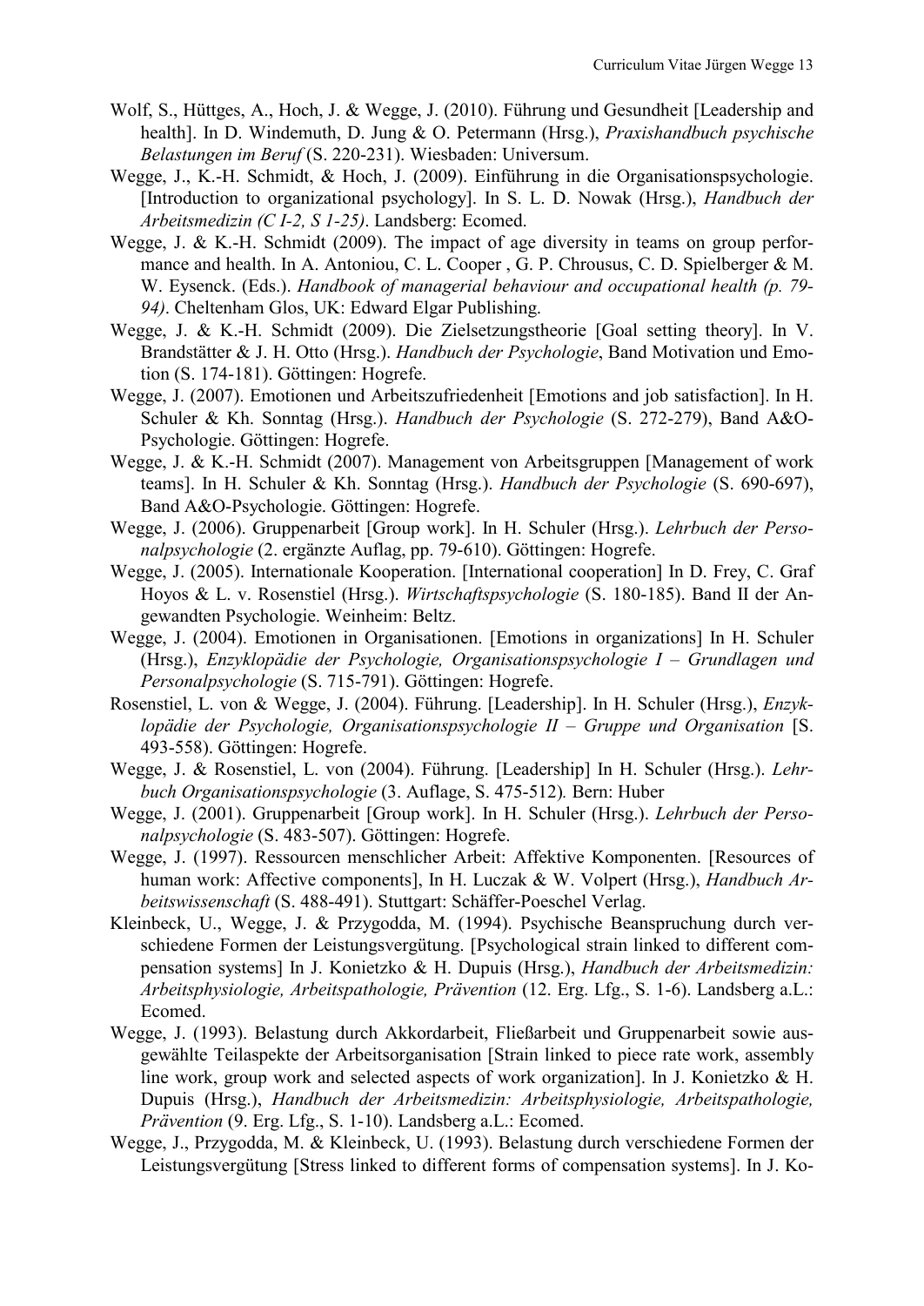Wolf, S., Hüttges, A., Hoch, J. & Wegge, J. (2010). Führung und Gesundheit [Leadership and health]. In D. Windemuth, D. Jung & O. Petermann (Hrsg.), *Praxishandbuch psychische Belastungen im Beruf* (S. 220-231). Wiesbaden: Universum.

Wegge, J., K.-H. Schmidt, & Hoch, J. (2009). Einführung in die Organisationspsychologie. [Introduction to organizational psychology]. In S. L. D. Nowak (Hrsg.), *Handbuch der Arbeitsmedizin (C I-2, S 1-25)*. Landsberg: Ecomed.

Wegge, J. & K.-H. Schmidt (2009). The impact of age diversity in teams on group performance and health. In A. Antoniou, C. L. Cooper , G. P. Chrousus, C. D. Spielberger & M. W. Eysenck. (Eds.). *Handbook of managerial behaviour and occupational health (p. 79-94)*. Cheltenham Glos, UK: Edward Elgar Publishing.

Wegge, J. & K.-H. Schmidt (2009). Die Zielsetzungstheorie [Goal setting theory]. In V. Brandstätter & J. H. Otto (Hrsg.). *Handbuch der Psychologie*, Band Motivation und Emotion (S. 174-181). Göttingen: Hogrefe.

Wegge, J. (2007). Emotionen und Arbeitszufriedenheit [Emotions and job satisfaction]. In H. Schuler & Kh. Sonntag (Hrsg.). *Handbuch der Psychologie* (S. 272-279), Band A&O-Psychologie. Göttingen: Hogrefe.

Wegge, J. & K.-H. Schmidt (2007). Management von Arbeitsgruppen [Management of work teams]. In H. Schuler & Kh. Sonntag (Hrsg.). *Handbuch der Psychologie* (S. 690-697), Band A&O-Psychologie. Göttingen: Hogrefe.

Wegge, J. (2006). Gruppenarbeit [Group work]. In H. Schuler (Hrsg.). *Lehrbuch der Personalpsychologie* (2. ergänzte Auflag, pp. 79-610). Göttingen: Hogrefe.

Wegge, J. (2005). Internationale Kooperation. [International cooperation] In D. Frey, C. Graf Hoyos & L. v. Rosenstiel (Hrsg.). *Wirtschaftspsychologie* (S. 180-185). Band II der Angewandten Psychologie. Weinheim: Beltz.

Wegge, J. (2004). Emotionen in Organisationen. [Emotions in organizations] In H. Schuler (Hrsg.), *Enzyklopädie der Psychologie, Organisationspsychologie I – Grundlagen und Personalpsychologie* (S. 715-791). Göttingen: Hogrefe.

Rosenstiel, L. von & Wegge, J. (2004). Führung. [Leadership]. In H. Schuler (Hrsg.), *Enzyklopädie der Psychologie, Organisationspsychologie II – Gruppe und Organisation* [S. 493-558). Göttingen: Hogrefe.

Wegge, J. & Rosenstiel, L. von (2004). Führung. [Leadership] In H. Schuler (Hrsg.). *Lehrbuch Organisationspsychologie* (3. Auflage, S. 475-512)*.* Bern: Huber

Wegge, J. (2001). Gruppenarbeit [Group work]. In H. Schuler (Hrsg.). *Lehrbuch der Personalpsychologie* (S. 483-507). Göttingen: Hogrefe.

Wegge, J. (1997). Ressourcen menschlicher Arbeit: Affektive Komponenten. [Resources of human work: Affective components], In H. Luczak & W. Volpert (Hrsg.), *Handbuch Arbeitswissenschaft* (S. 488-491). Stuttgart: Schäffer-Poeschel Verlag.

Kleinbeck, U., Wegge, J. & Przygodda, M. (1994). Psychische Beanspruchung durch verschiedene Formen der Leistungsvergütung. [Psychological strain linked to different compensation systems] In J. Konietzko & H. Dupuis (Hrsg.), *Handbuch der Arbeitsmedizin: Arbeitsphysiologie, Arbeitspathologie, Prävention* (12. Erg. Lfg., S. 1-6). Landsberg a.L.: Ecomed.

Wegge, J. (1993). Belastung durch Akkordarbeit, Fließarbeit und Gruppenarbeit sowie ausgewählte Teilaspekte der Arbeitsorganisation [Strain linked to piece rate work, assembly line work, group work and selected aspects of work organization]. In J. Konietzko & H. Dupuis (Hrsg.), *Handbuch der Arbeitsmedizin: Arbeitsphysiologie, Arbeitspathologie, Prävention* (9. Erg. Lfg., S. 1-10). Landsberg a.L.: Ecomed.

Wegge, J., Przygodda, M. & Kleinbeck, U. (1993). Belastung durch verschiedene Formen der Leistungsvergütung [Stress linked to different forms of compensation systems]. In J. Ko-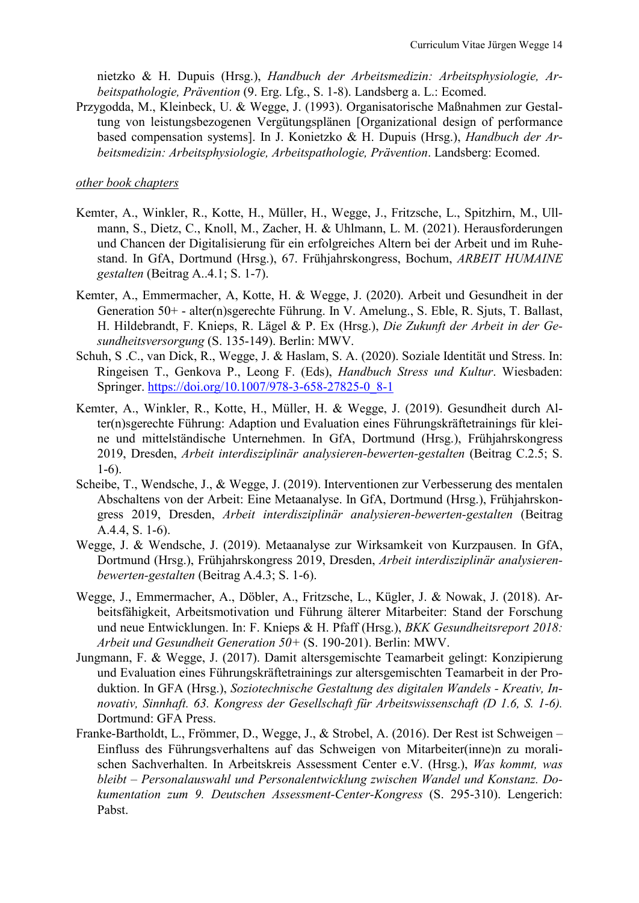nietzko & H. Dupuis (Hrsg.), *Handbuch der Arbeitsmedizin: Arbeitsphysiologie, Arbeitspathologie, Prävention* (9. Erg. Lfg., S. 1-8). Landsberg a. L.: Ecomed.

Przygodda, M., Kleinbeck, U. & Wegge, J. (1993). Organisatorische Maßnahmen zur Gestaltung von leistungsbezogenen Vergütungsplänen [Organizational design of performance based compensation systems]. In J. Konietzko & H. Dupuis (Hrsg.), *Handbuch der Arbeitsmedizin: Arbeitsphysiologie, Arbeitspathologie, Prävention*. Landsberg: Ecomed.

*other book chapters*

Kemter, A., Winkler, R., Kotte, H., Müller, H., Wegge, J., Fritzsche, L., Spitzhirn, M., Ullmann, S., Dietz, C., Knoll, M., Zacher, H. & Uhlmann, L. M. (2021). Herausforderungen und Chancen der Digitalisierung für ein erfolgreiches Altern bei der Arbeit und im Ruhestand. In GfA, Dortmund (Hrsg.), 67. Frühjahrskongress, Bochum, *ARBEIT HUMAINE gestalten* (Beitrag A..4.1; S. 1-7).

Kemter, A., Emmermacher, A, Kotte, H. & Wegge, J. (2020). Arbeit und Gesundheit in der Generation 50+ - alter(n)sgerechte Führung. In V. Amelung., S. Eble, R. Sjuts, T. Ballast, H. Hildebrandt, F. Knieps, R. Lägel & P. Ex (Hrsg.), *Die Zukunft der Arbeit in der Gesundheitsversorgung* (S. 135-149). Berlin: MWV.

Schuh, S .C., van Dick, R., Wegge, J. & Haslam, S. A. (2020). Soziale Identität und Stress. In: Ringeisen T., Genkova P., Leong F. (Eds), *Handbuch Stress und Kultur*. Wiesbaden: Springer. https://doi.org/10.1007/978-3-658-27825-0_8-1

Kemter, A., Winkler, R., Kotte, H., Müller, H. & Wegge, J. (2019). Gesundheit durch Alter(n)sgerechte Führung: Adaption und Evaluation eines Führungskräftetrainings für kleine und mittelständische Unternehmen. In GfA, Dortmund (Hrsg.), Frühjahrskongress 2019, Dresden, *Arbeit interdisziplinär analysieren-bewerten-gestalten* (Beitrag C.2.5; S. 1-6).

Scheibe, T., Wendsche, J., & Wegge, J. (2019). Interventionen zur Verbesserung des mentalen Abschaltens von der Arbeit: Eine Metaanalyse. In GfA, Dortmund (Hrsg.), Frühjahrskongress 2019, Dresden, *Arbeit interdisziplinär analysieren-bewerten-gestalten* (Beitrag A.4.4, S. 1-6).

Wegge, J. & Wendsche, J. (2019). Metaanalyse zur Wirksamkeit von Kurzpausen. In GfA, Dortmund (Hrsg.), Frühjahrskongress 2019, Dresden, *Arbeit interdisziplinär analysieren-bewerten-gestalten* (Beitrag A.4.3; S. 1-6).

Wegge, J., Emmermacher, A., Döbler, A., Fritzsche, L., Kügler, J. & Nowak, J. (2018). Arbeitsfähigkeit, Arbeitsmotivation und Führung älterer Mitarbeiter: Stand der Forschung und neue Entwicklungen. In: F. Knieps & H. Pfaff (Hrsg.), *BKK Gesundheitsreport 2018: Arbeit und Gesundheit Generation 50+* (S. 190-201). Berlin: MWV.

Jungmann, F. & Wegge, J. (2017). Damit altersgemischte Teamarbeit gelingt: Konzipierung und Evaluation eines Führungskräftetrainings zur altersgemischten Teamarbeit in der Produktion. In GFA (Hrsg.), *Soziotechnische Gestaltung des digitalen Wandels - Kreativ, Innovativ, Sinnhaft. 63. Kongress der Gesellschaft für Arbeitswissenschaft (D 1.6, S. 1-6).* Dortmund: GFA Press.

Franke-Bartholdt, L., Frömmer, D., Wegge, J., & Strobel, A. (2016). Der Rest ist Schweigen – Einfluss des Führungsverhaltens auf das Schweigen von Mitarbeiter(inne)n zu moralischen Sachverhalten. In Arbeitskreis Assessment Center e.V. (Hrsg.), *Was kommt, was bleibt – Personalauswahl und Personalentwicklung zwischen Wandel und Konstanz. Dokumentation zum 9. Deutschen Assessment-Center-Kongress* (S. 295-310). Lengerich: Pabst.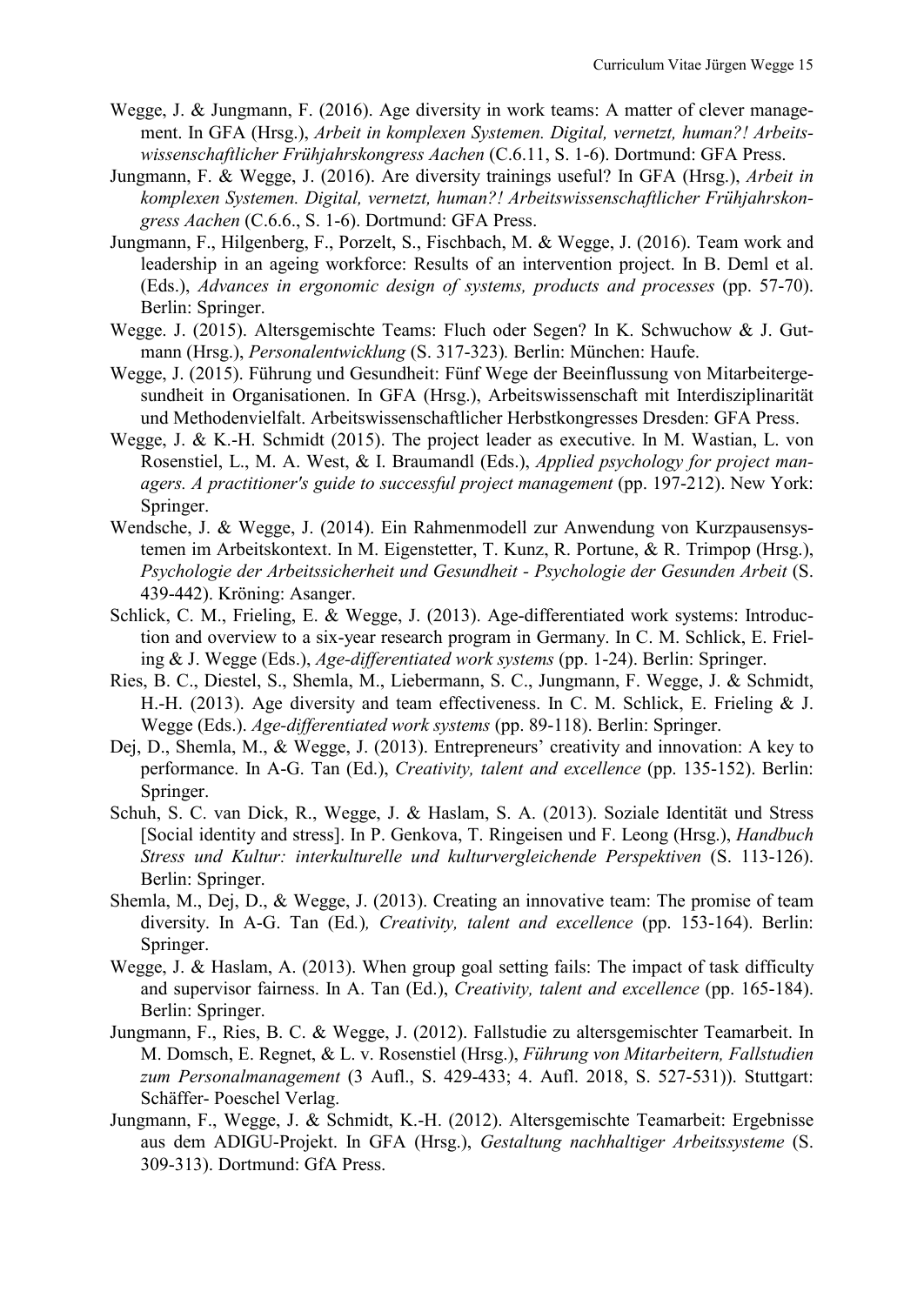Wegge, J. & Jungmann, F. (2016). Age diversity in work teams: A matter of clever management. In GFA (Hrsg.), *Arbeit in komplexen Systemen. Digital, vernetzt, human?! Arbeitswissenschaftlicher Frühjahrskongress Aachen* (C.6.11, S. 1-6). Dortmund: GFA Press.

Jungmann, F. & Wegge, J. (2016). Are diversity trainings useful? In GFA (Hrsg.), *Arbeit in komplexen Systemen. Digital, vernetzt, human?! Arbeitswissenschaftlicher Frühjahrskongress Aachen* (C.6.6., S. 1-6). Dortmund: GFA Press.

Jungmann, F., Hilgenberg, F., Porzelt, S., Fischbach, M. & Wegge, J. (2016). Team work and leadership in an ageing workforce: Results of an intervention project. In B. Deml et al. (Eds.), *Advances in ergonomic design of systems, products and processes* (pp. 57-70). Berlin: Springer.

Wegge. J. (2015). Altersgemischte Teams: Fluch oder Segen? In K. Schwuchow & J. Gutmann (Hrsg.), *Personalentwicklung* (S. 317-323)*.* Berlin: München: Haufe.

Wegge, J. (2015). Führung und Gesundheit: Fünf Wege der Beeinflussung von Mitarbeitergesundheit in Organisationen. In GFA (Hrsg.), Arbeitswissenschaft mit Interdisziplinarität und Methodenvielfalt. Arbeitswissenschaftlicher Herbstkongresses Dresden: GFA Press.

Wegge, J. & K.-H. Schmidt (2015). The project leader as executive. In M. Wastian, L. von Rosenstiel, L., M. A. West, & I. Braumandl (Eds.), *Applied psychology for project managers. A practitioner's guide to successful project management* (pp. 197-212). New York: Springer.

Wendsche, J. & Wegge, J. (2014). Ein Rahmenmodell zur Anwendung von Kurzpausensystemen im Arbeitskontext. In M. Eigenstetter, T. Kunz, R. Portune, & R. Trimpop (Hrsg.), *Psychologie der Arbeitssicherheit und Gesundheit - Psychologie der Gesunden Arbeit* (S. 439-442). Kröning: Asanger.

Schlick, C. M., Frieling, E. & Wegge, J. (2013). Age-differentiated work systems: Introduction and overview to a six-year research program in Germany. In C. M. Schlick, E. Frieling & J. Wegge (Eds.), *Age-differentiated work systems* (pp. 1-24). Berlin: Springer.

Ries, B. C., Diestel, S., Shemla, M., Liebermann, S. C., Jungmann, F. Wegge, J. & Schmidt, H.-H. (2013). Age diversity and team effectiveness. In C. M. Schlick, E. Frieling & J. Wegge (Eds.). *Age-differentiated work systems* (pp. 89-118). Berlin: Springer.

Dej, D., Shemla, M., & Wegge, J. (2013). Entrepreneurs' creativity and innovation: A key to performance. In A-G. Tan (Ed.), *Creativity, talent and excellence* (pp. 135-152). Berlin: Springer.

Schuh, S. C. van Dick, R., Wegge, J. & Haslam, S. A. (2013). Soziale Identität und Stress [Social identity and stress]. In P. Genkova, T. Ringeisen und F. Leong (Hrsg.), *Handbuch Stress und Kultur: interkulturelle und kulturvergleichende Perspektiven* (S. 113-126). Berlin: Springer.

Shemla, M., Dej, D., & Wegge, J. (2013). Creating an innovative team: The promise of team diversity. In A-G. Tan (Ed.)*, Creativity, talent and excellence* (pp. 153-164). Berlin: Springer.

Wegge, J. & Haslam, A. (2013). When group goal setting fails: The impact of task difficulty and supervisor fairness. In A. Tan (Ed.), *Creativity, talent and excellence* (pp. 165-184). Berlin: Springer.

Jungmann, F., Ries, B. C. & Wegge, J. (2012). Fallstudie zu altersgemischter Teamarbeit. In M. Domsch, E. Regnet, & L. v. Rosenstiel (Hrsg.), *Führung von Mitarbeitern, Fallstudien zum Personalmanagement* (3 Aufl., S. 429-433; 4. Aufl. 2018, S. 527-531)). Stuttgart: Schäffer- Poeschel Verlag.

Jungmann, F., Wegge, J. & Schmidt, K.-H. (2012). Altersgemischte Teamarbeit: Ergebnisse aus dem ADIGU-Projekt. In GFA (Hrsg.), *Gestaltung nachhaltiger Arbeitssysteme* (S. 309-313). Dortmund: GfA Press.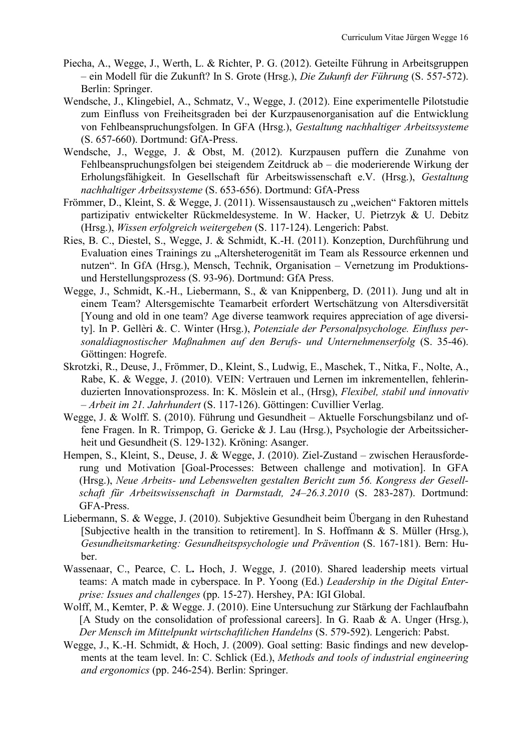Piecha, A., Wegge, J., Werth, L. & Richter, P. G. (2012). Geteilte Führung in Arbeitsgruppen – ein Modell für die Zukunft? In S. Grote (Hrsg.), *Die Zukunft der Führung* (S. 557-572). Berlin: Springer.

Wendsche, J., Klingebiel, A., Schmatz, V., Wegge, J. (2012). Eine experimentelle Pilotstudie zum Einfluss von Freiheitsgraden bei der Kurzpausenorganisation auf die Entwicklung von Fehlbeanspruchungsfolgen. In GFA (Hrsg.), *Gestaltung nachhaltiger Arbeitssysteme* (S. 657-660). Dortmund: GfA-Press.

Wendsche, J., Wegge, J. & Obst, M. (2012). Kurzpausen puffern die Zunahme von Fehlbeanspruchungsfolgen bei steigendem Zeitdruck ab – die moderierende Wirkung der Erholungsfähigkeit. In Gesellschaft für Arbeitswissenschaft e.V. (Hrsg.), *Gestaltung nachhaltiger Arbeitssysteme* (S. 653-656). Dortmund: GfA-Press

Frömmer, D., Kleint, S. & Wegge, J. (2011). Wissensaustausch zu „weichen" Faktoren mittels partizipativ entwickelter Rückmeldesysteme. In W. Hacker, U. Pietrzyk & U. Debitz (Hrsg.), *Wissen erfolgreich weitergeben* (S. 117-124). Lengerich: Pabst.

Ries, B. C., Diestel, S., Wegge, J. & Schmidt, K.-H. (2011). Konzeption, Durchführung und Evaluation eines Trainings zu „Altersheterogenität im Team als Ressource erkennen und nutzen". In GfA (Hrsg.), Mensch, Technik, Organisation – Vernetzung im Produktions- und Herstellungsprozess (S. 93-96). Dortmund: GfA Press.

Wegge, J., Schmidt, K.-H., Liebermann, S., & van Knippenberg, D. (2011). Jung und alt in einem Team? Altersgemischte Teamarbeit erfordert Wertschätzung von Altersdiversität [Young and old in one team? Age diverse teamwork requires appreciation of age diversity]. In P. Gellèri &. C. Winter (Hrsg.), *Potenziale der Personalpsychologe. Einfluss personaldiagnostischer Maßnahmen auf den Berufs- und Unternehmenserfolg* (S. 35-46). Göttingen: Hogrefe.

Skrotzki, R., Deuse, J., Frömmer, D., Kleint, S., Ludwig, E., Maschek, T., Nitka, F., Nolte, A., Rabe, K. & Wegge, J. (2010). VEIN: Vertrauen und Lernen im inkrementellen, fehlerinduzierten Innovationsprozess. In: K. Möslein et al., (Hrsg), *Flexibel, stabil und innovativ – Arbeit im 21. Jahrhundert* (S. 117-126). Göttingen: Cuvillier Verlag.

Wegge, J. & Wolff. S. (2010). Führung und Gesundheit – Aktuelle Forschungsbilanz und offene Fragen. In R. Trimpop, G. Gericke & J. Lau (Hrsg.), Psychologie der Arbeitssicherheit und Gesundheit (S. 129-132). Kröning: Asanger.

Hempen, S., Kleint, S., Deuse, J. & Wegge, J. (2010). Ziel-Zustand – zwischen Herausforderung und Motivation [Goal-Processes: Between challenge and motivation]. In GFA (Hrsg.), *Neue Arbeits- und Lebenswelten gestalten Bericht zum 56. Kongress der Gesellschaft für Arbeitswissenschaft in Darmstadt, 24–26.3.2010* (S. 283-287). Dortmund: GFA-Press.

Liebermann, S. & Wegge, J. (2010). Subjektive Gesundheit beim Übergang in den Ruhestand [Subjective health in the transition to retirement]. In S. Hoffmann & S. Müller (Hrsg.), *Gesundheitsmarketing: Gesundheitspsychologie und Prävention* (S. 167-181). Bern: Huber.

Wassenaar, C., Pearce, C. L**.** Hoch, J. Wegge, J. (2010). Shared leadership meets virtual teams: A match made in cyberspace. In P. Yoong (Ed.) *Leadership in the Digital Enterprise: Issues and challenges* (pp. 15-27). Hershey, PA: IGI Global.

Wolff, M., Kemter, P. & Wegge. J. (2010). Eine Untersuchung zur Stärkung der Fachlaufbahn [A Study on the consolidation of professional careers]. In G. Raab & A. Unger (Hrsg.), *Der Mensch im Mittelpunkt wirtschaftlichen Handelns* (S. 579-592). Lengerich: Pabst.

Wegge, J., K.-H. Schmidt, & Hoch, J. (2009). Goal setting: Basic findings and new developments at the team level. In: C. Schlick (Ed.), *Methods and tools of industrial engineering and ergonomics* (pp. 246-254). Berlin: Springer.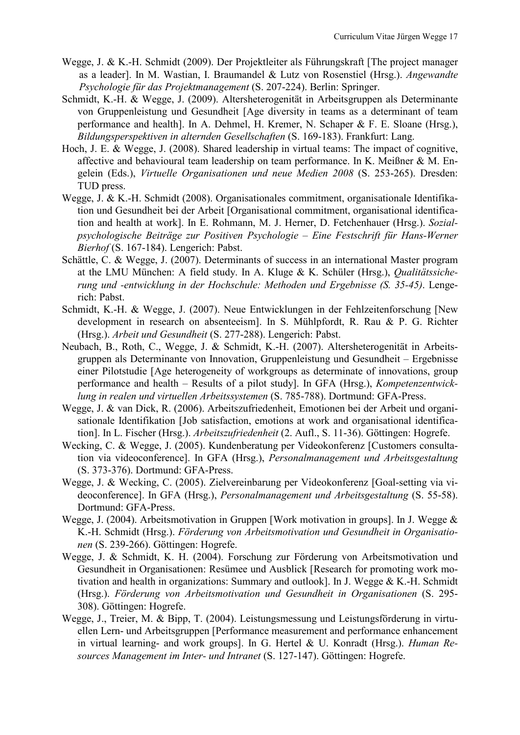Wegge, J. & K.-H. Schmidt (2009). Der Projektleiter als Führungskraft [The project manager as a leader]. In M. Wastian, I. Braumandel & Lutz von Rosenstiel (Hrsg.). *Angewandte Psychologie für das Projektmanagement* (S. 207-224). Berlin: Springer.

Schmidt, K.-H. & Wegge, J. (2009). Altersheterogenität in Arbeitsgruppen als Determinante von Gruppenleistung und Gesundheit [Age diversity in teams as a determinant of team performance and health]. In A. Dehmel, H. Kremer, N. Schaper & F. E. Sloane (Hrsg.), *Bildungsperspektiven in alternden Gesellschaften* (S. 169-183). Frankfurt: Lang.

Hoch, J. E. & Wegge, J. (2008). Shared leadership in virtual teams: The impact of cognitive, affective and behavioural team leadership on team performance. In K. Meißner & M. Engelein (Eds.), *Virtuelle Organisationen und neue Medien 2008* (S. 253-265). Dresden: TUD press.

Wegge, J. & K.-H. Schmidt (2008). Organisationales commitment, organisationale Identifikation und Gesundheit bei der Arbeit [Organisational commitment, organisational identification and health at work]. In E. Rohmann, M. J. Herner, D. Fetchenhauer (Hrsg.). *Sozialpsychologische Beiträge zur Positiven Psychologie – Eine Festschrift für Hans-Werner Bierhof* (S. 167-184). Lengerich: Pabst.

Schättle, C. & Wegge, J. (2007). Determinants of success in an international Master program at the LMU München: A field study. In A. Kluge & K. Schüler (Hrsg.), *Qualitätssicherung und -entwicklung in der Hochschule: Methoden und Ergebnisse (S. 35-45)*. Lengerich: Pabst.

Schmidt, K.-H. & Wegge, J. (2007). Neue Entwicklungen in der Fehlzeitenforschung [New development in research on absenteeism]. In S. Mühlpfordt, R. Rau & P. G. Richter (Hrsg.). *Arbeit und Gesundheit* (S. 277-288). Lengerich: Pabst.

Neubach, B., Roth, C., Wegge, J. & Schmidt, K.-H. (2007). Altersheterogenität in Arbeitsgruppen als Determinante von Innovation, Gruppenleistung und Gesundheit – Ergebnisse einer Pilotstudie [Age heterogeneity of workgroups as determinate of innovations, group performance and health – Results of a pilot study]. In GFA (Hrsg.), *Kompetenzentwicklung in realen und virtuellen Arbeitssystemen* (S. 785-788). Dortmund: GFA-Press.

Wegge, J. & van Dick, R. (2006). Arbeitszufriedenheit, Emotionen bei der Arbeit und organisationale Identifikation [Job satisfaction, emotions at work and organisational identification]. In L. Fischer (Hrsg.). *Arbeitszufriedenheit* (2. Aufl., S. 11-36). Göttingen: Hogrefe.

Wecking, C. & Wegge, J. (2005). Kundenberatung per Videokonferenz [Customers consultation via videoconference]. In GFA (Hrsg.), *Personalmanagement und Arbeitsgestaltung* (S. 373-376). Dortmund: GFA-Press.

Wegge, J. & Wecking, C. (2005). Zielvereinbarung per Videokonferenz [Goal-setting via videoconference]. In GFA (Hrsg.), *Personalmanagement und Arbeitsgestaltung* (S. 55-58). Dortmund: GFA-Press.

Wegge, J. (2004). Arbeitsmotivation in Gruppen [Work motivation in groups]. In J. Wegge & K.-H. Schmidt (Hrsg.). *Förderung von Arbeitsmotivation und Gesundheit in Organisationen* (S. 239-266). Göttingen: Hogrefe.

Wegge, J. & Schmidt, K. H. (2004). Forschung zur Förderung von Arbeitsmotivation und Gesundheit in Organisationen: Resümee und Ausblick [Research for promoting work motivation and health in organizations: Summary and outlook]. In J. Wegge & K.-H. Schmidt (Hrsg.). *Förderung von Arbeitsmotivation und Gesundheit in Organisationen* (S. 295-308). Göttingen: Hogrefe.

Wegge, J., Treier, M. & Bipp, T. (2004). Leistungsmessung und Leistungsförderung in virtuellen Lern- und Arbeitsgruppen [Performance measurement and performance enhancement in virtual learning- and work groups]. In G. Hertel & U. Konradt (Hrsg.). *Human Resources Management im Inter- und Intranet* (S. 127-147). Göttingen: Hogrefe.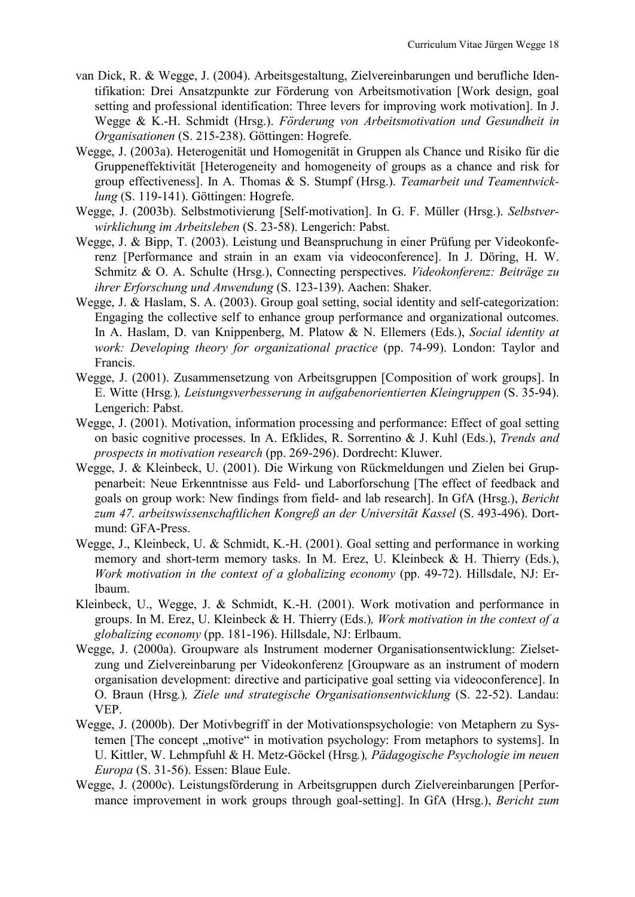van Dick, R. & Wegge, J. (2004). Arbeitsgestaltung, Zielvereinbarungen und berufliche Identifikation: Drei Ansatzpunkte zur Förderung von Arbeitsmotivation [Work design, goal setting and professional identification: Three levers for improving work motivation]. In J. Wegge & K.-H. Schmidt (Hrsg.). *Förderung von Arbeitsmotivation und Gesundheit in Organisationen* (S. 215-238). Göttingen: Hogrefe.

Wegge, J. (2003a). Heterogenität und Homogenität in Gruppen als Chance und Risiko für die Gruppeneffektivität [Heterogeneity and homogeneity of groups as a chance and risk for group effectiveness]. In A. Thomas & S. Stumpf (Hrsg.). *Teamarbeit und Teamentwicklung* (S. 119-141). Göttingen: Hogrefe.

Wegge, J. (2003b). Selbstmotivierung [Self-motivation]. In G. F. Müller (Hrsg.). *Selbstverwirklichung im Arbeitsleben* (S. 23-58). Lengerich: Pabst.

Wegge, J. & Bipp, T. (2003). Leistung und Beanspruchung in einer Prüfung per Videokonferenz [Performance and strain in an exam via videoconference]. In J. Döring, H. W. Schmitz & O. A. Schulte (Hrsg.), Connecting perspectives. *Videokonferenz: Beiträge zu ihrer Erforschung und Anwendung* (S. 123-139). Aachen: Shaker.

Wegge, J. & Haslam, S. A. (2003). Group goal setting, social identity and self-categorization: Engaging the collective self to enhance group performance and organizational outcomes. In A. Haslam, D. van Knippenberg, M. Platow & N. Ellemers (Eds.), *Social identity at work: Developing theory for organizational practice* (pp. 74-99). London: Taylor and Francis.

Wegge, J. (2001). Zusammensetzung von Arbeitsgruppen [Composition of work groups]. In E. Witte (Hrsg*.*)*, Leistungsverbesserung in aufgabenorientierten Kleingruppen* (S. 35-94). Lengerich: Pabst.

Wegge, J. (2001). Motivation, information processing and performance: Effect of goal setting on basic cognitive processes. In A. Efklides, R. Sorrentino & J. Kuhl (Eds.), *Trends and prospects in motivation research* (pp. 269-296). Dordrecht: Kluwer.

Wegge, J. & Kleinbeck, U. (2001). Die Wirkung von Rückmeldungen und Zielen bei Gruppenarbeit: Neue Erkenntnisse aus Feld- und Laborforschung [The effect of feedback and goals on group work: New findings from field- and lab research]. In GfA (Hrsg.), *Bericht zum 47. arbeitswissenschaftlichen Kongreß an der Universität Kassel* (S. 493-496). Dortmund: GFA-Press.

Wegge, J., Kleinbeck, U. & Schmidt, K.-H. (2001). Goal setting and performance in working memory and short-term memory tasks. In M. Erez, U. Kleinbeck & H. Thierry (Eds.), *Work motivation in the context of a globalizing economy* (pp. 49-72). Hillsdale, NJ: Erlbaum.

Kleinbeck, U., Wegge, J. & Schmidt, K.-H. (2001). Work motivation and performance in groups. In M. Erez, U. Kleinbeck & H. Thierry (Eds.)*, Work motivation in the context of a globalizing economy* (pp. 181-196). Hillsdale, NJ: Erlbaum.

Wegge, J. (2000a). Groupware als Instrument moderner Organisationsentwicklung: Zielsetzung und Zielvereinbarung per Videokonferenz [Groupware as an instrument of modern organisation development: directive and participative goal setting via videoconference]. In O. Braun (Hrsg*.*)*, Ziele und strategische Organisationsentwicklung* (S. 22-52). Landau: VEP.

Wegge, J. (2000b). Der Motivbegriff in der Motivationspsychologie: von Metaphern zu Systemen [The concept „motive" in motivation psychology: From metaphors to systems]. In U. Kittler, W. Lehmpfuhl & H. Metz-Göckel (Hrsg*.*)*, Pädagogische Psychologie im neuen Europa* (S. 31-56). Essen: Blaue Eule.

Wegge, J. (2000c). Leistungsförderung in Arbeitsgruppen durch Zielvereinbarungen [Performance improvement in work groups through goal-setting]. In GfA (Hrsg.), *Bericht zum*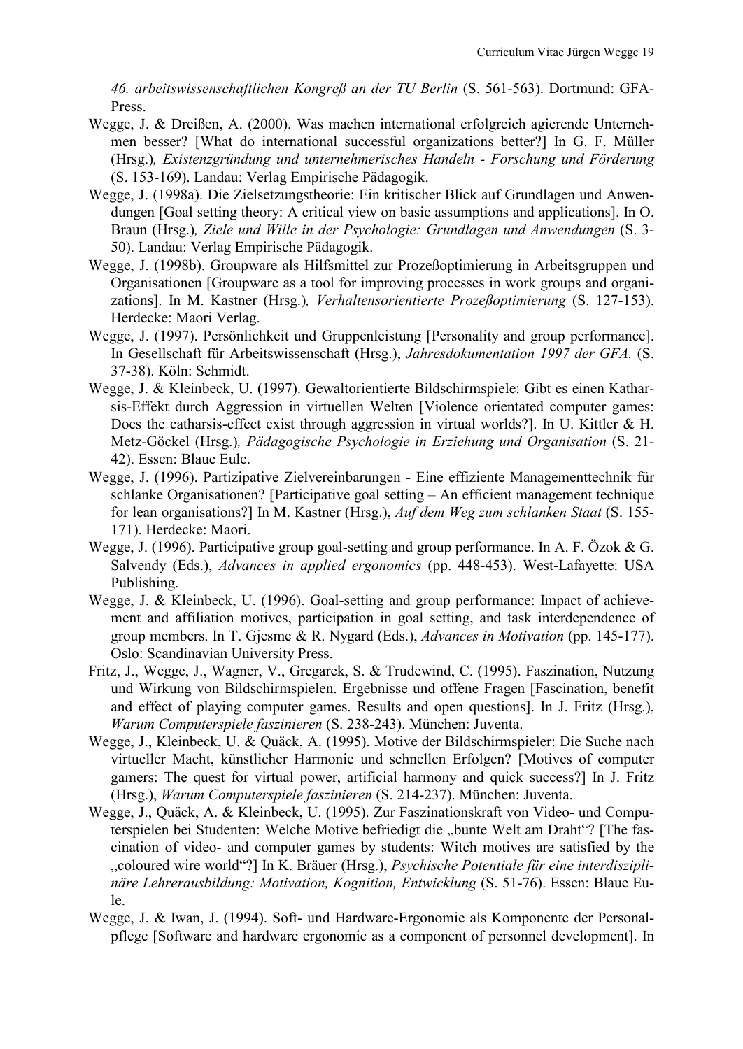*46. arbeitswissenschaftlichen Kongreß an der TU Berlin* (S. 561-563). Dortmund: GFA-Press.

Wegge, J. & Dreißen, A. (2000). Was machen international erfolgreich agierende Unternehmen besser? [What do international successful organizations better?] In G. F. Müller (Hrsg.)*, Existenzgründung und unternehmerisches Handeln - Forschung und Förderung* (S. 153-169). Landau: Verlag Empirische Pädagogik.

Wegge, J. (1998a). Die Zielsetzungstheorie: Ein kritischer Blick auf Grundlagen und Anwendungen [Goal setting theory: A critical view on basic assumptions and applications]. In O. Braun (Hrsg.)*, Ziele und Wille in der Psychologie: Grundlagen und Anwendungen* (S. 3-50). Landau: Verlag Empirische Pädagogik.

Wegge, J. (1998b). Groupware als Hilfsmittel zur Prozeßoptimierung in Arbeitsgruppen und Organisationen [Groupware as a tool for improving processes in work groups and organizations]. In M. Kastner (Hrsg.)*, Verhaltensorientierte Prozeßoptimierung* (S. 127-153). Herdecke: Maori Verlag.

Wegge, J. (1997). Persönlichkeit und Gruppenleistung [Personality and group performance]. In Gesellschaft für Arbeitswissenschaft (Hrsg.), *Jahresdokumentation 1997 der GFA.* (S. 37-38). Köln: Schmidt.

Wegge, J. & Kleinbeck, U. (1997). Gewaltorientierte Bildschirmspiele: Gibt es einen Katharsis-Effekt durch Aggression in virtuellen Welten [Violence orientated computer games: Does the catharsis-effect exist through aggression in virtual worlds?]. In U. Kittler & H. Metz-Göckel (Hrsg.)*, Pädagogische Psychologie in Erziehung und Organisation* (S. 21-42). Essen: Blaue Eule.

Wegge, J. (1996). Partizipative Zielvereinbarungen - Eine effiziente Managementtechnik für schlanke Organisationen? [Participative goal setting – An efficient management technique for lean organisations?] In M. Kastner (Hrsg.), *Auf dem Weg zum schlanken Staat* (S. 155-171). Herdecke: Maori.

Wegge, J. (1996). Participative group goal-setting and group performance. In A. F. Özok & G. Salvendy (Eds.), *Advances in applied ergonomics* (pp. 448-453). West-Lafayette: USA Publishing.

Wegge, J. & Kleinbeck, U. (1996). Goal-setting and group performance: Impact of achievement and affiliation motives, participation in goal setting, and task interdependence of group members. In T. Gjesme & R. Nygard (Eds.), *Advances in Motivation* (pp. 145-177). Oslo: Scandinavian University Press.

Fritz, J., Wegge, J., Wagner, V., Gregarek, S. & Trudewind, C. (1995). Faszination, Nutzung und Wirkung von Bildschirmspielen. Ergebnisse und offene Fragen [Fascination, benefit and effect of playing computer games. Results and open questions]. In J. Fritz (Hrsg.), *Warum Computerspiele faszinieren* (S. 238-243). München: Juventa.

Wegge, J., Kleinbeck, U. & Quäck, A. (1995). Motive der Bildschirmspieler: Die Suche nach virtueller Macht, künstlicher Harmonie und schnellen Erfolgen? [Motives of computer gamers: The quest for virtual power, artificial harmony and quick success?] In J. Fritz (Hrsg.), *Warum Computerspiele faszinieren* (S. 214-237). München: Juventa.

Wegge, J., Quäck, A. & Kleinbeck, U. (1995). Zur Faszinationskraft von Video- und Computerspielen bei Studenten: Welche Motive befriedigt die „bunte Welt am Draht"? [The fascination of video- and computer games by students: Witch motives are satisfied by the „coloured wire world"?] In K. Bräuer (Hrsg.), *Psychische Potentiale für eine interdisziplinäre Lehrerausbildung: Motivation, Kognition, Entwicklung* (S. 51-76). Essen: Blaue Eule.

Wegge, J. & Iwan, J. (1994). Soft- und Hardware-Ergonomie als Komponente der Personalpflege [Software and hardware ergonomic as a component of personnel development]. In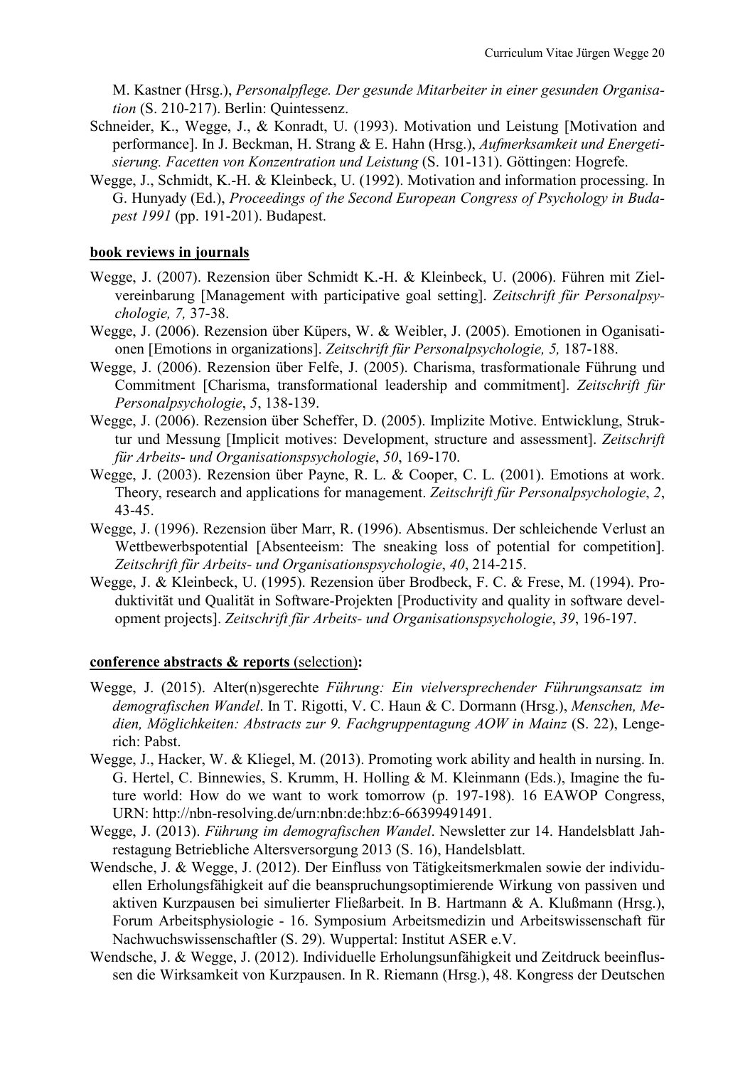M. Kastner (Hrsg.), *Personalpflege. Der gesunde Mitarbeiter in einer gesunden Organisation* (S. 210-217). Berlin: Quintessenz.

Schneider, K., Wegge, J., & Konradt, U. (1993). Motivation und Leistung [Motivation and performance]. In J. Beckman, H. Strang & E. Hahn (Hrsg.), *Aufmerksamkeit und Energetisierung. Facetten von Konzentration und Leistung* (S. 101-131). Göttingen: Hogrefe.

Wegge, J., Schmidt, K.-H. & Kleinbeck, U. (1992). Motivation and information processing. In G. Hunyady (Ed.), *Proceedings of the Second European Congress of Psychology in Budapest 1991* (pp. 191-201). Budapest.

**book reviews in journals**

Wegge, J. (2007). Rezension über Schmidt K.-H. & Kleinbeck, U. (2006). Führen mit Zielvereinbarung [Management with participative goal setting]. *Zeitschrift für Personalpsychologie, 7,* 37-38.

Wegge, J. (2006). Rezension über Küpers, W. & Weibler, J. (2005). Emotionen in Oganisationen [Emotions in organizations]. *Zeitschrift für Personalpsychologie, 5,* 187-188.

Wegge, J. (2006). Rezension über Felfe, J. (2005). Charisma, trasformationale Führung und Commitment [Charisma, transformational leadership and commitment]. *Zeitschrift für Personalpsychologie*, *5*, 138-139.

Wegge, J. (2006). Rezension über Scheffer, D. (2005). Implizite Motive. Entwicklung, Struktur und Messung [Implicit motives: Development, structure and assessment]. *Zeitschrift für Arbeits- und Organisationspsychologie*, *50*, 169-170.

Wegge, J. (2003). Rezension über Payne, R. L. & Cooper, C. L. (2001). Emotions at work. Theory, research and applications for management. *Zeitschrift für Personalpsychologie*, *2*, 43-45.

Wegge, J. (1996). Rezension über Marr, R. (1996). Absentismus. Der schleichende Verlust an Wettbewerbspotential [Absenteeism: The sneaking loss of potential for competition]. *Zeitschrift für Arbeits- und Organisationspsychologie*, *40*, 214-215.

Wegge, J. & Kleinbeck, U. (1995). Rezension über Brodbeck, F. C. & Frese, M. (1994). Produktivität und Qualität in Software-Projekten [Productivity and quality in software development projects]. *Zeitschrift für Arbeits- und Organisationspsychologie*, *39*, 196-197.

**conference abstracts & reports** (selection)**:**

Wegge, J. (2015). Alter(n)sgerechte *Führung: Ein vielversprechender Führungsansatz im demografischen Wandel*. In T. Rigotti, V. C. Haun & C. Dormann (Hrsg.), *Menschen, Medien, Möglichkeiten: Abstracts zur 9. Fachgruppentagung AOW in Mainz* (S. 22), Lengerich: Pabst.

Wegge, J., Hacker, W. & Kliegel, M. (2013). Promoting work ability and health in nursing. In. G. Hertel, C. Binnewies, S. Krumm, H. Holling & M. Kleinmann (Eds.), Imagine the future world: How do we want to work tomorrow (p. 197-198). 16 EAWOP Congress, URN: http://nbn-resolving.de/urn:nbn:de:hbz:6-66399491491.

Wegge, J. (2013). *Führung im demografischen Wandel*. Newsletter zur 14. Handelsblatt Jahrestagung Betriebliche Altersversorgung 2013 (S. 16), Handelsblatt.

Wendsche, J. & Wegge, J. (2012). Der Einfluss von Tätigkeitsmerkmalen sowie der individuellen Erholungsfähigkeit auf die beanspruchungsoptimierende Wirkung von passiven und aktiven Kurzpausen bei simulierter Fließarbeit. In B. Hartmann & A. Klußmann (Hrsg.), Forum Arbeitsphysiologie - 16. Symposium Arbeitsmedizin und Arbeitswissenschaft für Nachwuchswissenschaftler (S. 29). Wuppertal: Institut ASER e.V.

Wendsche, J. & Wegge, J. (2012). Individuelle Erholungsunfähigkeit und Zeitdruck beeinflussen die Wirksamkeit von Kurzpausen. In R. Riemann (Hrsg.), 48. Kongress der Deutschen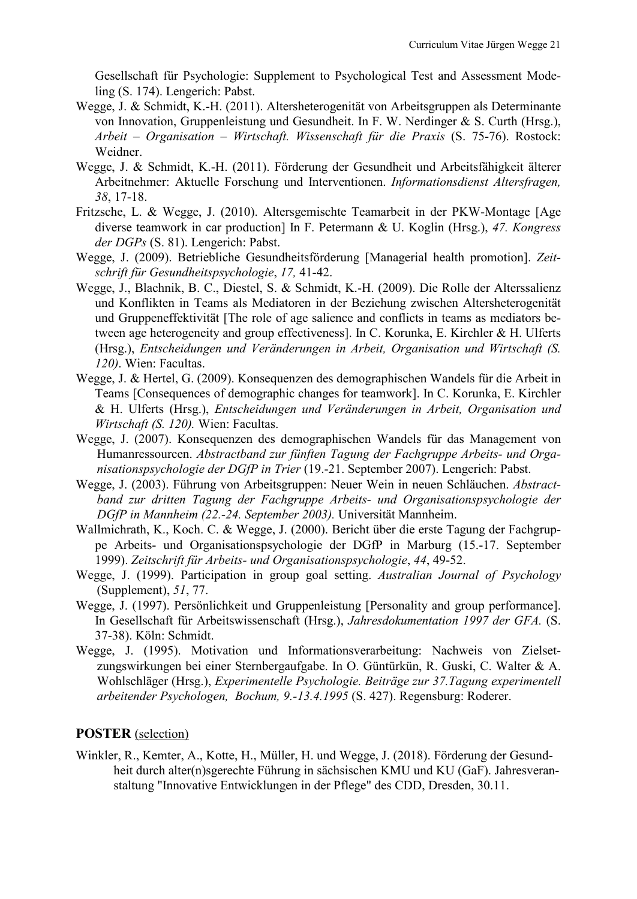Gesellschaft für Psychologie: Supplement to Psychological Test and Assessment Modeling (S. 174). Lengerich: Pabst.

Wegge, J. & Schmidt, K.-H. (2011). Altersheterogenität von Arbeitsgruppen als Determinante von Innovation, Gruppenleistung und Gesundheit. In F. W. Nerdinger & S. Curth (Hrsg.), *Arbeit – Organisation – Wirtschaft. Wissenschaft für die Praxis* (S. 75-76). Rostock: Weidner.

Wegge, J. & Schmidt, K.-H. (2011). Förderung der Gesundheit und Arbeitsfähigkeit älterer Arbeitnehmer: Aktuelle Forschung und Interventionen. *Informationsdienst Altersfragen, 38*, 17-18.

Fritzsche, L. & Wegge, J. (2010). Altersgemischte Teamarbeit in der PKW-Montage [Age diverse teamwork in car production] In F. Petermann & U. Koglin (Hrsg.), *47. Kongress der DGPs* (S. 81). Lengerich: Pabst.

Wegge, J. (2009). Betriebliche Gesundheitsförderung [Managerial health promotion]. *Zeitschrift für Gesundheitspsychologie*, *17,* 41-42.

Wegge, J., Blachnik, B. C., Diestel, S. & Schmidt, K.-H. (2009). Die Rolle der Alterssalienz und Konflikten in Teams als Mediatoren in der Beziehung zwischen Altersheterogenität und Gruppeneffektivität [The role of age salience and conflicts in teams as mediators between age heterogeneity and group effectiveness]. In C. Korunka, E. Kirchler & H. Ulferts (Hrsg.), *Entscheidungen und Veränderungen in Arbeit, Organisation und Wirtschaft (S. 120)*. Wien: Facultas.

Wegge, J. & Hertel, G. (2009). Konsequenzen des demographischen Wandels für die Arbeit in Teams [Consequences of demographic changes for teamwork]. In C. Korunka, E. Kirchler & H. Ulferts (Hrsg.), *Entscheidungen und Veränderungen in Arbeit, Organisation und Wirtschaft (S. 120).* Wien: Facultas.

Wegge, J. (2007). Konsequenzen des demographischen Wandels für das Management von Humanressourcen. *Abstractband zur fünften Tagung der Fachgruppe Arbeits- und Organisationspsychologie der DGfP in Trier* (19.-21. September 2007). Lengerich: Pabst.

Wegge, J. (2003). Führung von Arbeitsgruppen: Neuer Wein in neuen Schläuchen. *Abstractband zur dritten Tagung der Fachgruppe Arbeits- und Organisationspsychologie der DGfP in Mannheim (22.-24. September 2003).* Universität Mannheim.

Wallmichrath, K., Koch. C. & Wegge, J. (2000). Bericht über die erste Tagung der Fachgruppe Arbeits- und Organisationspsychologie der DGfP in Marburg (15.-17. September 1999). *Zeitschrift für Arbeits- und Organisationspsychologie*, *44*, 49-52.

Wegge, J. (1999). Participation in group goal setting. *Australian Journal of Psychology* (Supplement), *51*, 77.

Wegge, J. (1997). Persönlichkeit und Gruppenleistung [Personality and group performance]. In Gesellschaft für Arbeitswissenschaft (Hrsg.), *Jahresdokumentation 1997 der GFA.* (S. 37-38). Köln: Schmidt.

Wegge, J. (1995). Motivation und Informationsverarbeitung: Nachweis von Zielsetzungswirkungen bei einer Sternbergaufgabe. In O. Güntürkün, R. Guski, C. Walter & A. Wohlschläger (Hrsg.), *Experimentelle Psychologie. Beiträge zur 37.Tagung experimentell arbeitender Psychologen, Bochum, 9.-13.4.1995* (S. 427). Regensburg: Roderer.

## POSTER (selection)

Winkler, R., Kemter, A., Kotte, H., Müller, H. und Wegge, J. (2018). Förderung der Gesundheit durch alter(n)sgerechte Führung in sächsischen KMU und KU (GaF). Jahresveranstaltung "Innovative Entwicklungen in der Pflege" des CDD, Dresden, 30.11.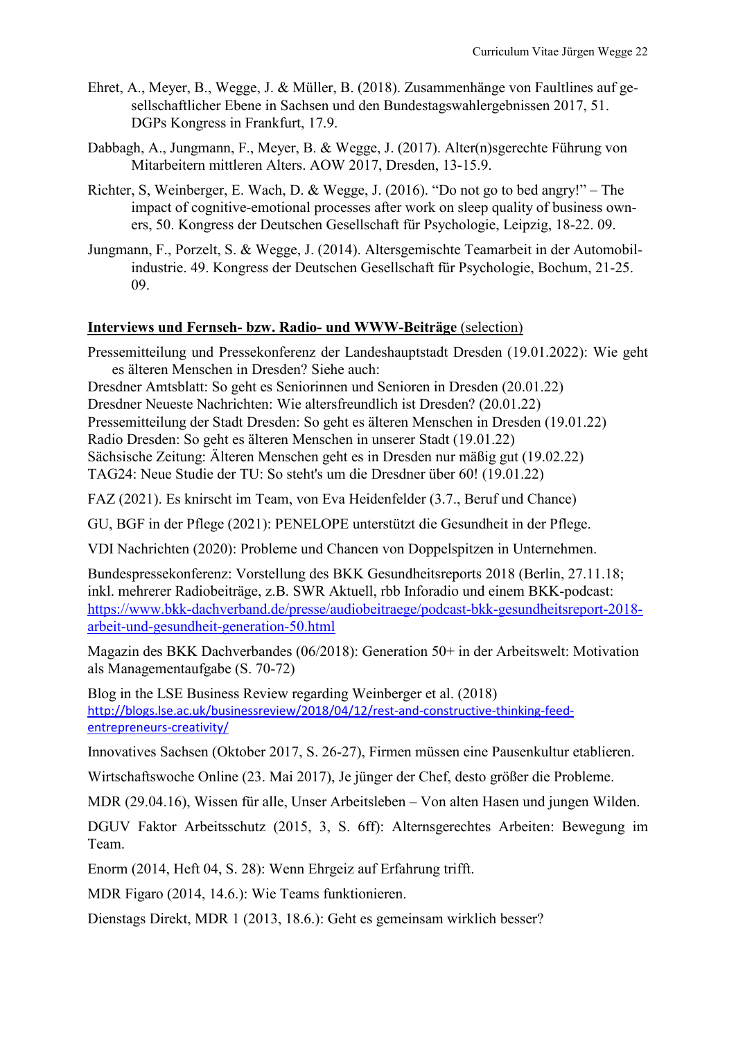Ehret, A., Meyer, B., Wegge, J. & Müller, B. (2018). Zusammenhänge von Faultlines auf gesellschaftlicher Ebene in Sachsen und den Bundestagswahlergebnissen 2017, 51. DGPs Kongress in Frankfurt, 17.9.

Dabbagh, A., Jungmann, F., Meyer, B. & Wegge, J. (2017). Alter(n)sgerechte Führung von Mitarbeitern mittleren Alters. AOW 2017, Dresden, 13-15.9.

Richter, S, Weinberger, E. Wach, D. & Wegge, J. (2016). "Do not go to bed angry!" – The impact of cognitive-emotional processes after work on sleep quality of business owners, 50. Kongress der Deutschen Gesellschaft für Psychologie, Leipzig, 18-22. 09.

Jungmann, F., Porzelt, S. & Wegge, J. (2014). Altersgemischte Teamarbeit in der Automobilindustrie. 49. Kongress der Deutschen Gesellschaft für Psychologie, Bochum, 21-25. 09.

**Interviews und Fernseh- bzw. Radio- und WWW-Beiträge** (selection)

Pressemitteilung und Pressekonferenz der Landeshauptstadt Dresden (19.01.2022): Wie geht es älteren Menschen in Dresden? Siehe auch:
Dresdner Amtsblatt: So geht es Seniorinnen und Senioren in Dresden (20.01.22)
Dresdner Neueste Nachrichten: Wie altersfreundlich ist Dresden? (20.01.22)
Pressemitteilung der Stadt Dresden: So geht es älteren Menschen in Dresden (19.01.22)
Radio Dresden: So geht es älteren Menschen in unserer Stadt (19.01.22)
Sächsische Zeitung: Älteren Menschen geht es in Dresden nur mäßig gut (19.02.22)
TAG24: Neue Studie der TU: So steht's um die Dresdner über 60! (19.01.22)

FAZ (2021). Es knirscht im Team, von Eva Heidenfelder (3.7., Beruf und Chance)

GU, BGF in der Pflege (2021): PENELOPE unterstützt die Gesundheit in der Pflege.

VDI Nachrichten (2020): Probleme und Chancen von Doppelspitzen in Unternehmen.

Bundespressekonferenz: Vorstellung des BKK Gesundheitsreports 2018 (Berlin, 27.11.18; inkl. mehrerer Radiobeiträge, z.B. SWR Aktuell, rbb Inforadio und einem BKK-podcast: https://www.bkk-dachverband.de/presse/audiobeitraege/podcast-bkk-gesundheitsreport-2018-arbeit-und-gesundheit-generation-50.html

Magazin des BKK Dachverbandes (06/2018): Generation 50+ in der Arbeitswelt: Motivation als Managementaufgabe (S. 70-72)

Blog in the LSE Business Review regarding Weinberger et al. (2018)
http://blogs.lse.ac.uk/businessreview/2018/04/12/rest-and-constructive-thinking-feed-entrepreneurs-creativity/

Innovatives Sachsen (Oktober 2017, S. 26-27), Firmen müssen eine Pausenkultur etablieren.

Wirtschaftswoche Online (23. Mai 2017), Je jünger der Chef, desto größer die Probleme.

MDR (29.04.16), Wissen für alle, Unser Arbeitsleben – Von alten Hasen und jungen Wilden.

DGUV Faktor Arbeitsschutz (2015, 3, S. 6ff): Alternsgerechtes Arbeiten: Bewegung im Team.

Enorm (2014, Heft 04, S. 28): Wenn Ehrgeiz auf Erfahrung trifft.

MDR Figaro (2014, 14.6.): Wie Teams funktionieren.

Dienstags Direkt, MDR 1 (2013, 18.6.): Geht es gemeinsam wirklich besser?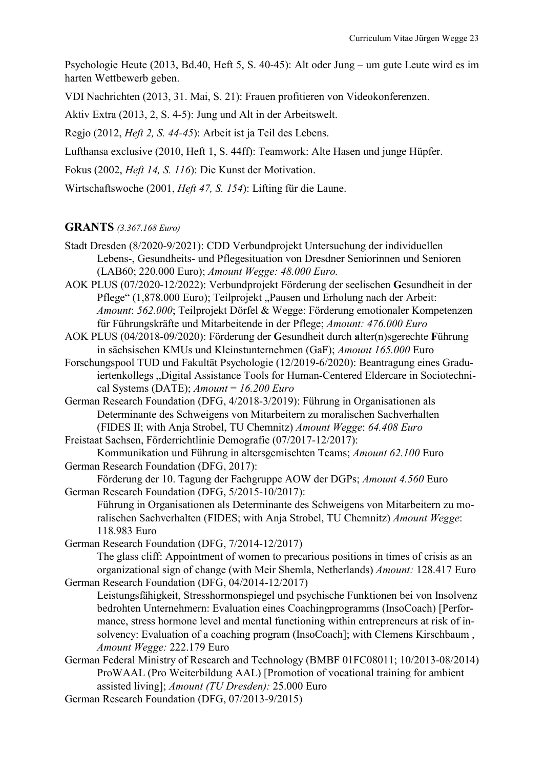Psychologie Heute (2013, Bd.40, Heft 5, S. 40-45): Alt oder Jung – um gute Leute wird es im harten Wettbewerb geben.

VDI Nachrichten (2013, 31. Mai, S. 21): Frauen profitieren von Videokonferenzen.

Aktiv Extra (2013, 2, S. 4-5): Jung und Alt in der Arbeitswelt.

Regjo (2012, *Heft 2, S. 44-45*): Arbeit ist ja Teil des Lebens.

Lufthansa exclusive (2010, Heft 1, S. 44ff): Teamwork: Alte Hasen und junge Hüpfer.

Fokus (2002, *Heft 14, S. 116*): Die Kunst der Motivation.

Wirtschaftswoche (2001, *Heft 47, S. 154*): Lifting für die Laune.

## GRANTS *(3.367.168 Euro)*

Stadt Dresden (8/2020-9/2021): CDD Verbundprojekt Untersuchung der individuellen Lebens-, Gesundheits- und Pflegesituation von Dresdner Seniorinnen und Senioren (LAB60; 220.000 Euro); *Amount Wegge: 48.000 Euro.*

AOK PLUS (07/2020-12/2022): Verbundprojekt Förderung der seelischen **G**esundheit in der Pflege“ (1,878.000 Euro); Teilprojekt „Pausen und Erholung nach der Arbeit: *Amount*: *562.000*; Teilprojekt Dörfel & Wegge: Förderung emotionaler Kompetenzen für Führungskräfte und Mitarbeitende in der Pflege; *Amount: 476.000 Euro*

AOK PLUS (04/2018-09/2020): Förderung der **G**esundheit durch **a**lter(n)sgerechte **F**ührung in sächsischen KMUs und Kleinstunternehmen (GaF); *Amount 165.000* Euro

Forschungspool TUD und Fakultät Psychologie (12/2019-6/2020): Beantragung eines Graduiertenkollegs „Digital Assistance Tools for Human-Centered Eldercare in Sociotechnical Systems (DATE); *Amount = 16.200 Euro*

German Research Foundation (DFG, 4/2018-3/2019): Führung in Organisationen als Determinante des Schweigens von Mitarbeitern zu moralischen Sachverhalten (FIDES II; with Anja Strobel, TU Chemnitz) *Amount Wegge*: *64.408 Euro*

Freistaat Sachsen, Förderrichtlinie Demografie (07/2017-12/2017): Kommunikation und Führung in altersgemischten Teams; *Amount 62.100* Euro

German Research Foundation (DFG, 2017): Förderung der 10. Tagung der Fachgruppe AOW der DGPs; *Amount 4.560* Euro

German Research Foundation (DFG, 5/2015-10/2017): Führung in Organisationen als Determinante des Schweigens von Mitarbeitern zu moralischen Sachverhalten (FIDES; with Anja Strobel, TU Chemnitz) *Amount Wegge*: 118.983 Euro

German Research Foundation (DFG, 7/2014-12/2017) The glass cliff: Appointment of women to precarious positions in times of crisis as an organizational sign of change (with Meir Shemla, Netherlands) *Amount:* 128.417 Euro

German Research Foundation (DFG, 04/2014-12/2017) Leistungsfähigkeit, Stresshormonspiegel und psychische Funktionen bei von Insolvenz bedrohten Unternehmern: Evaluation eines Coachingprogramms (InsoCoach) [Performance, stress hormone level and mental functioning within entrepreneurs at risk of insolvency: Evaluation of a coaching program (InsoCoach]; with Clemens Kirschbaum , *Amount Wegge:* 222.179 Euro

German Federal Ministry of Research and Technology (BMBF 01FC08011; 10/2013-08/2014) ProWAAL (Pro Weiterbildung AAL) [Promotion of vocational training for ambient assisted living]; *Amount (TU Dresden):* 25.000 Euro

German Research Foundation (DFG, 07/2013-9/2015)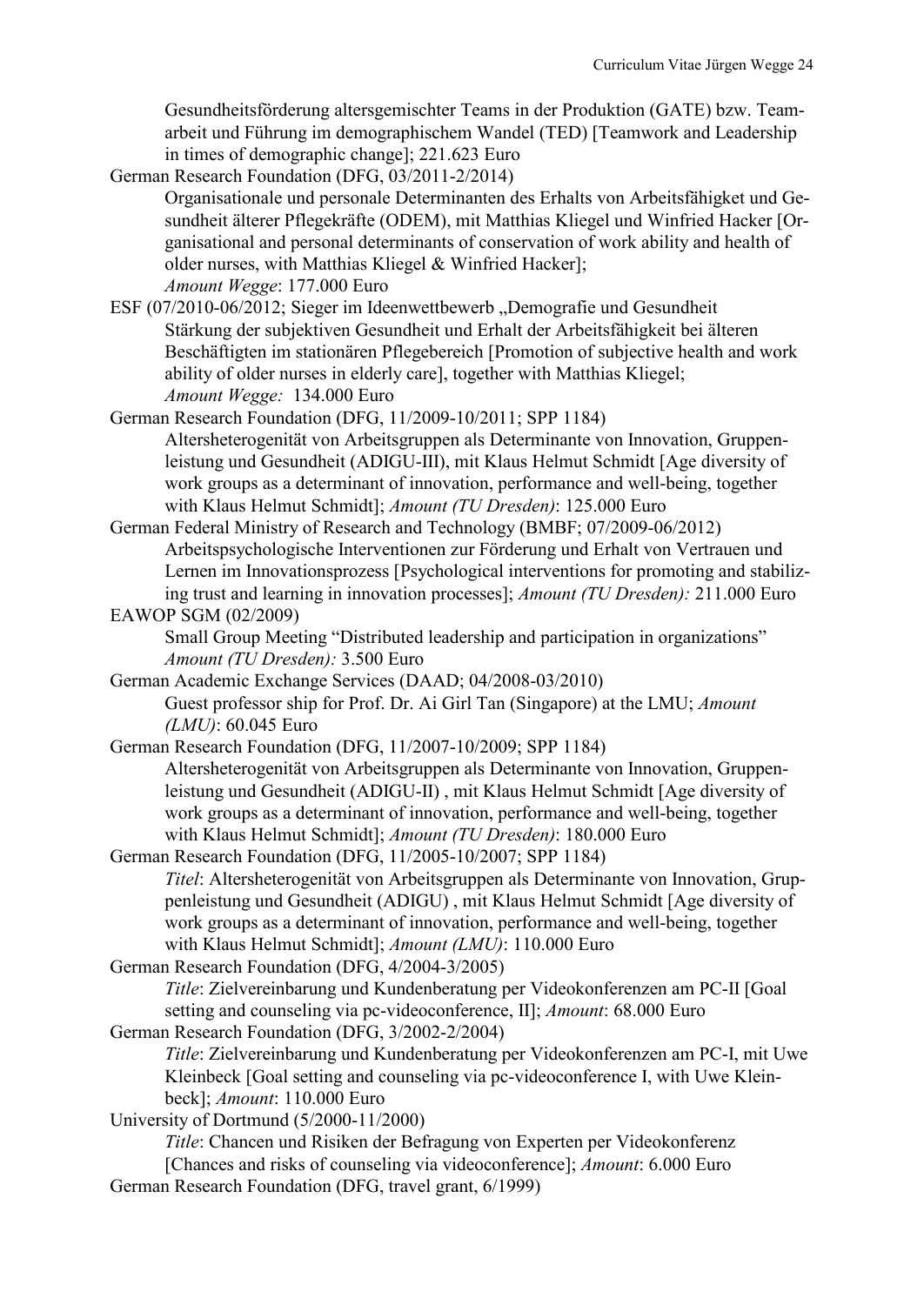Gesundheitsförderung altersgemischter Teams in der Produktion (GATE) bzw. Teamarbeit und Führung im demographischem Wandel (TED) [Teamwork and Leadership in times of demographic change]; 221.623 Euro

German Research Foundation (DFG, 03/2011-2/2014)
Organisationale und personale Determinanten des Erhalts von Arbeitsfähigket und Gesundheit älterer Pflegekräfte (ODEM), mit Matthias Kliegel und Winfried Hacker [Organisational and personal determinants of conservation of work ability and health of older nurses, with Matthias Kliegel & Winfried Hacker];
*Amount Wegge*: 177.000 Euro

ESF (07/2010-06/2012; Sieger im Ideenwettbewerb „Demografie und Gesundheit
Stärkung der subjektiven Gesundheit und Erhalt der Arbeitsfähigkeit bei älteren Beschäftigten im stationären Pflegebereich [Promotion of subjective health and work ability of older nurses in elderly care], together with Matthias Kliegel;
*Amount Wegge:* 134.000 Euro

German Research Foundation (DFG, 11/2009-10/2011; SPP 1184)
Altersheterogenität von Arbeitsgruppen als Determinante von Innovation, Gruppenleistung und Gesundheit (ADIGU-III), mit Klaus Helmut Schmidt [Age diversity of work groups as a determinant of innovation, performance and well-being, together with Klaus Helmut Schmidt]; *Amount (TU Dresden)*: 125.000 Euro

German Federal Ministry of Research and Technology (BMBF; 07/2009-06/2012)
Arbeitspsychologische Interventionen zur Förderung und Erhalt von Vertrauen und Lernen im Innovationsprozess [Psychological interventions for promoting and stabilizing trust and learning in innovation processes]; *Amount (TU Dresden):* 211.000 Euro

EAWOP SGM (02/2009)
Small Group Meeting "Distributed leadership and participation in organizations"
*Amount (TU Dresden):* 3.500 Euro

German Academic Exchange Services (DAAD; 04/2008-03/2010)
Guest professor ship for Prof. Dr. Ai Girl Tan (Singapore) at the LMU; *Amount (LMU)*: 60.045 Euro

German Research Foundation (DFG, 11/2007-10/2009; SPP 1184)
Altersheterogenität von Arbeitsgruppen als Determinante von Innovation, Gruppenleistung und Gesundheit (ADIGU-II) , mit Klaus Helmut Schmidt [Age diversity of work groups as a determinant of innovation, performance and well-being, together with Klaus Helmut Schmidt]; *Amount (TU Dresden)*: 180.000 Euro

German Research Foundation (DFG, 11/2005-10/2007; SPP 1184)
*Titel*: Altersheterogenität von Arbeitsgruppen als Determinante von Innovation, Gruppenleistung und Gesundheit (ADIGU) , mit Klaus Helmut Schmidt [Age diversity of work groups as a determinant of innovation, performance and well-being, together with Klaus Helmut Schmidt]; *Amount (LMU)*: 110.000 Euro

German Research Foundation (DFG, 4/2004-3/2005)
*Title*: Zielvereinbarung und Kundenberatung per Videokonferenzen am PC-II [Goal setting and counseling via pc-videoconference, II]; *Amount*: 68.000 Euro

German Research Foundation (DFG, 3/2002-2/2004)
*Title*: Zielvereinbarung und Kundenberatung per Videokonferenzen am PC-I, mit Uwe Kleinbeck [Goal setting and counseling via pc-videoconference I, with Uwe Kleinbeck]; *Amount*: 110.000 Euro

University of Dortmund (5/2000-11/2000)
*Title*: Chancen und Risiken der Befragung von Experten per Videokonferenz [Chances and risks of counseling via videoconference]; *Amount*: 6.000 Euro

German Research Foundation (DFG, travel grant, 6/1999)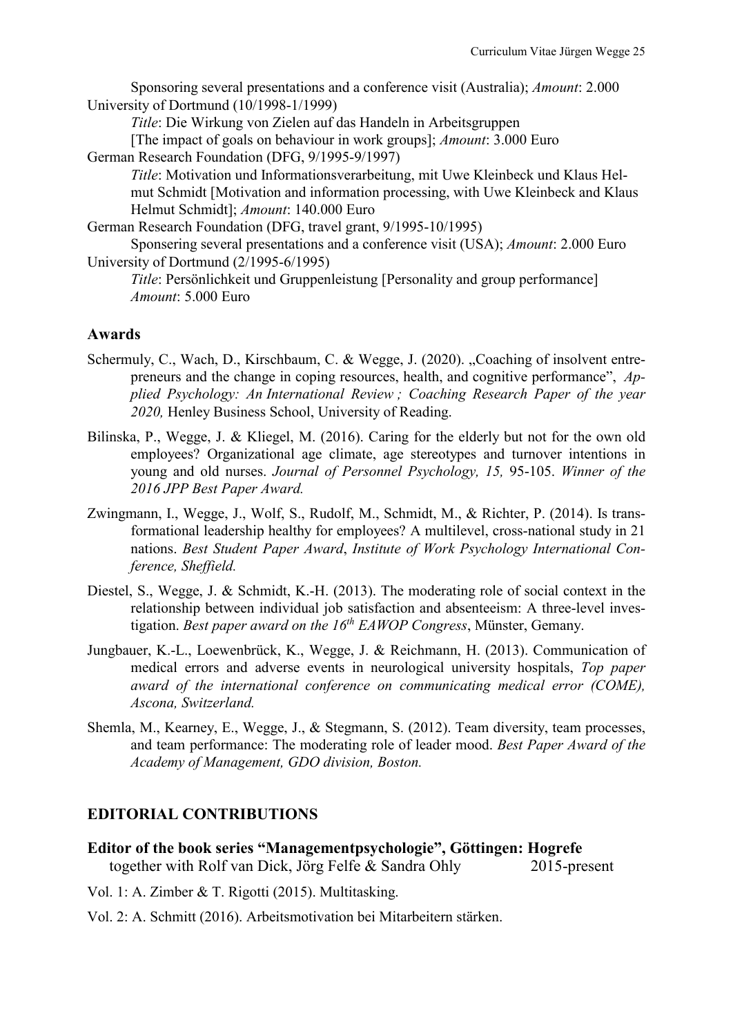Sponsoring several presentations and a conference visit (Australia); *Amount*: 2.000

University of Dortmund (10/1998-1/1999)

*Title*: Die Wirkung von Zielen auf das Handeln in Arbeitsgruppen [The impact of goals on behaviour in work groups]; *Amount*: 3.000 Euro

German Research Foundation (DFG, 9/1995-9/1997)

*Title*: Motivation und Informationsverarbeitung, mit Uwe Kleinbeck und Klaus Helmut Schmidt [Motivation and information processing, with Uwe Kleinbeck and Klaus Helmut Schmidt]; *Amount*: 140.000 Euro

German Research Foundation (DFG, travel grant, 9/1995-10/1995)

Sponsering several presentations and a conference visit (USA); *Amount*: 2.000 Euro

University of Dortmund (2/1995-6/1995)

*Title*: Persönlichkeit und Gruppenleistung [Personality and group performance] *Amount*: 5.000 Euro

### Awards

Schermuly, C., Wach, D., Kirschbaum, C. & Wegge, J. (2020). „Coaching of insolvent entrepreneurs and the change in coping resources, health, and cognitive performance", *Applied Psychology: An International Review ; Coaching Research Paper of the year 2020,* Henley Business School, University of Reading.

Bilinska, P., Wegge, J. & Kliegel, M. (2016). Caring for the elderly but not for the own old employees? Organizational age climate, age stereotypes and turnover intentions in young and old nurses. *Journal of Personnel Psychology, 15,* 95-105. *Winner of the 2016 JPP Best Paper Award.*

Zwingmann, I., Wegge, J., Wolf, S., Rudolf, M., Schmidt, M., & Richter, P. (2014). Is transformational leadership healthy for employees? A multilevel, cross-national study in 21 nations. *Best Student Paper Award*, *Institute of Work Psychology International Conference, Sheffield.*

Diestel, S., Wegge, J. & Schmidt, K.-H. (2013). The moderating role of social context in the relationship between individual job satisfaction and absenteeism: A three-level investigation. *Best paper award on the 16th EAWOP Congress*, Münster, Gemany.

Jungbauer, K.-L., Loewenbrück, K., Wegge, J. & Reichmann, H. (2013). Communication of medical errors and adverse events in neurological university hospitals, *Top paper award of the international conference on communicating medical error (COME), Ascona, Switzerland.*

Shemla, M., Kearney, E., Wegge, J., & Stegmann, S. (2012). Team diversity, team processes, and team performance: The moderating role of leader mood. *Best Paper Award of the Academy of Management, GDO division, Boston.*

## EDITORIAL CONTRIBUTIONS

### Editor of the book series "Managementpsychologie", Göttingen: Hogrefe

together with Rolf van Dick, Jörg Felfe & Sandra Ohly 2015-present

Vol. 1: A. Zimber & T. Rigotti (2015). Multitasking.

Vol. 2: A. Schmitt (2016). Arbeitsmotivation bei Mitarbeitern stärken.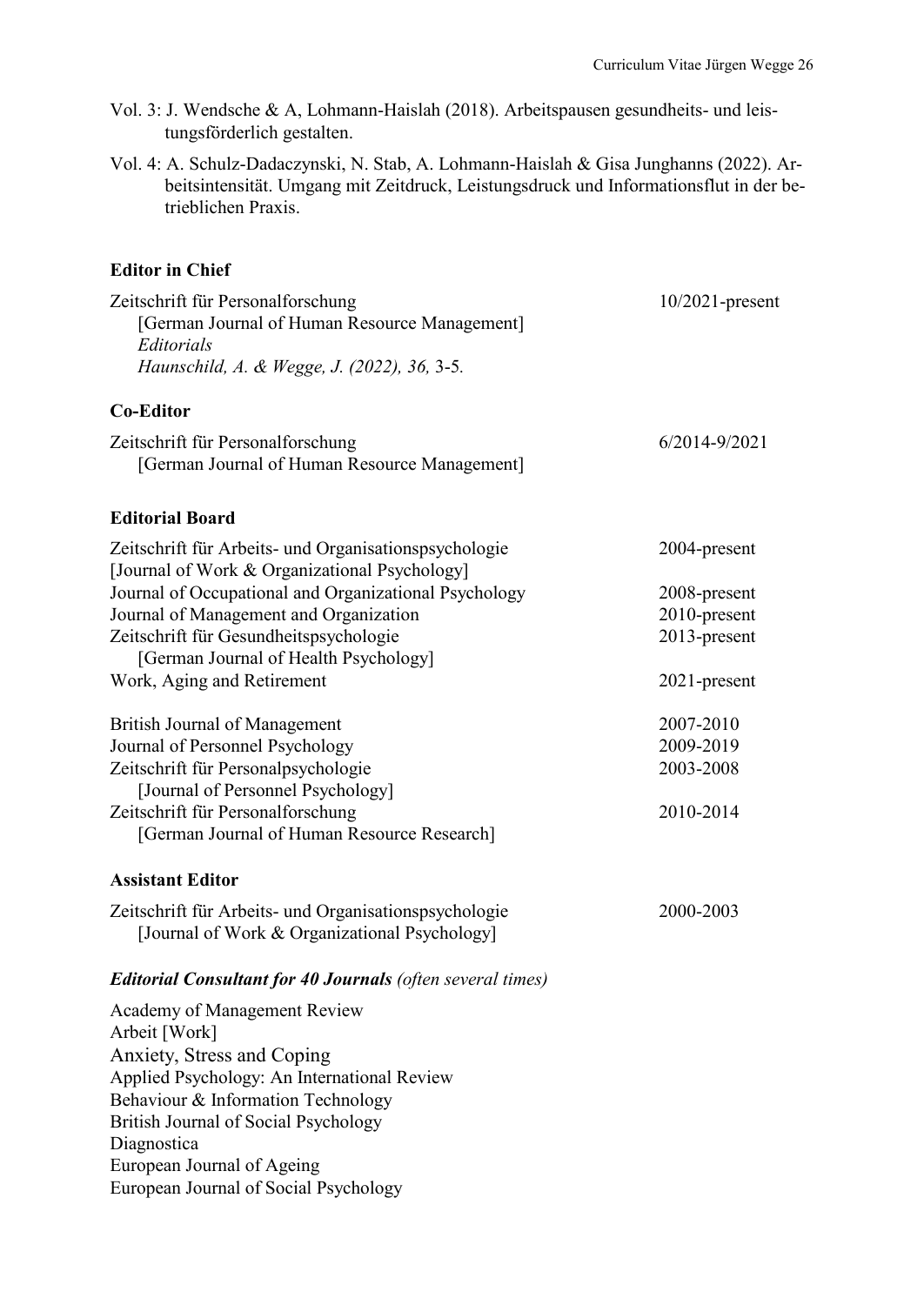Vol. 3: J. Wendsche & A, Lohmann-Haislah (2018). Arbeitspausen gesundheits- und leistungsförderlich gestalten.

Vol. 4: A. Schulz-Dadaczynski, N. Stab, A. Lohmann-Haislah & Gisa Junghanns (2022). Arbeitsintensität. Umgang mit Zeitdruck, Leistungsdruck und Informationsflut in der betrieblichen Praxis.

**Editor in Chief**

| | |
|---|---|
| Zeitschrift für Personalforschung<br>[German Journal of Human Resource Management]<br>*Editorials*<br>*Haunschild, A. & Wegge, J. (2022), 36,* 3-5. | 10/2021-present |

**Co-Editor**

| | |
|---|---|
| Zeitschrift für Personalforschung<br>[German Journal of Human Resource Management] | 6/2014-9/2021 |

**Editorial Board**

| | |
|---|---|
| Zeitschrift für Arbeits- und Organisationspsychologie<br>[Journal of Work & Organizational Psychology] | 2004-present |
| Journal of Occupational and Organizational Psychology | 2008-present |
| Journal of Management and Organization | 2010-present |
| Zeitschrift für Gesundheitspsychologie<br>[German Journal of Health Psychology] | 2013-present |
| Work, Aging and Retirement | 2021-present |
| British Journal of Management | 2007-2010 |
| Journal of Personnel Psychology | 2009-2019 |
| Zeitschrift für Personalpsychologie<br>[Journal of Personnel Psychology] | 2003-2008 |
| Zeitschrift für Personalforschung<br>[German Journal of Human Resource Research] | 2010-2014 |

**Assistant Editor**

| | |
|---|---|
| Zeitschrift für Arbeits- und Organisationspsychologie<br>[Journal of Work & Organizational Psychology] | 2000-2003 |

***Editorial Consultant for 40 Journals*** *(often several times)*

Academy of Management Review
Arbeit [Work]
Anxiety, Stress and Coping
Applied Psychology: An International Review
Behaviour & Information Technology
British Journal of Social Psychology
Diagnostica
European Journal of Ageing
European Journal of Social Psychology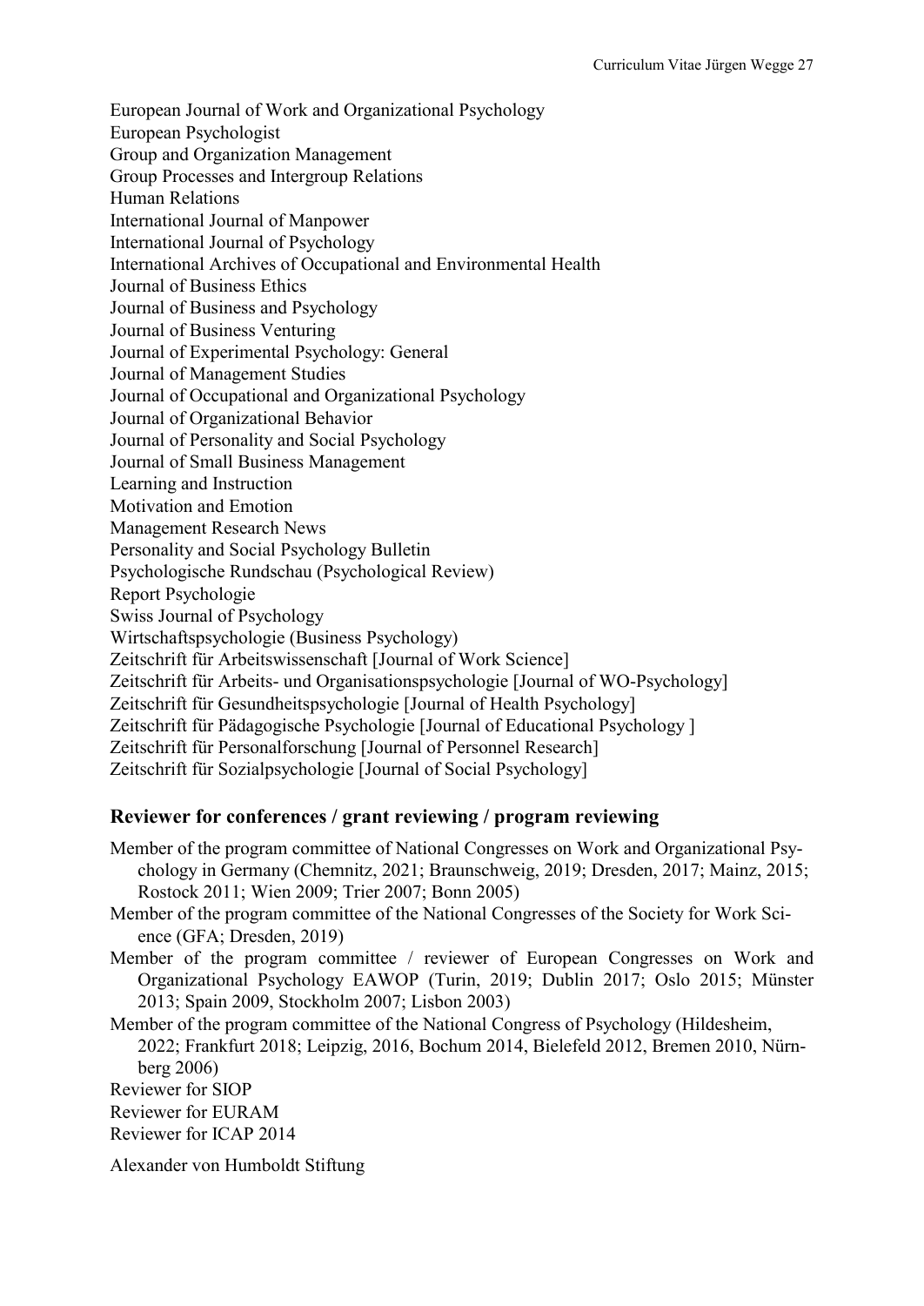European Journal of Work and Organizational Psychology
European Psychologist
Group and Organization Management
Group Processes and Intergroup Relations
Human Relations
International Journal of Manpower
International Journal of Psychology
International Archives of Occupational and Environmental Health
Journal of Business Ethics
Journal of Business and Psychology
Journal of Business Venturing
Journal of Experimental Psychology: General
Journal of Management Studies
Journal of Occupational and Organizational Psychology
Journal of Organizational Behavior
Journal of Personality and Social Psychology
Journal of Small Business Management
Learning and Instruction
Motivation and Emotion
Management Research News
Personality and Social Psychology Bulletin
Psychologische Rundschau (Psychological Review)
Report Psychologie
Swiss Journal of Psychology
Wirtschaftspsychologie (Business Psychology)
Zeitschrift für Arbeitswissenschaft [Journal of Work Science]
Zeitschrift für Arbeits- und Organisationspsychologie [Journal of WO-Psychology]
Zeitschrift für Gesundheitspsychologie [Journal of Health Psychology]
Zeitschrift für Pädagogische Psychologie [Journal of Educational Psychology ]
Zeitschrift für Personalforschung [Journal of Personnel Research]
Zeitschrift für Sozialpsychologie [Journal of Social Psychology]

## Reviewer for conferences / grant reviewing / program reviewing

Member of the program committee of National Congresses on Work and Organizational Psychology in Germany (Chemnitz, 2021; Braunschweig, 2019; Dresden, 2017; Mainz, 2015; Rostock 2011; Wien 2009; Trier 2007; Bonn 2005)
Member of the program committee of the National Congresses of the Society for Work Science (GFA; Dresden, 2019)
Member of the program committee / reviewer of European Congresses on Work and Organizational Psychology EAWOP (Turin, 2019; Dublin 2017; Oslo 2015; Münster 2013; Spain 2009, Stockholm 2007; Lisbon 2003)
Member of the program committee of the National Congress of Psychology (Hildesheim, 2022; Frankfurt 2018; Leipzig, 2016, Bochum 2014, Bielefeld 2012, Bremen 2010, Nürnberg 2006)
Reviewer for SIOP
Reviewer for EURAM
Reviewer for ICAP 2014

Alexander von Humboldt Stiftung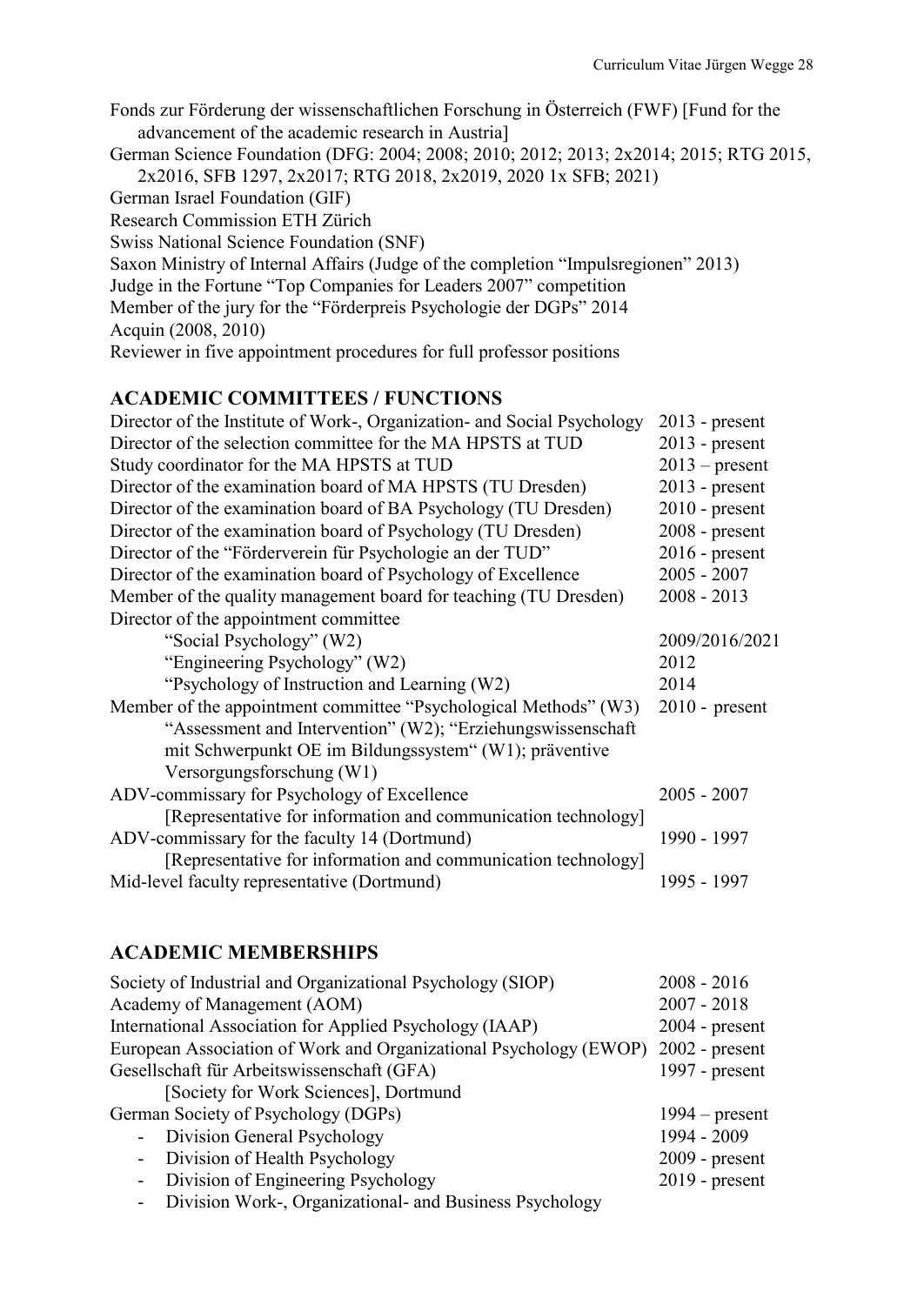Fonds zur Förderung der wissenschaftlichen Forschung in Österreich (FWF) [Fund for the advancement of the academic research in Austria]
German Science Foundation (DFG: 2004; 2008; 2010; 2012; 2013; 2x2014; 2015; RTG 2015, 2x2016, SFB 1297, 2x2017; RTG 2018, 2x2019, 2020 1x SFB; 2021)
German Israel Foundation (GIF)
Research Commission ETH Zürich
Swiss National Science Foundation (SNF)
Saxon Ministry of Internal Affairs (Judge of the completion "Impulsregionen" 2013)
Judge in the Fortune "Top Companies for Leaders 2007" competition
Member of the jury for the "Förderpreis Psychologie der DGPs" 2014
Acquin (2008, 2010)
Reviewer in five appointment procedures for full professor positions

## ACADEMIC COMMITTEES / FUNCTIONS

| | |
|---|---|
| Director of the Institute of Work-, Organization- and Social Psychology | 2013 - present |
| Director of the selection committee for the MA HPSTS at TUD | 2013 - present |
| Study coordinator for the MA HPSTS at TUD | 2013 – present |
| Director of the examination board of MA HPSTS (TU Dresden) | 2013 - present |
| Director of the examination board of BA Psychology (TU Dresden) | 2010 - present |
| Director of the examination board of Psychology (TU Dresden) | 2008 - present |
| Director of the "Förderverein für Psychologie an der TUD" | 2016 - present |
| Director of the examination board of Psychology of Excellence | 2005 - 2007 |
| Member of the quality management board for teaching (TU Dresden) | 2008 - 2013 |
| Director of the appointment committee | |
| "Social Psychology" (W2) | 2009/2016/2021 |
| "Engineering Psychology" (W2) | 2012 |
| "Psychology of Instruction and Learning (W2) | 2014 |
| Member of the appointment committee "Psychological Methods" (W3) "Assessment and Intervention" (W2); "Erziehungswissenschaft mit Schwerpunkt OE im Bildungssystem" (W1); präventive Versorgungsforschung (W1) | 2010 - present |
| ADV-commissary for Psychology of Excellence [Representative for information and communication technology] | 2005 - 2007 |
| ADV-commissary for the faculty 14 (Dortmund) [Representative for information and communication technology] | 1990 - 1997 |
| Mid-level faculty representative (Dortmund) | 1995 - 1997 |

## ACADEMIC MEMBERSHIPS

| | |
|---|---|
| Society of Industrial and Organizational Psychology (SIOP) | 2008 - 2016 |
| Academy of Management (AOM) | 2007 - 2018 |
| International Association for Applied Psychology (IAAP) | 2004 - present |
| European Association of Work and Organizational Psychology (EWOP) | 2002 - present |
| Gesellschaft für Arbeitswissenschaft (GFA) [Society for Work Sciences], Dortmund | 1997 - present |
| German Society of Psychology (DGPs) | 1994 – present |
| - Division General Psychology | 1994 - 2009 |
| - Division of Health Psychology | 2009 - present |
| - Division of Engineering Psychology | 2019 - present |
| - Division Work-, Organizational- and Business Psychology | |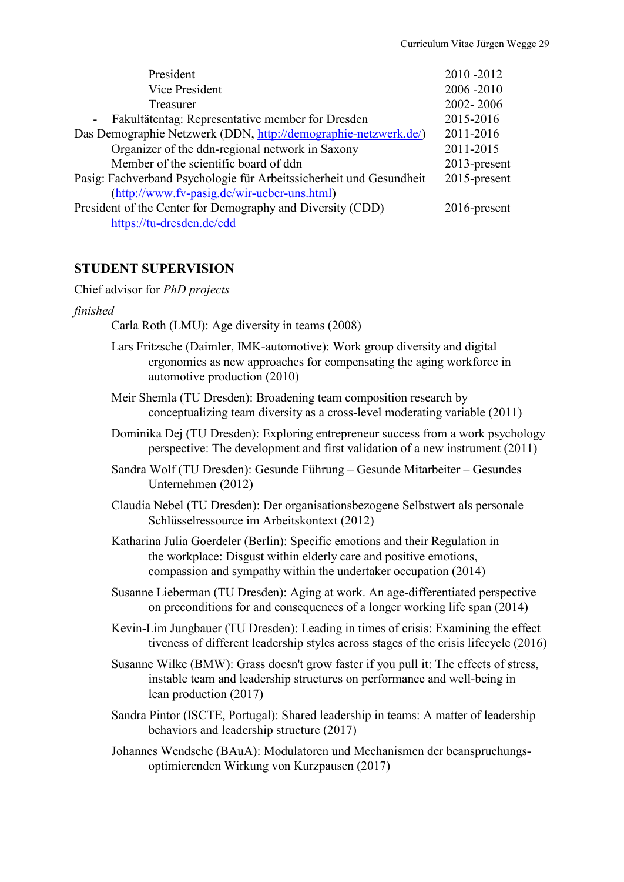| | |
|---|---|
| President | 2010 -2012 |
| Vice President | 2006 -2010 |
| Treasurer | 2002- 2006 |
| - Fakultätentag: Representative member for Dresden | 2015-2016 |
| Das Demographie Netzwerk (DDN, http://demographie-netzwerk.de/) | 2011-2016 |
| Organizer of the ddn-regional network in Saxony | 2011-2015 |
| Member of the scientific board of ddn | 2013-present |
| Pasig: Fachverband Psychologie für Arbeitssicherheit und Gesundheit (http://www.fv-pasig.de/wir-ueber-uns.html) | 2015-present |
| President of the Center for Demography and Diversity (CDD) https://tu-dresden.de/cdd | 2016-present |

## STUDENT SUPERVISION

Chief advisor for *PhD projects*

*finished*

Carla Roth (LMU): Age diversity in teams (2008)

Lars Fritzsche (Daimler, IMK-automotive): Work group diversity and digital ergonomics as new approaches for compensating the aging workforce in automotive production (2010)

Meir Shemla (TU Dresden): Broadening team composition research by conceptualizing team diversity as a cross-level moderating variable (2011)

Dominika Dej (TU Dresden): Exploring entrepreneur success from a work psychology perspective: The development and first validation of a new instrument (2011)

Sandra Wolf (TU Dresden): Gesunde Führung – Gesunde Mitarbeiter – Gesundes Unternehmen (2012)

Claudia Nebel (TU Dresden): Der organisationsbezogene Selbstwert als personale Schlüsselressource im Arbeitskontext (2012)

Katharina Julia Goerdeler (Berlin): Specific emotions and their Regulation in the workplace: Disgust within elderly care and positive emotions, compassion and sympathy within the undertaker occupation (2014)

Susanne Lieberman (TU Dresden): Aging at work. An age-differentiated perspective on preconditions for and consequences of a longer working life span (2014)

Kevin-Lim Jungbauer (TU Dresden): Leading in times of crisis: Examining the effect tiveness of different leadership styles across stages of the crisis lifecycle (2016)

Susanne Wilke (BMW): Grass doesn't grow faster if you pull it: The effects of stress, instable team and leadership structures on performance and well-being in lean production (2017)

Sandra Pintor (ISCTE, Portugal): Shared leadership in teams: A matter of leadership behaviors and leadership structure (2017)

Johannes Wendsche (BAuA): Modulatoren und Mechanismen der beanspruchungs-optimierenden Wirkung von Kurzpausen (2017)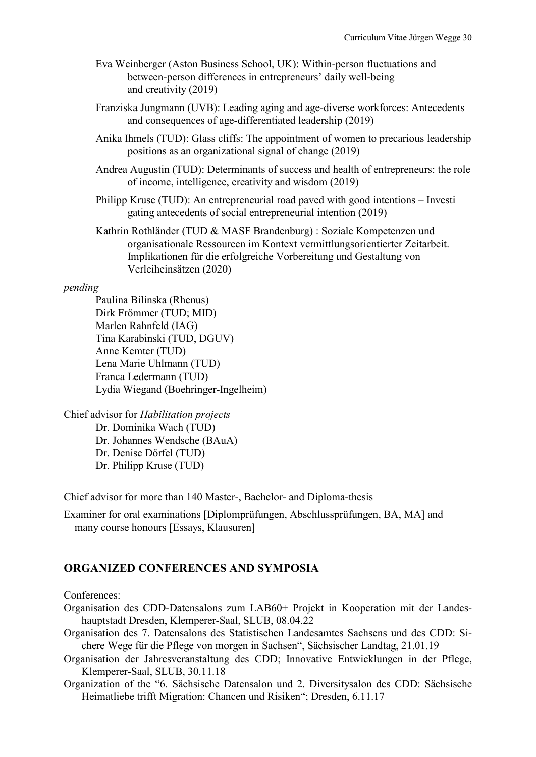Eva Weinberger (Aston Business School, UK): Within-person fluctuations and between-person differences in entrepreneurs' daily well-being and creativity (2019)

Franziska Jungmann (UVB): Leading aging and age-diverse workforces: Antecedents and consequences of age-differentiated leadership (2019)

Anika Ihmels (TUD): Glass cliffs: The appointment of women to precarious leadership positions as an organizational signal of change (2019)

Andrea Augustin (TUD): Determinants of success and health of entrepreneurs: the role of income, intelligence, creativity and wisdom (2019)

Philipp Kruse (TUD): An entrepreneurial road paved with good intentions – Investi gating antecedents of social entrepreneurial intention (2019)

Kathrin Rothländer (TUD & MASF Brandenburg) : Soziale Kompetenzen und organisationale Ressourcen im Kontext vermittlungsorientierter Zeitarbeit. Implikationen für die erfolgreiche Vorbereitung und Gestaltung von Verleiheinsätzen (2020)

*pending*

Paulina Bilinska (Rhenus)
Dirk Frömmer (TUD; MID)
Marlen Rahnfeld (IAG)
Tina Karabinski (TUD, DGUV)
Anne Kemter (TUD)
Lena Marie Uhlmann (TUD)
Franca Ledermann (TUD)
Lydia Wiegand (Boehringer-Ingelheim)

Chief advisor for *Habilitation projects*

Dr. Dominika Wach (TUD)
Dr. Johannes Wendsche (BAuA)
Dr. Denise Dörfel (TUD)
Dr. Philipp Kruse (TUD)

Chief advisor for more than 140 Master-, Bachelor- and Diploma-thesis

Examiner for oral examinations [Diplomprüfungen, Abschlussprüfungen, BA, MA] and many course honours [Essays, Klausuren]

## ORGANIZED CONFERENCES AND SYMPOSIA

Conferences:

Organisation des CDD-Datensalons zum LAB60+ Projekt in Kooperation mit der Landeshauptstadt Dresden, Klemperer-Saal, SLUB, 08.04.22

Organisation des 7. Datensalons des Statistischen Landesamtes Sachsens und des CDD: Sichere Wege für die Pflege von morgen in Sachsen", Sächsischer Landtag, 21.01.19

Organisation der Jahresveranstaltung des CDD; Innovative Entwicklungen in der Pflege, Klemperer-Saal, SLUB, 30.11.18

Organization of the "6. Sächsische Datensalon und 2. Diversitysalon des CDD: Sächsische Heimatliebe trifft Migration: Chancen und Risiken"; Dresden, 6.11.17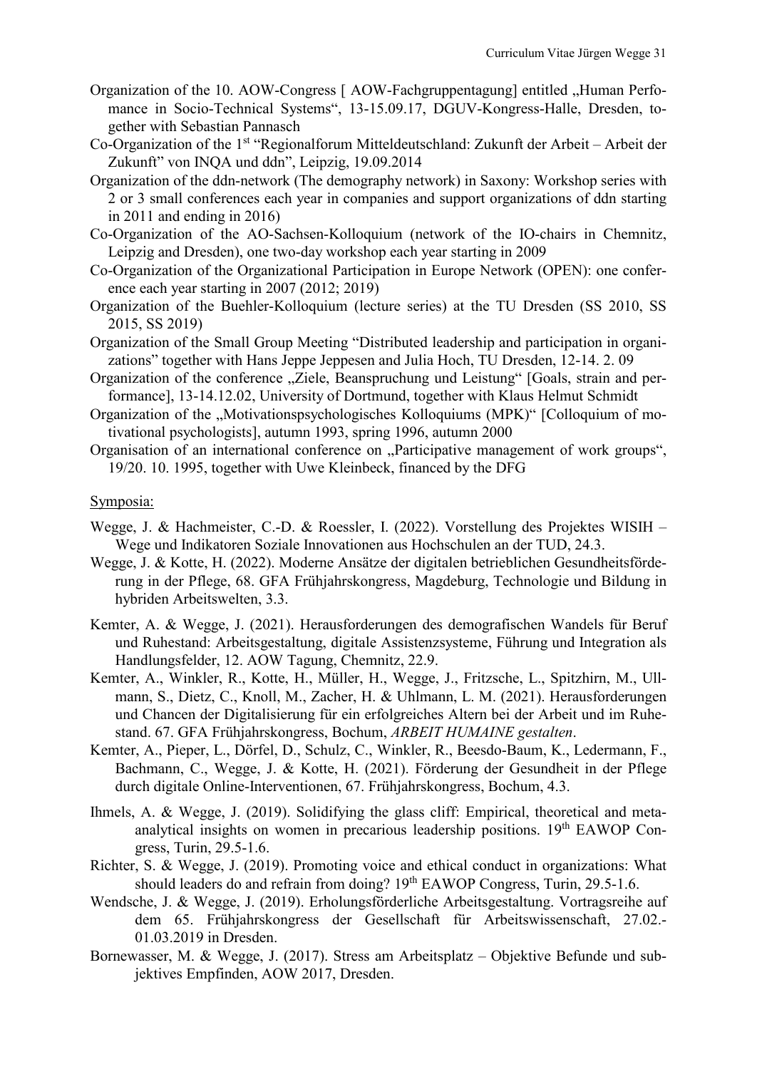Organization of the 10. AOW-Congress [ AOW-Fachgruppentagung] entitled „Human Perfomance in Socio-Technical Systems“, 13-15.09.17, DGUV-Kongress-Halle, Dresden, together with Sebastian Pannasch

Co-Organization of the 1st “Regionalforum Mitteldeutschland: Zukunft der Arbeit – Arbeit der Zukunft” von INQA und ddn”, Leipzig, 19.09.2014

Organization of the ddn-network (The demography network) in Saxony: Workshop series with 2 or 3 small conferences each year in companies and support organizations of ddn starting in 2011 and ending in 2016)

Co-Organization of the AO-Sachsen-Kolloquium (network of the IO-chairs in Chemnitz, Leipzig and Dresden), one two-day workshop each year starting in 2009

Co-Organization of the Organizational Participation in Europe Network (OPEN): one conference each year starting in 2007 (2012; 2019)

Organization of the Buehler-Kolloquium (lecture series) at the TU Dresden (SS 2010, SS 2015, SS 2019)

Organization of the Small Group Meeting “Distributed leadership and participation in organizations” together with Hans Jeppe Jeppesen and Julia Hoch, TU Dresden, 12-14. 2. 09

Organization of the conference „Ziele, Beanspruchung und Leistung“ [Goals, strain and performance], 13-14.12.02, University of Dortmund, together with Klaus Helmut Schmidt

Organization of the „Motivationspsychologisches Kolloquiums (MPK)“ [Colloquium of motivational psychologists], autumn 1993, spring 1996, autumn 2000

Organisation of an international conference on „Participative management of work groups“, 19/20. 10. 1995, together with Uwe Kleinbeck, financed by the DFG

Symposia:

Wegge, J. & Hachmeister, C.-D. & Roessler, I. (2022). Vorstellung des Projektes WISIH – Wege und Indikatoren Soziale Innovationen aus Hochschulen an der TUD, 24.3.

Wegge, J. & Kotte, H. (2022). Moderne Ansätze der digitalen betrieblichen Gesundheitsförderung in der Pflege, 68. GFA Frühjahrskongress, Magdeburg, Technologie und Bildung in hybriden Arbeitswelten, 3.3.

Kemter, A. & Wegge, J. (2021). Herausforderungen des demografischen Wandels für Beruf und Ruhestand: Arbeitsgestaltung, digitale Assistenzsysteme, Führung und Integration als Handlungsfelder, 12. AOW Tagung, Chemnitz, 22.9.

Kemter, A., Winkler, R., Kotte, H., Müller, H., Wegge, J., Fritzsche, L., Spitzhirn, M., Ullmann, S., Dietz, C., Knoll, M., Zacher, H. & Uhlmann, L. M. (2021). Herausforderungen und Chancen der Digitalisierung für ein erfolgreiches Altern bei der Arbeit und im Ruhestand. 67. GFA Frühjahrskongress, Bochum, *ARBEIT HUMAINE gestalten*.

Kemter, A., Pieper, L., Dörfel, D., Schulz, C., Winkler, R., Beesdo-Baum, K., Ledermann, F., Bachmann, C., Wegge, J. & Kotte, H. (2021). Förderung der Gesundheit in der Pflege durch digitale Online-Interventionen, 67. Frühjahrskongress, Bochum, 4.3.

Ihmels, A. & Wegge, J. (2019). Solidifying the glass cliff: Empirical, theoretical and meta-analytical insights on women in precarious leadership positions. 19th EAWOP Congress, Turin, 29.5-1.6.

Richter, S. & Wegge, J. (2019). Promoting voice and ethical conduct in organizations: What should leaders do and refrain from doing? 19th EAWOP Congress, Turin, 29.5-1.6.

Wendsche, J. & Wegge, J. (2019). Erholungsförderliche Arbeitsgestaltung. Vortragsreihe auf dem 65. Frühjahrskongress der Gesellschaft für Arbeitswissenschaft, 27.02.-01.03.2019 in Dresden.

Bornewasser, M. & Wegge, J. (2017). Stress am Arbeitsplatz – Objektive Befunde und subjektives Empfinden, AOW 2017, Dresden.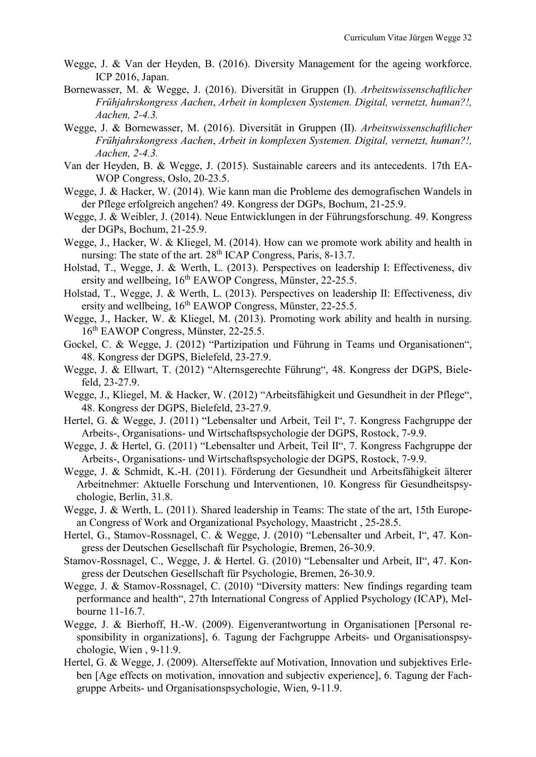Wegge, J. & Van der Heyden, B. (2016). Diversity Management for the ageing workforce. ICP 2016, Japan.

Bornewasser, M. & Wegge, J. (2016). Diversität in Gruppen (I). *Arbeitswissenschaftlicher Frühjahrskongress Aachen*, *Arbeit in komplexen Systemen. Digital, vernetzt, human?!, Aachen, 2-4.3.*

Wegge, J. & Bornewasser, M. (2016). Diversität in Gruppen (II). *Arbeitswissenschaftlicher Frühjahrskongress Aachen*, *Arbeit in komplexen Systemen. Digital, vernetzt, human?!, Aachen, 2-4.3.*

Van der Heyden, B. & Wegge, J. (2015). Sustainable careers and its antecedents. 17th EA-WOP Congress, Oslo, 20-23.5.

Wegge, J. & Hacker, W. (2014). Wie kann man die Probleme des demografischen Wandels in der Pflege erfolgreich angehen? 49. Kongress der DGPs, Bochum, 21-25.9.

Wegge, J. & Weibler, J. (2014). Neue Entwicklungen in der Führungsforschung. 49. Kongress der DGPs, Bochum, 21-25.9.

Wegge, J., Hacker, W. & Kliegel, M. (2014). How can we promote work ability and health in nursing: The state of the art. 28th ICAP Congress, Paris, 8-13.7.

Holstad, T., Wegge, J. & Werth, L. (2013). Perspectives on leadership I: Effectiveness, div ersity and wellbeing, 16th EAWOP Congress, Münster, 22-25.5.

Holstad, T., Wegge, J. & Werth, L. (2013). Perspectives on leadership II: Effectiveness, div ersity and wellbeing, 16th EAWOP Congress, Münster, 22-25.5.

Wegge, J., Hacker, W. & Kliegel, M. (2013). Promoting work ability and health in nursing. 16th EAWOP Congress, Münster, 22-25.5.

Gockel, C. & Wegge, J. (2012) "Partizipation und Führung in Teams und Organisationen", 48. Kongress der DGPS, Bielefeld, 23-27.9.

Wegge, J. & Ellwart, T. (2012) "Alternsgerechte Führung", 48. Kongress der DGPS, Bielefeld, 23-27.9.

Wegge, J., Kliegel, M. & Hacker, W. (2012) "Arbeitsfähigkeit und Gesundheit in der Pflege", 48. Kongress der DGPS, Bielefeld, 23-27.9.

Hertel, G. & Wegge, J. (2011) "Lebensalter und Arbeit, Teil I", 7. Kongress Fachgruppe der Arbeits-, Organisations- und Wirtschaftspsychologie der DGPS, Rostock, 7-9.9.

Wegge, J. & Hertel, G. (2011) "Lebensalter und Arbeit, Teil II", 7. Kongress Fachgruppe der Arbeits-, Organisations- und Wirtschaftspsychologie der DGPS, Rostock, 7-9.9.

Wegge, J. & Schmidt, K.-H. (2011). Förderung der Gesundheit und Arbeitsfähigkeit älterer Arbeitnehmer: Aktuelle Forschung und Interventionen, 10. Kongress für Gesundheitspsychologie, Berlin, 31.8.

Wegge, J. & Werth, L. (2011). Shared leadership in Teams: The state of the art, 15th European Congress of Work and Organizational Psychology, Maastricht , 25-28.5.

Hertel, G., Stamov-Rossnagel, C. & Wegge, J. (2010) "Lebensalter und Arbeit, I", 47. Kongress der Deutschen Gesellschaft für Psychologie, Bremen, 26-30.9.

Stamov-Rossnagel, C., Wegge, J. & Hertel. G. (2010) "Lebensalter und Arbeit, II", 47. Kongress der Deutschen Gesellschaft für Psychologie, Bremen, 26-30.9.

Wegge, J. & Stamov-Rossnagel, C. (2010) "Diversity matters: New findings regarding team performance and health", 27th International Congress of Applied Psychology (ICAP), Melbourne 11-16.7.

Wegge, J. & Bierhoff, H.-W. (2009). Eigenverantwortung in Organisationen [Personal responsibility in organizations], 6. Tagung der Fachgruppe Arbeits- und Organisationspsychologie, Wien , 9-11.9.

Hertel, G. & Wegge, J. (2009). Alterseffekte auf Motivation, Innovation und subjektives Erleben [Age effects on motivation, innovation and subjectiv experience], 6. Tagung der Fachgruppe Arbeits- und Organisationspsychologie, Wien, 9-11.9.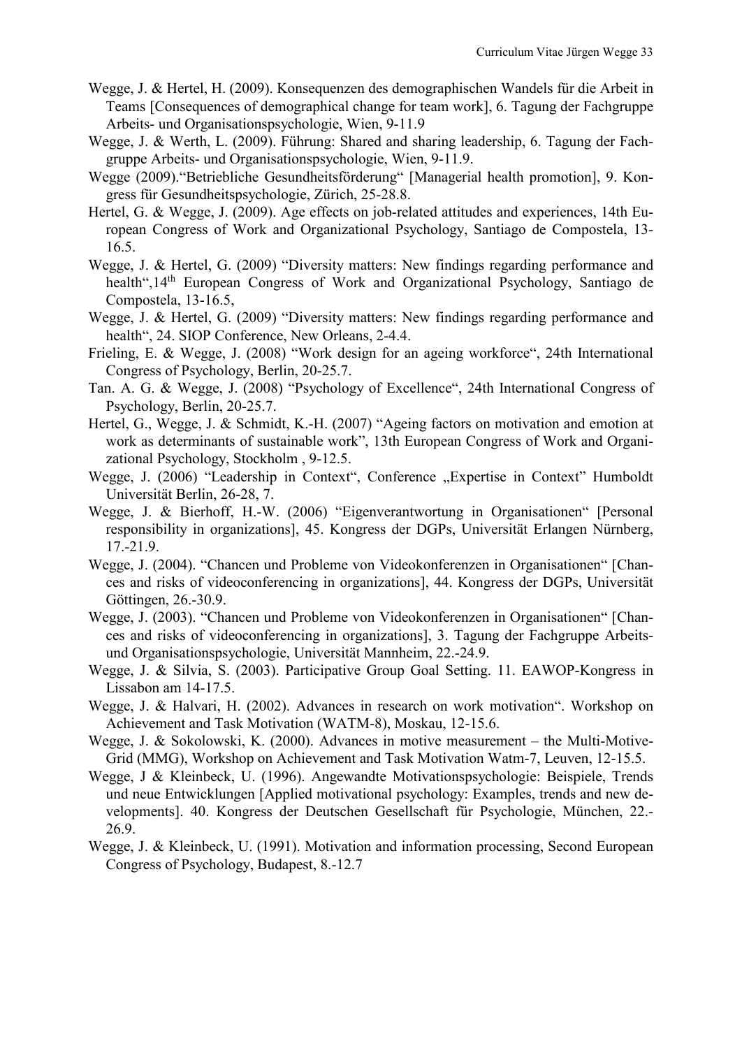Wegge, J. & Hertel, H. (2009). Konsequenzen des demographischen Wandels für die Arbeit in Teams [Consequences of demographical change for team work], 6. Tagung der Fachgruppe Arbeits- und Organisationspsychologie, Wien, 9-11.9

Wegge, J. & Werth, L. (2009). Führung: Shared and sharing leadership, 6. Tagung der Fachgruppe Arbeits- und Organisationspsychologie, Wien, 9-11.9.

Wegge (2009).“Betriebliche Gesundheitsförderung“ [Managerial health promotion], 9. Kongress für Gesundheitspsychologie, Zürich, 25-28.8.

Hertel, G. & Wegge, J. (2009). Age effects on job-related attitudes and experiences, 14th European Congress of Work and Organizational Psychology, Santiago de Compostela, 13-16.5.

Wegge, J. & Hertel, G. (2009) “Diversity matters: New findings regarding performance and health“,14th European Congress of Work and Organizational Psychology, Santiago de Compostela, 13-16.5,

Wegge, J. & Hertel, G. (2009) “Diversity matters: New findings regarding performance and health“, 24. SIOP Conference, New Orleans, 2-4.4.

Frieling, E. & Wegge, J. (2008) “Work design for an ageing workforce“, 24th International Congress of Psychology, Berlin, 20-25.7.

Tan. A. G. & Wegge, J. (2008) “Psychology of Excellence“, 24th International Congress of Psychology, Berlin, 20-25.7.

Hertel, G., Wegge, J. & Schmidt, K.-H. (2007) “Ageing factors on motivation and emotion at work as determinants of sustainable work”, 13th European Congress of Work and Organizational Psychology, Stockholm , 9-12.5.

Wegge, J. (2006) “Leadership in Context“, Conference „Expertise in Context” Humboldt Universität Berlin, 26-28, 7.

Wegge, J. & Bierhoff, H.-W. (2006) “Eigenverantwortung in Organisationen“ [Personal responsibility in organizations], 45. Kongress der DGPs, Universität Erlangen Nürnberg, 17.-21.9.

Wegge, J. (2004). “Chancen und Probleme von Videokonferenzen in Organisationen“ [Chances and risks of videoconferencing in organizations], 44. Kongress der DGPs, Universität Göttingen, 26.-30.9.

Wegge, J. (2003). “Chancen und Probleme von Videokonferenzen in Organisationen“ [Chances and risks of videoconferencing in organizations], 3. Tagung der Fachgruppe Arbeits- und Organisationspsychologie, Universität Mannheim, 22.-24.9.

Wegge, J. & Silvia, S. (2003). Participative Group Goal Setting. 11. EAWOP-Kongress in Lissabon am 14-17.5.

Wegge, J. & Halvari, H. (2002). Advances in research on work motivation“. Workshop on Achievement and Task Motivation (WATM-8), Moskau, 12-15.6.

Wegge, J. & Sokolowski, K. (2000). Advances in motive measurement – the Multi-Motive-Grid (MMG), Workshop on Achievement and Task Motivation Watm-7, Leuven, 12-15.5.

Wegge, J & Kleinbeck, U. (1996). Angewandte Motivationspsychologie: Beispiele, Trends und neue Entwicklungen [Applied motivational psychology: Examples, trends and new developments]. 40. Kongress der Deutschen Gesellschaft für Psychologie, München, 22.-26.9.

Wegge, J. & Kleinbeck, U. (1991). Motivation and information processing, Second European Congress of Psychology, Budapest, 8.-12.7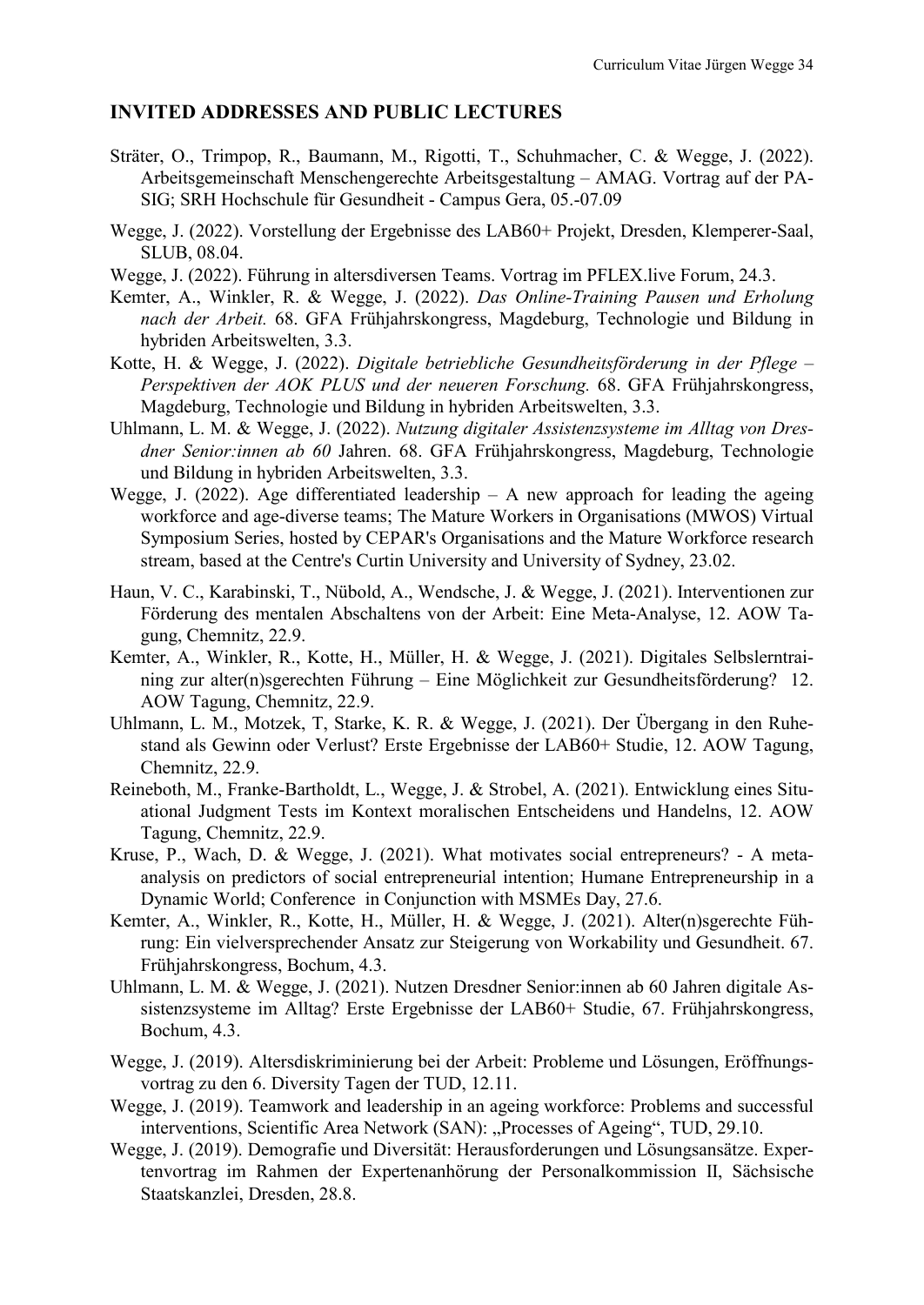## INVITED ADDRESSES AND PUBLIC LECTURES

Sträter, O., Trimpop, R., Baumann, M., Rigotti, T., Schuhmacher, C. & Wegge, J. (2022). Arbeitsgemeinschaft Menschengerechte Arbeitsgestaltung – AMAG. Vortrag auf der PA-SIG; SRH Hochschule für Gesundheit - Campus Gera, 05.-07.09

Wegge, J. (2022). Vorstellung der Ergebnisse des LAB60+ Projekt, Dresden, Klemperer-Saal, SLUB, 08.04.

Wegge, J. (2022). Führung in altersdiversen Teams. Vortrag im PFLEX.live Forum, 24.3.

Kemter, A., Winkler, R. & Wegge, J. (2022). *Das Online-Training Pausen und Erholung nach der Arbeit.* 68. GFA Frühjahrskongress, Magdeburg, Technologie und Bildung in hybriden Arbeitswelten, 3.3.

Kotte, H. & Wegge, J. (2022). *Digitale betriebliche Gesundheitsförderung in der Pflege – Perspektiven der AOK PLUS und der neueren Forschung.* 68. GFA Frühjahrskongress, Magdeburg, Technologie und Bildung in hybriden Arbeitswelten, 3.3.

Uhlmann, L. M. & Wegge, J. (2022). *Nutzung digitaler Assistenzsysteme im Alltag von Dresdner Senior:innen ab 60* Jahren. 68. GFA Frühjahrskongress, Magdeburg, Technologie und Bildung in hybriden Arbeitswelten, 3.3.

Wegge, J. (2022). Age differentiated leadership – A new approach for leading the ageing workforce and age-diverse teams; The Mature Workers in Organisations (MWOS) Virtual Symposium Series, hosted by CEPAR's Organisations and the Mature Workforce research stream, based at the Centre's Curtin University and University of Sydney, 23.02.

Haun, V. C., Karabinski, T., Nübold, A., Wendsche, J. & Wegge, J. (2021). Interventionen zur Förderung des mentalen Abschaltens von der Arbeit: Eine Meta-Analyse, 12. AOW Tagung, Chemnitz, 22.9.

Kemter, A., Winkler, R., Kotte, H., Müller, H. & Wegge, J. (2021). Digitales Selbslerntraining zur alter(n)sgerechten Führung – Eine Möglichkeit zur Gesundheitsförderung? 12. AOW Tagung, Chemnitz, 22.9.

Uhlmann, L. M., Motzek, T, Starke, K. R. & Wegge, J. (2021). Der Übergang in den Ruhestand als Gewinn oder Verlust? Erste Ergebnisse der LAB60+ Studie, 12. AOW Tagung, Chemnitz, 22.9.

Reineboth, M., Franke-Bartholdt, L., Wegge, J. & Strobel, A. (2021). Entwicklung eines Situational Judgment Tests im Kontext moralischen Entscheidens und Handelns, 12. AOW Tagung, Chemnitz, 22.9.

Kruse, P., Wach, D. & Wegge, J. (2021). What motivates social entrepreneurs? - A meta-analysis on predictors of social entrepreneurial intention; Humane Entrepreneurship in a Dynamic World; Conference in Conjunction with MSMEs Day, 27.6.

Kemter, A., Winkler, R., Kotte, H., Müller, H. & Wegge, J. (2021). Alter(n)sgerechte Führung: Ein vielversprechender Ansatz zur Steigerung von Workability und Gesundheit. 67. Frühjahrskongress, Bochum, 4.3.

Uhlmann, L. M. & Wegge, J. (2021). Nutzen Dresdner Senior:innen ab 60 Jahren digitale Assistenzsysteme im Alltag? Erste Ergebnisse der LAB60+ Studie, 67. Frühjahrskongress, Bochum, 4.3.

Wegge, J. (2019). Altersdiskriminierung bei der Arbeit: Probleme und Lösungen, Eröffnungsvortrag zu den 6. Diversity Tagen der TUD, 12.11.

Wegge, J. (2019). Teamwork and leadership in an ageing workforce: Problems and successful interventions, Scientific Area Network (SAN): „Processes of Ageing", TUD, 29.10.

Wegge, J. (2019). Demografie und Diversität: Herausforderungen und Lösungsansätze. Expertenvortrag im Rahmen der Expertenanhörung der Personalkommission II, Sächsische Staatskanzlei, Dresden, 28.8.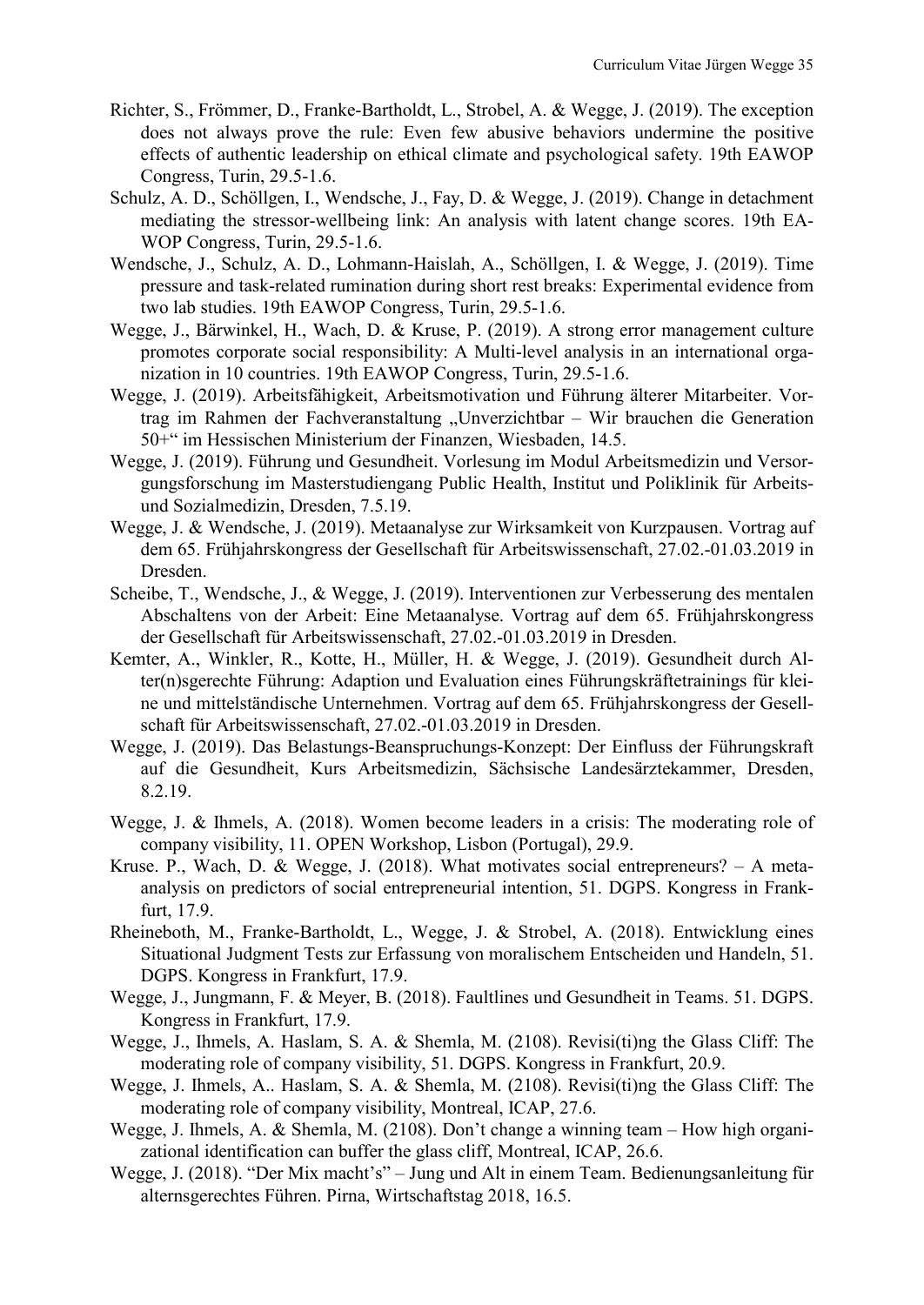Richter, S., Frömmer, D., Franke-Bartholdt, L., Strobel, A. & Wegge, J. (2019). The exception does not always prove the rule: Even few abusive behaviors undermine the positive effects of authentic leadership on ethical climate and psychological safety. 19th EAWOP Congress, Turin, 29.5-1.6.

Schulz, A. D., Schöllgen, I., Wendsche, J., Fay, D. & Wegge, J. (2019). Change in detachment mediating the stressor-wellbeing link: An analysis with latent change scores. 19th EAWOP Congress, Turin, 29.5-1.6.

Wendsche, J., Schulz, A. D., Lohmann-Haislah, A., Schöllgen, I. & Wegge, J. (2019). Time pressure and task-related rumination during short rest breaks: Experimental evidence from two lab studies. 19th EAWOP Congress, Turin, 29.5-1.6.

Wegge, J., Bärwinkel, H., Wach, D. & Kruse, P. (2019). A strong error management culture promotes corporate social responsibility: A Multi-level analysis in an international organization in 10 countries. 19th EAWOP Congress, Turin, 29.5-1.6.

Wegge, J. (2019). Arbeitsfähigkeit, Arbeitsmotivation und Führung älterer Mitarbeiter. Vortrag im Rahmen der Fachveranstaltung „Unverzichtbar – Wir brauchen die Generation 50+" im Hessischen Ministerium der Finanzen, Wiesbaden, 14.5.

Wegge, J. (2019). Führung und Gesundheit. Vorlesung im Modul Arbeitsmedizin und Versorgungsforschung im Masterstudiengang Public Health, Institut und Poliklinik für Arbeits- und Sozialmedizin, Dresden, 7.5.19.

Wegge, J. & Wendsche, J. (2019). Metaanalyse zur Wirksamkeit von Kurzpausen. Vortrag auf dem 65. Frühjahrskongress der Gesellschaft für Arbeitswissenschaft, 27.02.-01.03.2019 in Dresden.

Scheibe, T., Wendsche, J., & Wegge, J. (2019). Interventionen zur Verbesserung des mentalen Abschaltens von der Arbeit: Eine Metaanalyse. Vortrag auf dem 65. Frühjahrskongress der Gesellschaft für Arbeitswissenschaft, 27.02.-01.03.2019 in Dresden.

Kemter, A., Winkler, R., Kotte, H., Müller, H. & Wegge, J. (2019). Gesundheit durch Alter(n)sgerechte Führung: Adaption und Evaluation eines Führungskräftetrainings für kleine und mittelständische Unternehmen. Vortrag auf dem 65. Frühjahrskongress der Gesellschaft für Arbeitswissenschaft, 27.02.-01.03.2019 in Dresden.

Wegge, J. (2019). Das Belastungs-Beanspruchungs-Konzept: Der Einfluss der Führungskraft auf die Gesundheit, Kurs Arbeitsmedizin, Sächsische Landesärztekammer, Dresden, 8.2.19.

Wegge, J. & Ihmels, A. (2018). Women become leaders in a crisis: The moderating role of company visibility, 11. OPEN Workshop, Lisbon (Portugal), 29.9.

Kruse. P., Wach, D. & Wegge, J. (2018). What motivates social entrepreneurs? – A meta-analysis on predictors of social entrepreneurial intention, 51. DGPS. Kongress in Frankfurt, 17.9.

Rheineboth, M., Franke-Bartholdt, L., Wegge, J. & Strobel, A. (2018). Entwicklung eines Situational Judgment Tests zur Erfassung von moralischem Entscheiden und Handeln, 51. DGPS. Kongress in Frankfurt, 17.9.

Wegge, J., Jungmann, F. & Meyer, B. (2018). Faultlines und Gesundheit in Teams. 51. DGPS. Kongress in Frankfurt, 17.9.

Wegge, J., Ihmels, A. Haslam, S. A. & Shemla, M. (2108). Revisi(ti)ng the Glass Cliff: The moderating role of company visibility, 51. DGPS. Kongress in Frankfurt, 20.9.

Wegge, J. Ihmels, A.. Haslam, S. A. & Shemla, M. (2108). Revisi(ti)ng the Glass Cliff: The moderating role of company visibility, Montreal, ICAP, 27.6.

Wegge, J. Ihmels, A. & Shemla, M. (2108). Don't change a winning team – How high organizational identification can buffer the glass cliff, Montreal, ICAP, 26.6.

Wegge, J. (2018). "Der Mix macht's" – Jung und Alt in einem Team. Bedienungsanleitung für alternsgerechtes Führen. Pirna, Wirtschaftstag 2018, 16.5.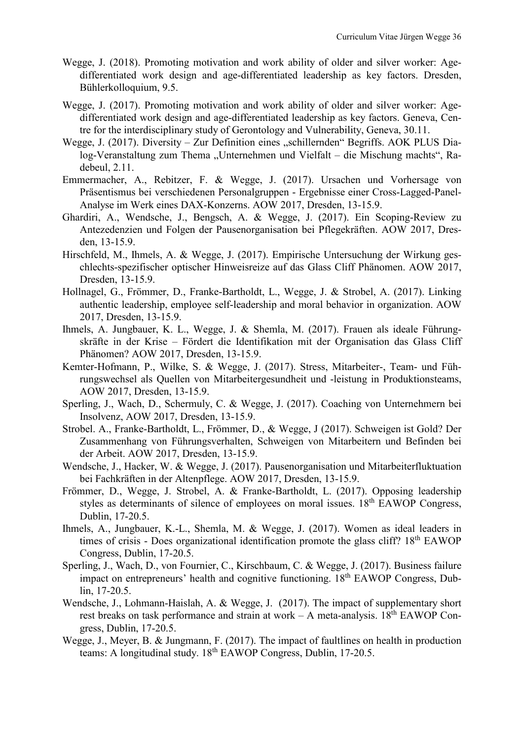Wegge, J. (2018). Promoting motivation and work ability of older and silver worker: Age-differentiated work design and age-differentiated leadership as key factors. Dresden, Bühlerkolloquium, 9.5.

Wegge, J. (2017). Promoting motivation and work ability of older and silver worker: Age-differentiated work design and age-differentiated leadership as key factors. Geneva, Centre for the interdisciplinary study of Gerontology and Vulnerability, Geneva, 30.11.

Wegge, J. (2017). Diversity – Zur Definition eines „schillernden" Begriffs. AOK PLUS Dialog-Veranstaltung zum Thema „Unternehmen und Vielfalt – die Mischung machts", Radebeul, 2.11.

Emmermacher, A., Rebitzer, F. & Wegge, J. (2017). Ursachen und Vorhersage von Präsentismus bei verschiedenen Personalgruppen - Ergebnisse einer Cross-Lagged-Panel-Analyse im Werk eines DAX-Konzerns. AOW 2017, Dresden, 13-15.9.

Ghardiri, A., Wendsche, J., Bengsch, A. & Wegge, J. (2017). Ein Scoping-Review zu Antezedenzien und Folgen der Pausenorganisation bei Pflegekräften. AOW 2017, Dresden, 13-15.9.

Hirschfeld, M., Ihmels, A. & Wegge, J. (2017). Empirische Untersuchung der Wirkung geschlechts-spezifischer optischer Hinweisreize auf das Glass Cliff Phänomen. AOW 2017, Dresden, 13-15.9.

Hollnagel, G., Frömmer, D., Franke-Bartholdt, L., Wegge, J. & Strobel, A. (2017). Linking authentic leadership, employee self-leadership and moral behavior in organization. AOW 2017, Dresden, 13-15.9.

Ihmels, A. Jungbauer, K. L., Wegge, J. & Shemla, M. (2017). Frauen als ideale Führungskräfte in der Krise – Fördert die Identifikation mit der Organisation das Glass Cliff Phänomen? AOW 2017, Dresden, 13-15.9.

Kemter-Hofmann, P., Wilke, S. & Wegge, J. (2017). Stress, Mitarbeiter-, Team- und Führungswechsel als Quellen von Mitarbeitergesundheit und -leistung in Produktionsteams, AOW 2017, Dresden, 13-15.9.

Sperling, J., Wach, D., Schermuly, C. & Wegge, J. (2017). Coaching von Unternehmern bei Insolvenz, AOW 2017, Dresden, 13-15.9.

Strobel. A., Franke-Bartholdt, L., Frömmer, D., & Wegge, J (2017). Schweigen ist Gold? Der Zusammenhang von Führungsverhalten, Schweigen von Mitarbeitern und Befinden bei der Arbeit. AOW 2017, Dresden, 13-15.9.

Wendsche, J., Hacker, W. & Wegge, J. (2017). Pausenorganisation und Mitarbeiterfluktuation bei Fachkräften in der Altenpflege. AOW 2017, Dresden, 13-15.9.

Frömmer, D., Wegge, J. Strobel, A. & Franke-Bartholdt, L. (2017). Opposing leadership styles as determinants of silence of employees on moral issues. 18th EAWOP Congress, Dublin, 17-20.5.

Ihmels, A., Jungbauer, K.-L., Shemla, M. & Wegge, J. (2017). Women as ideal leaders in times of crisis - Does organizational identification promote the glass cliff? 18th EAWOP Congress, Dublin, 17-20.5.

Sperling, J., Wach, D., von Fournier, C., Kirschbaum, C. & Wegge, J. (2017). Business failure impact on entrepreneurs' health and cognitive functioning. 18th EAWOP Congress, Dublin, 17-20.5.

Wendsche, J., Lohmann-Haislah, A. & Wegge, J. (2017). The impact of supplementary short rest breaks on task performance and strain at work – A meta-analysis. 18th EAWOP Congress, Dublin, 17-20.5.

Wegge, J., Meyer, B. & Jungmann, F. (2017). The impact of faultlines on health in production teams: A longitudinal study. 18th EAWOP Congress, Dublin, 17-20.5.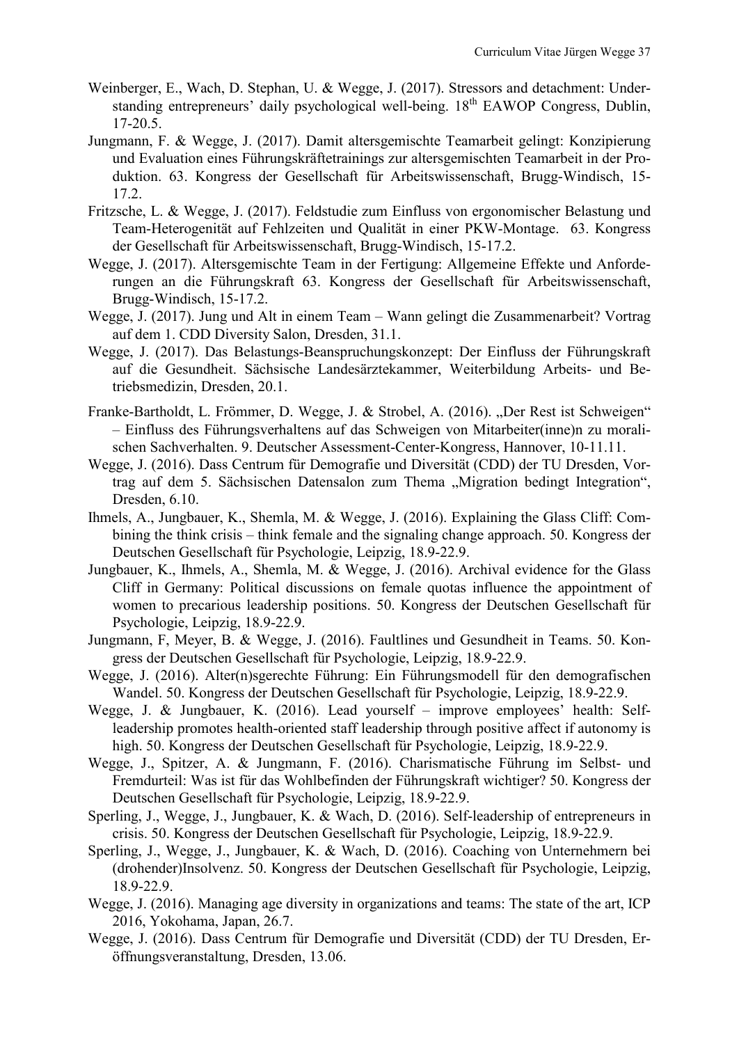Weinberger, E., Wach, D. Stephan, U. & Wegge, J. (2017). Stressors and detachment: Understanding entrepreneurs' daily psychological well-being. 18[th] EAWOP Congress, Dublin, 17-20.5.

Jungmann, F. & Wegge, J. (2017). Damit altersgemischte Teamarbeit gelingt: Konzipierung und Evaluation eines Führungskräftetrainings zur altersgemischten Teamarbeit in der Produktion. 63. Kongress der Gesellschaft für Arbeitswissenschaft, Brugg-Windisch, 15-17.2.

Fritzsche, L. & Wegge, J. (2017). Feldstudie zum Einfluss von ergonomischer Belastung und Team-Heterogenität auf Fehlzeiten und Qualität in einer PKW-Montage. 63. Kongress der Gesellschaft für Arbeitswissenschaft, Brugg-Windisch, 15-17.2.

Wegge, J. (2017). Altersgemischte Team in der Fertigung: Allgemeine Effekte und Anforderungen an die Führungskraft 63. Kongress der Gesellschaft für Arbeitswissenschaft, Brugg-Windisch, 15-17.2.

Wegge, J. (2017). Jung und Alt in einem Team – Wann gelingt die Zusammenarbeit? Vortrag auf dem 1. CDD Diversity Salon, Dresden, 31.1.

Wegge, J. (2017). Das Belastungs-Beanspruchungskonzept: Der Einfluss der Führungskraft auf die Gesundheit. Sächsische Landesärztekammer, Weiterbildung Arbeits- und Betriebsmedizin, Dresden, 20.1.

Franke-Bartholdt, L. Frömmer, D. Wegge, J. & Strobel, A. (2016). „Der Rest ist Schweigen" – Einfluss des Führungsverhaltens auf das Schweigen von Mitarbeiter(inne)n zu moralischen Sachverhalten. 9. Deutscher Assessment-Center-Kongress, Hannover, 10-11.11.

Wegge, J. (2016). Dass Centrum für Demografie und Diversität (CDD) der TU Dresden, Vortrag auf dem 5. Sächsischen Datensalon zum Thema „Migration bedingt Integration", Dresden, 6.10.

Ihmels, A., Jungbauer, K., Shemla, M. & Wegge, J. (2016). Explaining the Glass Cliff: Combining the think crisis – think female and the signaling change approach. 50. Kongress der Deutschen Gesellschaft für Psychologie, Leipzig, 18.9-22.9.

Jungbauer, K., Ihmels, A., Shemla, M. & Wegge, J. (2016). Archival evidence for the Glass Cliff in Germany: Political discussions on female quotas influence the appointment of women to precarious leadership positions. 50. Kongress der Deutschen Gesellschaft für Psychologie, Leipzig, 18.9-22.9.

Jungmann, F, Meyer, B. & Wegge, J. (2016). Faultlines und Gesundheit in Teams. 50. Kongress der Deutschen Gesellschaft für Psychologie, Leipzig, 18.9-22.9.

Wegge, J. (2016). Alter(n)sgerechte Führung: Ein Führungsmodell für den demografischen Wandel. 50. Kongress der Deutschen Gesellschaft für Psychologie, Leipzig, 18.9-22.9.

Wegge, J. & Jungbauer, K. (2016). Lead yourself – improve employees' health: Self-leadership promotes health-oriented staff leadership through positive affect if autonomy is high. 50. Kongress der Deutschen Gesellschaft für Psychologie, Leipzig, 18.9-22.9.

Wegge, J., Spitzer, A. & Jungmann, F. (2016). Charismatische Führung im Selbst- und Fremdurteil: Was ist für das Wohlbefinden der Führungskraft wichtiger? 50. Kongress der Deutschen Gesellschaft für Psychologie, Leipzig, 18.9-22.9.

Sperling, J., Wegge, J., Jungbauer, K. & Wach, D. (2016). Self-leadership of entrepreneurs in crisis. 50. Kongress der Deutschen Gesellschaft für Psychologie, Leipzig, 18.9-22.9.

Sperling, J., Wegge, J., Jungbauer, K. & Wach, D. (2016). Coaching von Unternehmern bei (drohender)Insolvenz. 50. Kongress der Deutschen Gesellschaft für Psychologie, Leipzig, 18.9-22.9.

Wegge, J. (2016). Managing age diversity in organizations and teams: The state of the art, ICP 2016, Yokohama, Japan, 26.7.

Wegge, J. (2016). Dass Centrum für Demografie und Diversität (CDD) der TU Dresden, Eröffnungsveranstaltung, Dresden, 13.06.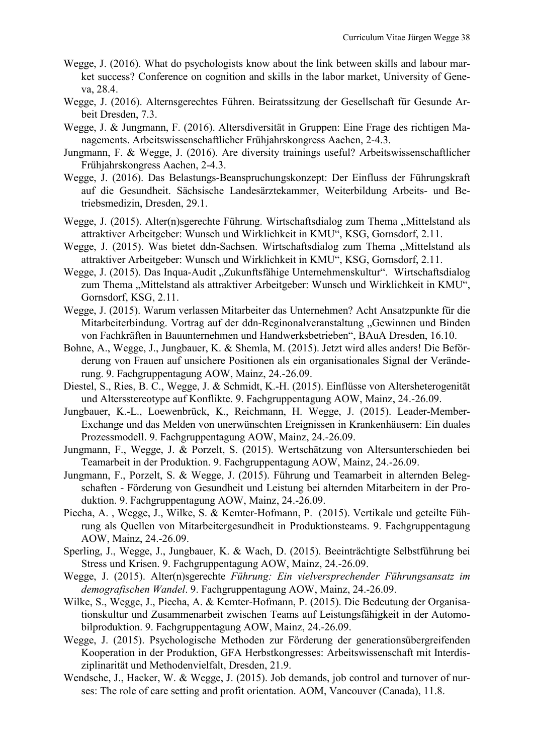Wegge, J. (2016). What do psychologists know about the link between skills and labour market success? Conference on cognition and skills in the labor market, University of Geneva, 28.4.

Wegge, J. (2016). Alternsgerechtes Führen. Beiratssitzung der Gesellschaft für Gesunde Arbeit Dresden, 7.3.

Wegge, J. & Jungmann, F. (2016). Altersdiversität in Gruppen: Eine Frage des richtigen Managements. Arbeitswissenschaftlicher Frühjahrskongress Aachen, 2-4.3.

Jungmann, F. & Wegge, J. (2016). Are diversity trainings useful? Arbeitswissenschaftlicher Frühjahrskongress Aachen, 2-4.3.

Wegge, J. (2016). Das Belastungs-Beanspruchungskonzept: Der Einfluss der Führungskraft auf die Gesundheit. Sächsische Landesärztekammer, Weiterbildung Arbeits- und Betriebsmedizin, Dresden, 29.1.

Wegge, J. (2015). Alter(n)sgerechte Führung. Wirtschaftsdialog zum Thema „Mittelstand als attraktiver Arbeitgeber: Wunsch und Wirklichkeit in KMU", KSG, Gornsdorf, 2.11.

Wegge, J. (2015). Was bietet ddn-Sachsen. Wirtschaftsdialog zum Thema „Mittelstand als attraktiver Arbeitgeber: Wunsch und Wirklichkeit in KMU", KSG, Gornsdorf, 2.11.

Wegge, J. (2015). Das Inqua-Audit „Zukunftsfähige Unternehmenskultur". Wirtschaftsdialog zum Thema „Mittelstand als attraktiver Arbeitgeber: Wunsch und Wirklichkeit in KMU", Gornsdorf, KSG, 2.11.

Wegge, J. (2015). Warum verlassen Mitarbeiter das Unternehmen? Acht Ansatzpunkte für die Mitarbeiterbindung. Vortrag auf der ddn-Reginonalveranstaltung „Gewinnen und Binden von Fachkräften in Bauunternehmen und Handwerksbetrieben", BAuA Dresden, 16.10.

Bohne, A., Wegge, J., Jungbauer, K. & Shemla, M. (2015). Jetzt wird alles anders! Die Beförderung von Frauen auf unsichere Positionen als ein organisationales Signal der Veränderung. 9. Fachgruppentagung AOW, Mainz, 24.-26.09.

Diestel, S., Ries, B. C., Wegge, J. & Schmidt, K.-H. (2015). Einflüsse von Altersheterogenität und Altersstereotype auf Konflikte. 9. Fachgruppentagung AOW, Mainz, 24.-26.09.

Jungbauer, K.-L., Loewenbrück, K., Reichmann, H. Wegge, J. (2015). Leader-Member-Exchange und das Melden von unerwünschten Ereignissen in Krankenhäusern: Ein duales Prozessmodell. 9. Fachgruppentagung AOW, Mainz, 24.-26.09.

Jungmann, F., Wegge, J. & Porzelt, S. (2015). Wertschätzung von Altersunterschieden bei Teamarbeit in der Produktion. 9. Fachgruppentagung AOW, Mainz, 24.-26.09.

Jungmann, F., Porzelt, S. & Wegge, J. (2015). Führung und Teamarbeit in alternden Belegschaften - Förderung von Gesundheit und Leistung bei alternden Mitarbeitern in der Produktion. 9. Fachgruppentagung AOW, Mainz, 24.-26.09.

Piecha, A. , Wegge, J., Wilke, S. & Kemter-Hofmann, P. (2015). Vertikale und geteilte Führung als Quellen von Mitarbeitergesundheit in Produktionsteams. 9. Fachgruppentagung AOW, Mainz, 24.-26.09.

Sperling, J., Wegge, J., Jungbauer, K. & Wach, D. (2015). Beeinträchtigte Selbstführung bei Stress und Krisen. 9. Fachgruppentagung AOW, Mainz, 24.-26.09.

Wegge, J. (2015). Alter(n)sgerechte *Führung: Ein vielversprechender Führungsansatz im demografischen Wandel*. 9. Fachgruppentagung AOW, Mainz, 24.-26.09.

Wilke, S., Wegge, J., Piecha, A. & Kemter-Hofmann, P. (2015). Die Bedeutung der Organisationskultur und Zusammenarbeit zwischen Teams auf Leistungsfähigkeit in der Automobilproduktion. 9. Fachgruppentagung AOW, Mainz, 24.-26.09.

Wegge, J. (2015). Psychologische Methoden zur Förderung der generationsübergreifenden Kooperation in der Produktion, GFA Herbstkongresses: Arbeitswissenschaft mit Interdisziplinarität und Methodenvielfalt, Dresden, 21.9.

Wendsche, J., Hacker, W. & Wegge, J. (2015). Job demands, job control and turnover of nurses: The role of care setting and profit orientation. AOM, Vancouver (Canada), 11.8.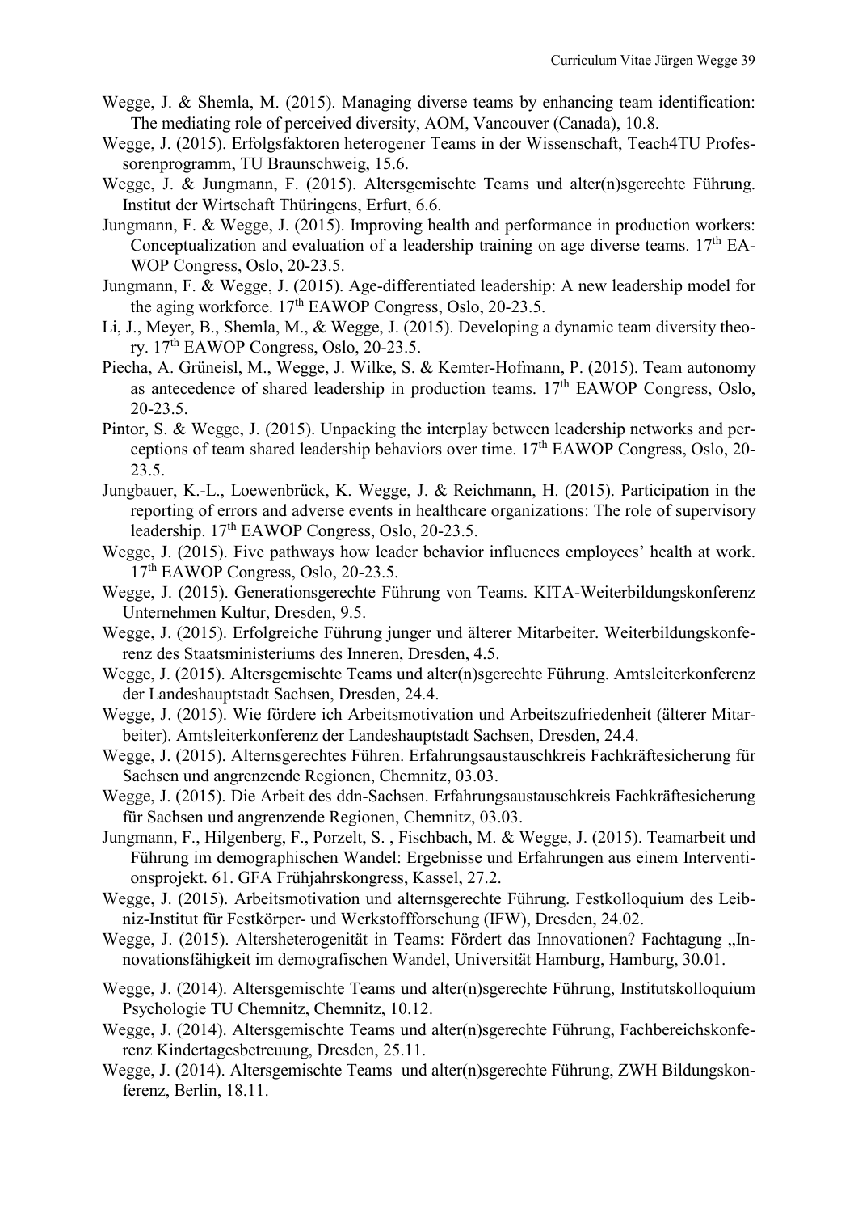Wegge, J. & Shemla, M. (2015). Managing diverse teams by enhancing team identification: The mediating role of perceived diversity, AOM, Vancouver (Canada), 10.8.

Wegge, J. (2015). Erfolgsfaktoren heterogener Teams in der Wissenschaft, Teach4TU Professorenprogramm, TU Braunschweig, 15.6.

Wegge, J. & Jungmann, F. (2015). Altersgemischte Teams und alter(n)sgerechte Führung. Institut der Wirtschaft Thüringens, Erfurt, 6.6.

Jungmann, F. & Wegge, J. (2015). Improving health and performance in production workers: Conceptualization and evaluation of a leadership training on age diverse teams. 17th EAWOP Congress, Oslo, 20-23.5.

Jungmann, F. & Wegge, J. (2015). Age-differentiated leadership: A new leadership model for the aging workforce. 17th EAWOP Congress, Oslo, 20-23.5.

Li, J., Meyer, B., Shemla, M., & Wegge, J. (2015). Developing a dynamic team diversity theory. 17th EAWOP Congress, Oslo, 20-23.5.

Piecha, A. Grüneisl, M., Wegge, J. Wilke, S. & Kemter-Hofmann, P. (2015). Team autonomy as antecedence of shared leadership in production teams. 17th EAWOP Congress, Oslo, 20-23.5.

Pintor, S. & Wegge, J. (2015). Unpacking the interplay between leadership networks and perceptions of team shared leadership behaviors over time. 17th EAWOP Congress, Oslo, 20-23.5.

Jungbauer, K.-L., Loewenbrück, K. Wegge, J. & Reichmann, H. (2015). Participation in the reporting of errors and adverse events in healthcare organizations: The role of supervisory leadership. 17th EAWOP Congress, Oslo, 20-23.5.

Wegge, J. (2015). Five pathways how leader behavior influences employees' health at work. 17th EAWOP Congress, Oslo, 20-23.5.

Wegge, J. (2015). Generationsgerechte Führung von Teams. KITA-Weiterbildungskonferenz Unternehmen Kultur, Dresden, 9.5.

Wegge, J. (2015). Erfolgreiche Führung junger und älterer Mitarbeiter. Weiterbildungskonferenz des Staatsministeriums des Inneren, Dresden, 4.5.

Wegge, J. (2015). Altersgemischte Teams und alter(n)sgerechte Führung. Amtsleiterkonferenz der Landeshauptstadt Sachsen, Dresden, 24.4.

Wegge, J. (2015). Wie fördere ich Arbeitsmotivation und Arbeitszufriedenheit (älterer Mitarbeiter). Amtsleiterkonferenz der Landeshauptstadt Sachsen, Dresden, 24.4.

Wegge, J. (2015). Alternsgerechtes Führen. Erfahrungsaustauschkreis Fachkräftesicherung für Sachsen und angrenzende Regionen, Chemnitz, 03.03.

Wegge, J. (2015). Die Arbeit des ddn-Sachsen. Erfahrungsaustauschkreis Fachkräftesicherung für Sachsen und angrenzende Regionen, Chemnitz, 03.03.

Jungmann, F., Hilgenberg, F., Porzelt, S. , Fischbach, M. & Wegge, J. (2015). Teamarbeit und Führung im demographischen Wandel: Ergebnisse und Erfahrungen aus einem Interventionsprojekt. 61. GFA Frühjahrskongress, Kassel, 27.2.

Wegge, J. (2015). Arbeitsmotivation und alternsgerechte Führung. Festkolloquium des Leibniz-Institut für Festkörper- und Werkstoffforschung (IFW), Dresden, 24.02.

Wegge, J. (2015). Altersheterogenität in Teams: Fördert das Innovationen? Fachtagung „Innovationsfähigkeit im demografischen Wandel, Universität Hamburg, Hamburg, 30.01.

Wegge, J. (2014). Altersgemischte Teams und alter(n)sgerechte Führung, Institutskolloquium Psychologie TU Chemnitz, Chemnitz, 10.12.

Wegge, J. (2014). Altersgemischte Teams und alter(n)sgerechte Führung, Fachbereichskonferenz Kindertagesbetreuung, Dresden, 25.11.

Wegge, J. (2014). Altersgemischte Teams und alter(n)sgerechte Führung, ZWH Bildungskonferenz, Berlin, 18.11.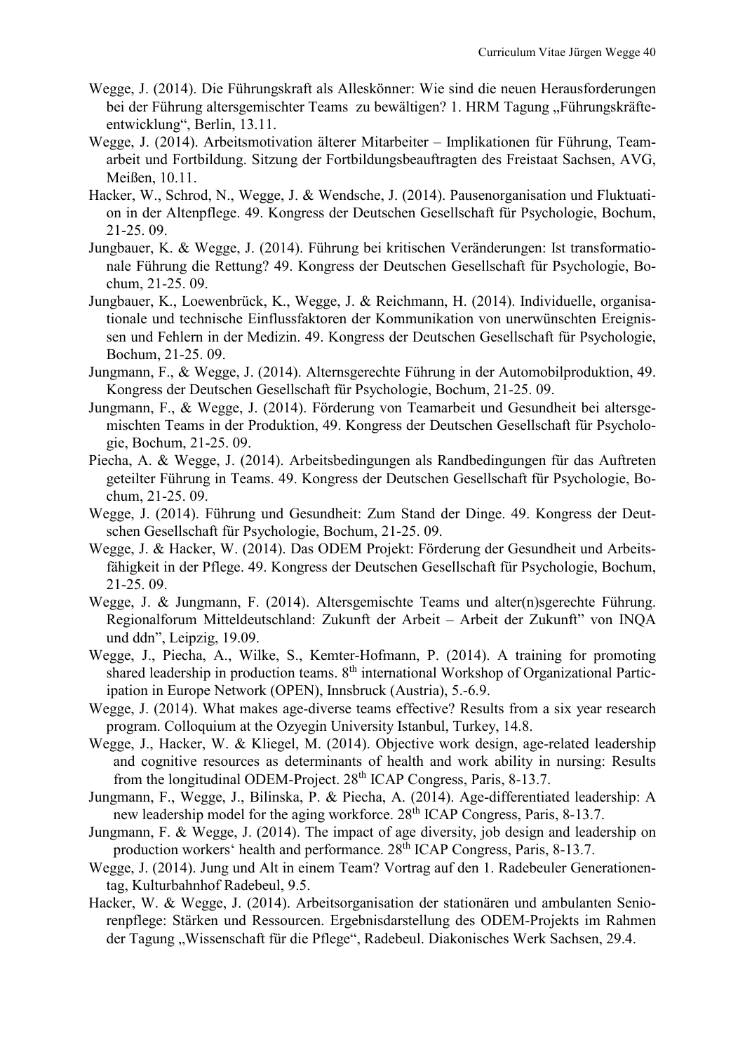Wegge, J. (2014). Die Führungskraft als Alleskönner: Wie sind die neuen Herausforderungen bei der Führung altersgemischter Teams zu bewältigen? 1. HRM Tagung „Führungskräfteentwicklung", Berlin, 13.11.

Wegge, J. (2014). Arbeitsmotivation älterer Mitarbeiter – Implikationen für Führung, Teamarbeit und Fortbildung. Sitzung der Fortbildungsbeauftragten des Freistaat Sachsen, AVG, Meißen, 10.11.

Hacker, W., Schrod, N., Wegge, J. & Wendsche, J. (2014). Pausenorganisation und Fluktuation in der Altenpflege. 49. Kongress der Deutschen Gesellschaft für Psychologie, Bochum, 21-25. 09.

Jungbauer, K. & Wegge, J. (2014). Führung bei kritischen Veränderungen: Ist transformationale Führung die Rettung? 49. Kongress der Deutschen Gesellschaft für Psychologie, Bochum, 21-25. 09.

Jungbauer, K., Loewenbrück, K., Wegge, J. & Reichmann, H. (2014). Individuelle, organisationale und technische Einflussfaktoren der Kommunikation von unerwünschten Ereignissen und Fehlern in der Medizin. 49. Kongress der Deutschen Gesellschaft für Psychologie, Bochum, 21-25. 09.

Jungmann, F., & Wegge, J. (2014). Alternsgerechte Führung in der Automobilproduktion, 49. Kongress der Deutschen Gesellschaft für Psychologie, Bochum, 21-25. 09.

Jungmann, F., & Wegge, J. (2014). Förderung von Teamarbeit und Gesundheit bei altersgemischten Teams in der Produktion, 49. Kongress der Deutschen Gesellschaft für Psychologie, Bochum, 21-25. 09.

Piecha, A. & Wegge, J. (2014). Arbeitsbedingungen als Randbedingungen für das Auftreten geteilter Führung in Teams. 49. Kongress der Deutschen Gesellschaft für Psychologie, Bochum, 21-25. 09.

Wegge, J. (2014). Führung und Gesundheit: Zum Stand der Dinge. 49. Kongress der Deutschen Gesellschaft für Psychologie, Bochum, 21-25. 09.

Wegge, J. & Hacker, W. (2014). Das ODEM Projekt: Förderung der Gesundheit und Arbeitsfähigkeit in der Pflege. 49. Kongress der Deutschen Gesellschaft für Psychologie, Bochum, 21-25. 09.

Wegge, J. & Jungmann, F. (2014). Altersgemischte Teams und alter(n)sgerechte Führung. Regionalforum Mitteldeutschland: Zukunft der Arbeit – Arbeit der Zukunft" von INQA und ddn", Leipzig, 19.09.

Wegge, J., Piecha, A., Wilke, S., Kemter-Hofmann, P. (2014). A training for promoting shared leadership in production teams. 8th international Workshop of Organizational Participation in Europe Network (OPEN), Innsbruck (Austria), 5.-6.9.

Wegge, J. (2014). What makes age-diverse teams effective? Results from a six year research program. Colloquium at the Ozyegin University Istanbul, Turkey, 14.8.

Wegge, J., Hacker, W. & Kliegel, M. (2014). Objective work design, age-related leadership and cognitive resources as determinants of health and work ability in nursing: Results from the longitudinal ODEM-Project. 28th ICAP Congress, Paris, 8-13.7.

Jungmann, F., Wegge, J., Bilinska, P. & Piecha, A. (2014). Age-differentiated leadership: A new leadership model for the aging workforce. 28th ICAP Congress, Paris, 8-13.7.

Jungmann, F. & Wegge, J. (2014). The impact of age diversity, job design and leadership on production workers' health and performance. 28th ICAP Congress, Paris, 8-13.7.

Wegge, J. (2014). Jung und Alt in einem Team? Vortrag auf den 1. Radebeuler Generationentag, Kulturbahnhof Radebeul, 9.5.

Hacker, W. & Wegge, J. (2014). Arbeitsorganisation der stationären und ambulanten Seniorenpflege: Stärken und Ressourcen. Ergebnisdarstellung des ODEM-Projekts im Rahmen der Tagung „Wissenschaft für die Pflege", Radebeul. Diakonisches Werk Sachsen, 29.4.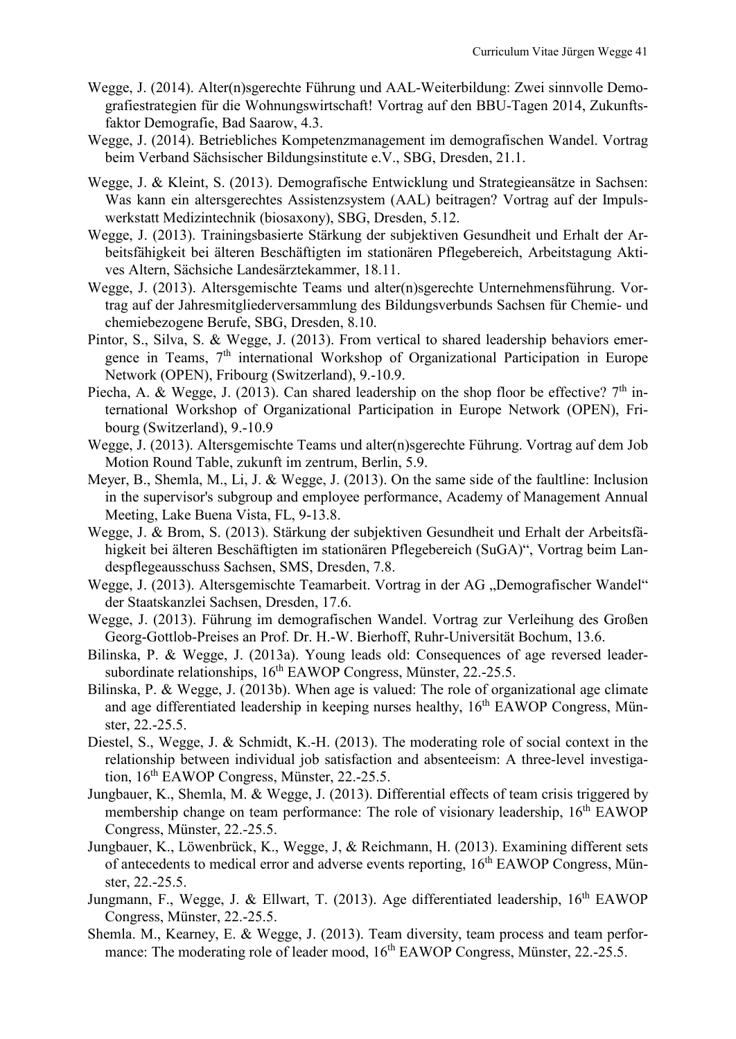Wegge, J. (2014). Alter(n)sgerechte Führung und AAL-Weiterbildung: Zwei sinnvolle Demografiestrategien für die Wohnungswirtschaft! Vortrag auf den BBU-Tagen 2014, Zukunftsfaktor Demografie, Bad Saarow, 4.3.

Wegge, J. (2014). Betriebliches Kompetenzmanagement im demografischen Wandel. Vortrag beim Verband Sächsischer Bildungsinstitute e.V., SBG, Dresden, 21.1.

Wegge, J. & Kleint, S. (2013). Demografische Entwicklung und Strategieansätze in Sachsen: Was kann ein altersgerechtes Assistenzsystem (AAL) beitragen? Vortrag auf der Impulswerkstatt Medizintechnik (biosaxony), SBG, Dresden, 5.12.

Wegge, J. (2013). Trainingsbasierte Stärkung der subjektiven Gesundheit und Erhalt der Arbeitsfähigkeit bei älteren Beschäftigten im stationären Pflegebereich, Arbeitstagung Aktives Altern, Sächsiche Landesärztekammer, 18.11.

Wegge, J. (2013). Altersgemischte Teams und alter(n)sgerechte Unternehmensführung. Vortrag auf der Jahresmitgliederversammlung des Bildungsverbunds Sachsen für Chemie- und chemiebezogene Berufe, SBG, Dresden, 8.10.

Pintor, S., Silva, S. & Wegge, J. (2013). From vertical to shared leadership behaviors emergence in Teams, 7th international Workshop of Organizational Participation in Europe Network (OPEN), Fribourg (Switzerland), 9.-10.9.

Piecha, A. & Wegge, J. (2013). Can shared leadership on the shop floor be effective? 7th international Workshop of Organizational Participation in Europe Network (OPEN), Fribourg (Switzerland), 9.-10.9

Wegge, J. (2013). Altersgemischte Teams und alter(n)sgerechte Führung. Vortrag auf dem Job Motion Round Table, zukunft im zentrum, Berlin, 5.9.

Meyer, B., Shemla, M., Li, J. & Wegge, J. (2013). On the same side of the faultline: Inclusion in the supervisor's subgroup and employee performance, Academy of Management Annual Meeting, Lake Buena Vista, FL, 9-13.8.

Wegge, J. & Brom, S. (2013). Stärkung der subjektiven Gesundheit und Erhalt der Arbeitsfähigkeit bei älteren Beschäftigten im stationären Pflegebereich (SuGA)", Vortrag beim Landespflegeausschuss Sachsen, SMS, Dresden, 7.8.

Wegge, J. (2013). Altersgemischte Teamarbeit. Vortrag in der AG „Demografischer Wandel" der Staatskanzlei Sachsen, Dresden, 17.6.

Wegge, J. (2013). Führung im demografischen Wandel. Vortrag zur Verleihung des Großen Georg-Gottlob-Preises an Prof. Dr. H.-W. Bierhoff, Ruhr-Universität Bochum, 13.6.

Bilinska, P. & Wegge, J. (2013a). Young leads old: Consequences of age reversed leader-subordinate relationships, 16th EAWOP Congress, Münster, 22.-25.5.

Bilinska, P. & Wegge, J. (2013b). When age is valued: The role of organizational age climate and age differentiated leadership in keeping nurses healthy, 16th EAWOP Congress, Münster, 22.-25.5.

Diestel, S., Wegge, J. & Schmidt, K.-H. (2013). The moderating role of social context in the relationship between individual job satisfaction and absenteeism: A three-level investigation, 16th EAWOP Congress, Münster, 22.-25.5.

Jungbauer, K., Shemla, M. & Wegge, J. (2013). Differential effects of team crisis triggered by membership change on team performance: The role of visionary leadership, 16th EAWOP Congress, Münster, 22.-25.5.

Jungbauer, K., Löwenbrück, K., Wegge, J, & Reichmann, H. (2013). Examining different sets of antecedents to medical error and adverse events reporting, 16th EAWOP Congress, Münster, 22.-25.5.

Jungmann, F., Wegge, J. & Ellwart, T. (2013). Age differentiated leadership, 16th EAWOP Congress, Münster, 22.-25.5.

Shemla. M., Kearney, E. & Wegge, J. (2013). Team diversity, team process and team performance: The moderating role of leader mood, 16th EAWOP Congress, Münster, 22.-25.5.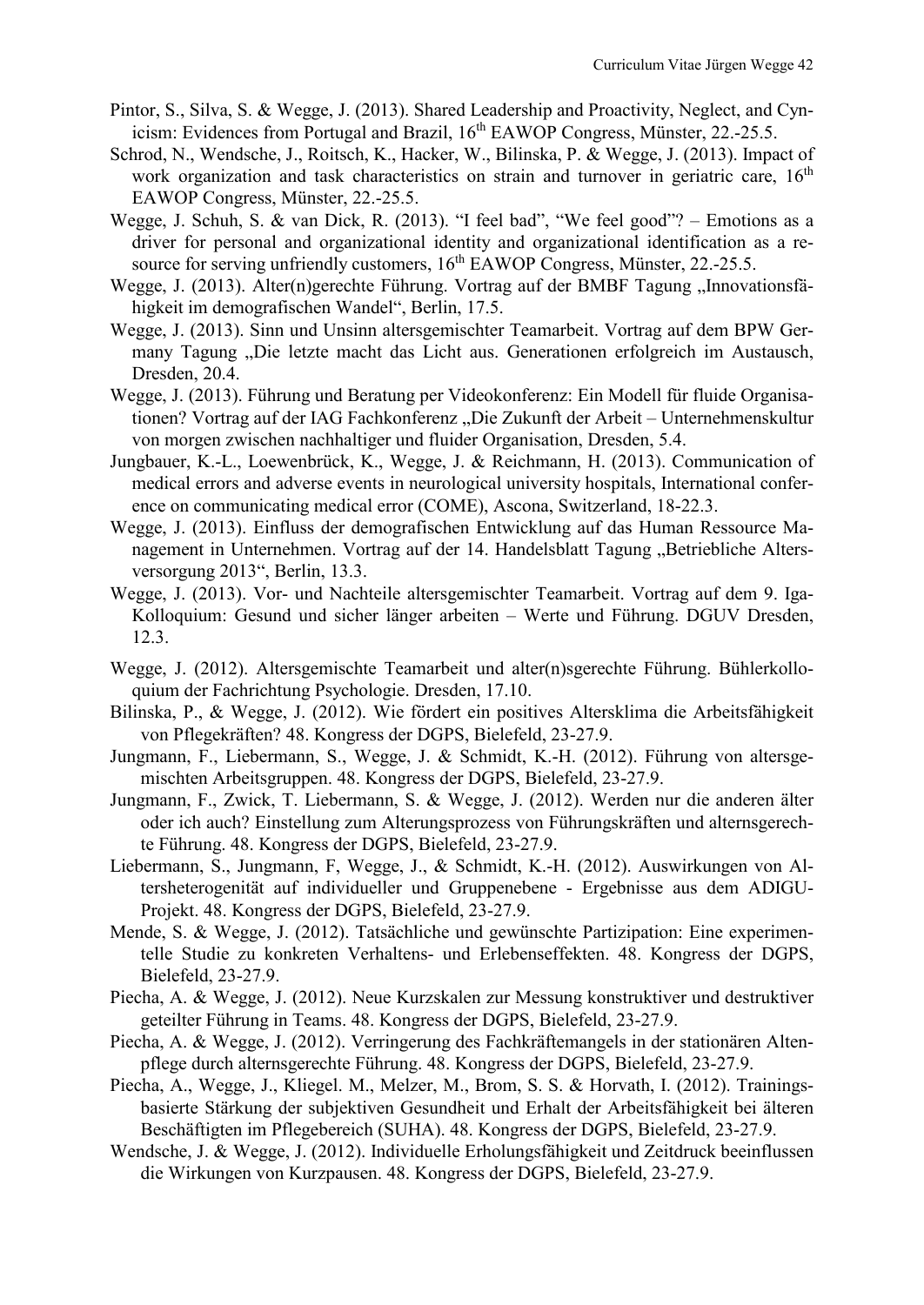Pintor, S., Silva, S. & Wegge, J. (2013). Shared Leadership and Proactivity, Neglect, and Cynicism: Evidences from Portugal and Brazil, 16th EAWOP Congress, Münster, 22.-25.5.

Schrod, N., Wendsche, J., Roitsch, K., Hacker, W., Bilinska, P. & Wegge, J. (2013). Impact of work organization and task characteristics on strain and turnover in geriatric care, 16th EAWOP Congress, Münster, 22.-25.5.

Wegge, J. Schuh, S. & van Dick, R. (2013). "I feel bad", "We feel good"? – Emotions as a driver for personal and organizational identity and organizational identification as a resource for serving unfriendly customers, 16th EAWOP Congress, Münster, 22.-25.5.

Wegge, J. (2013). Alter(n)gerechte Führung. Vortrag auf der BMBF Tagung „Innovationsfähigkeit im demografischen Wandel", Berlin, 17.5.

Wegge, J. (2013). Sinn und Unsinn altersgemischter Teamarbeit. Vortrag auf dem BPW Germany Tagung „Die letzte macht das Licht aus. Generationen erfolgreich im Austausch, Dresden, 20.4.

Wegge, J. (2013). Führung und Beratung per Videokonferenz: Ein Modell für fluide Organisationen? Vortrag auf der IAG Fachkonferenz „Die Zukunft der Arbeit – Unternehmenskultur von morgen zwischen nachhaltiger und fluider Organisation, Dresden, 5.4.

Jungbauer, K.-L., Loewenbrück, K., Wegge, J. & Reichmann, H. (2013). Communication of medical errors and adverse events in neurological university hospitals, International conference on communicating medical error (COME), Ascona, Switzerland, 18-22.3.

Wegge, J. (2013). Einfluss der demografischen Entwicklung auf das Human Ressource Management in Unternehmen. Vortrag auf der 14. Handelsblatt Tagung „Betriebliche Altersversorgung 2013", Berlin, 13.3.

Wegge, J. (2013). Vor- und Nachteile altersgemischter Teamarbeit. Vortrag auf dem 9. Iga-Kolloquium: Gesund und sicher länger arbeiten – Werte und Führung. DGUV Dresden, 12.3.

Wegge, J. (2012). Altersgemischte Teamarbeit und alter(n)sgerechte Führung. Bühlerkolloquium der Fachrichtung Psychologie. Dresden, 17.10.

Bilinska, P., & Wegge, J. (2012). Wie fördert ein positives Altersklima die Arbeitsfähigkeit von Pflegekräften? 48. Kongress der DGPS, Bielefeld, 23-27.9.

Jungmann, F., Liebermann, S., Wegge, J. & Schmidt, K.-H. (2012). Führung von altersgemischten Arbeitsgruppen. 48. Kongress der DGPS, Bielefeld, 23-27.9.

Jungmann, F., Zwick, T. Liebermann, S. & Wegge, J. (2012). Werden nur die anderen älter oder ich auch? Einstellung zum Alterungsprozess von Führungskräften und alternsgerechte Führung. 48. Kongress der DGPS, Bielefeld, 23-27.9.

Liebermann, S., Jungmann, F, Wegge, J., & Schmidt, K.-H. (2012). Auswirkungen von Altersheterogenität auf individueller und Gruppenebene - Ergebnisse aus dem ADIGU-Projekt. 48. Kongress der DGPS, Bielefeld, 23-27.9.

Mende, S. & Wegge, J. (2012). Tatsächliche und gewünschte Partizipation: Eine experimentelle Studie zu konkreten Verhaltens- und Erlebenseffekten. 48. Kongress der DGPS, Bielefeld, 23-27.9.

Piecha, A. & Wegge, J. (2012). Neue Kurzskalen zur Messung konstruktiver und destruktiver geteilter Führung in Teams. 48. Kongress der DGPS, Bielefeld, 23-27.9.

Piecha, A. & Wegge, J. (2012). Verringerung des Fachkräftemangels in der stationären Altenpflege durch alternsgerechte Führung. 48. Kongress der DGPS, Bielefeld, 23-27.9.

Piecha, A., Wegge, J., Kliegel. M., Melzer, M., Brom, S. S. & Horvath, I. (2012). Trainingsbasierte Stärkung der subjektiven Gesundheit und Erhalt der Arbeitsfähigkeit bei älteren Beschäftigten im Pflegebereich (SUHA). 48. Kongress der DGPS, Bielefeld, 23-27.9.

Wendsche, J. & Wegge, J. (2012). Individuelle Erholungsfähigkeit und Zeitdruck beeinflussen die Wirkungen von Kurzpausen. 48. Kongress der DGPS, Bielefeld, 23-27.9.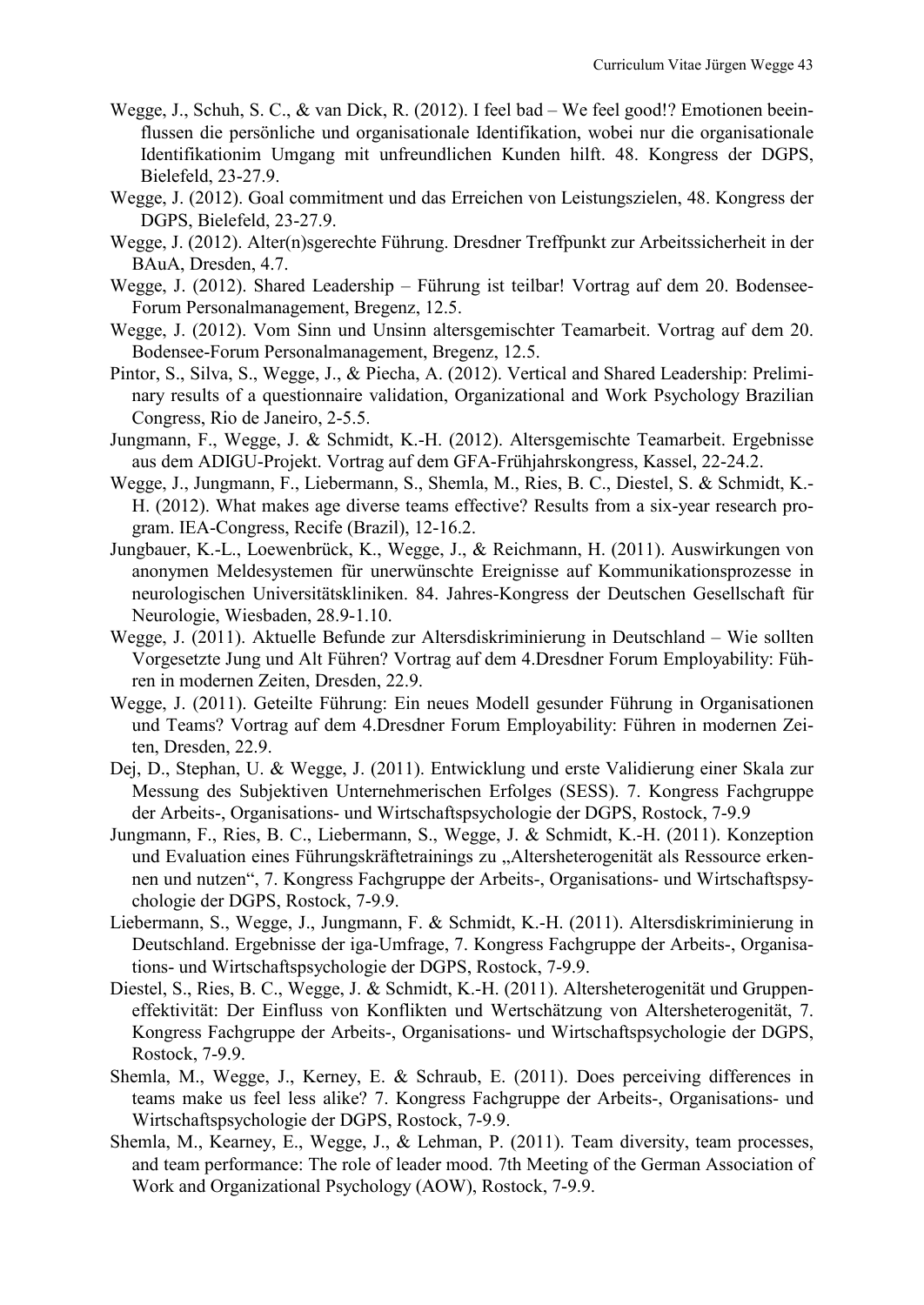Wegge, J., Schuh, S. C., & van Dick, R. (2012). I feel bad – We feel good!? Emotionen beeinflussen die persönliche und organisationale Identifikation, wobei nur die organisationale Identifikationim Umgang mit unfreundlichen Kunden hilft. 48. Kongress der DGPS, Bielefeld, 23-27.9.

Wegge, J. (2012). Goal commitment und das Erreichen von Leistungszielen, 48. Kongress der DGPS, Bielefeld, 23-27.9.

Wegge, J. (2012). Alter(n)sgerechte Führung. Dresdner Treffpunkt zur Arbeitssicherheit in der BAuA, Dresden, 4.7.

Wegge, J. (2012). Shared Leadership – Führung ist teilbar! Vortrag auf dem 20. Bodensee-Forum Personalmanagement, Bregenz, 12.5.

Wegge, J. (2012). Vom Sinn und Unsinn altersgemischter Teamarbeit. Vortrag auf dem 20. Bodensee-Forum Personalmanagement, Bregenz, 12.5.

Pintor, S., Silva, S., Wegge, J., & Piecha, A. (2012). Vertical and Shared Leadership: Preliminary results of a questionnaire validation, Organizational and Work Psychology Brazilian Congress, Rio de Janeiro, 2-5.5.

Jungmann, F., Wegge, J. & Schmidt, K.-H. (2012). Altersgemischte Teamarbeit. Ergebnisse aus dem ADIGU-Projekt. Vortrag auf dem GFA-Frühjahrskongress, Kassel, 22-24.2.

Wegge, J., Jungmann, F., Liebermann, S., Shemla, M., Ries, B. C., Diestel, S. & Schmidt, K.-H. (2012). What makes age diverse teams effective? Results from a six-year research program. IEA-Congress, Recife (Brazil), 12-16.2.

Jungbauer, K.-L., Loewenbrück, K., Wegge, J., & Reichmann, H. (2011). Auswirkungen von anonymen Meldesystemen für unerwünschte Ereignisse auf Kommunikationsprozesse in neurologischen Universitätskliniken. 84. Jahres-Kongress der Deutschen Gesellschaft für Neurologie, Wiesbaden, 28.9-1.10.

Wegge, J. (2011). Aktuelle Befunde zur Altersdiskriminierung in Deutschland – Wie sollten Vorgesetzte Jung und Alt Führen? Vortrag auf dem 4.Dresdner Forum Employability: Führen in modernen Zeiten, Dresden, 22.9.

Wegge, J. (2011). Geteilte Führung: Ein neues Modell gesunder Führung in Organisationen und Teams? Vortrag auf dem 4.Dresdner Forum Employability: Führen in modernen Zeiten, Dresden, 22.9.

Dej, D., Stephan, U. & Wegge, J. (2011). Entwicklung und erste Validierung einer Skala zur Messung des Subjektiven Unternehmerischen Erfolges (SESS). 7. Kongress Fachgruppe der Arbeits-, Organisations- und Wirtschaftspsychologie der DGPS, Rostock, 7-9.9

Jungmann, F., Ries, B. C., Liebermann, S., Wegge, J. & Schmidt, K.-H. (2011). Konzeption und Evaluation eines Führungskräftetrainings zu „Altersheterogenität als Ressource erkennen und nutzen", 7. Kongress Fachgruppe der Arbeits-, Organisations- und Wirtschaftspsychologie der DGPS, Rostock, 7-9.9.

Liebermann, S., Wegge, J., Jungmann, F. & Schmidt, K.-H. (2011). Altersdiskriminierung in Deutschland. Ergebnisse der iga-Umfrage, 7. Kongress Fachgruppe der Arbeits-, Organisations- und Wirtschaftspsychologie der DGPS, Rostock, 7-9.9.

Diestel, S., Ries, B. C., Wegge, J. & Schmidt, K.-H. (2011). Altersheterogenität und Gruppeneffektivität: Der Einfluss von Konflikten und Wertschätzung von Altersheterogenität, 7. Kongress Fachgruppe der Arbeits-, Organisations- und Wirtschaftspsychologie der DGPS, Rostock, 7-9.9.

Shemla, M., Wegge, J., Kerney, E. & Schraub, E. (2011). Does perceiving differences in teams make us feel less alike? 7. Kongress Fachgruppe der Arbeits-, Organisations- und Wirtschaftspsychologie der DGPS, Rostock, 7-9.9.

Shemla, M., Kearney, E., Wegge, J., & Lehman, P. (2011). Team diversity, team processes, and team performance: The role of leader mood. 7th Meeting of the German Association of Work and Organizational Psychology (AOW), Rostock, 7-9.9.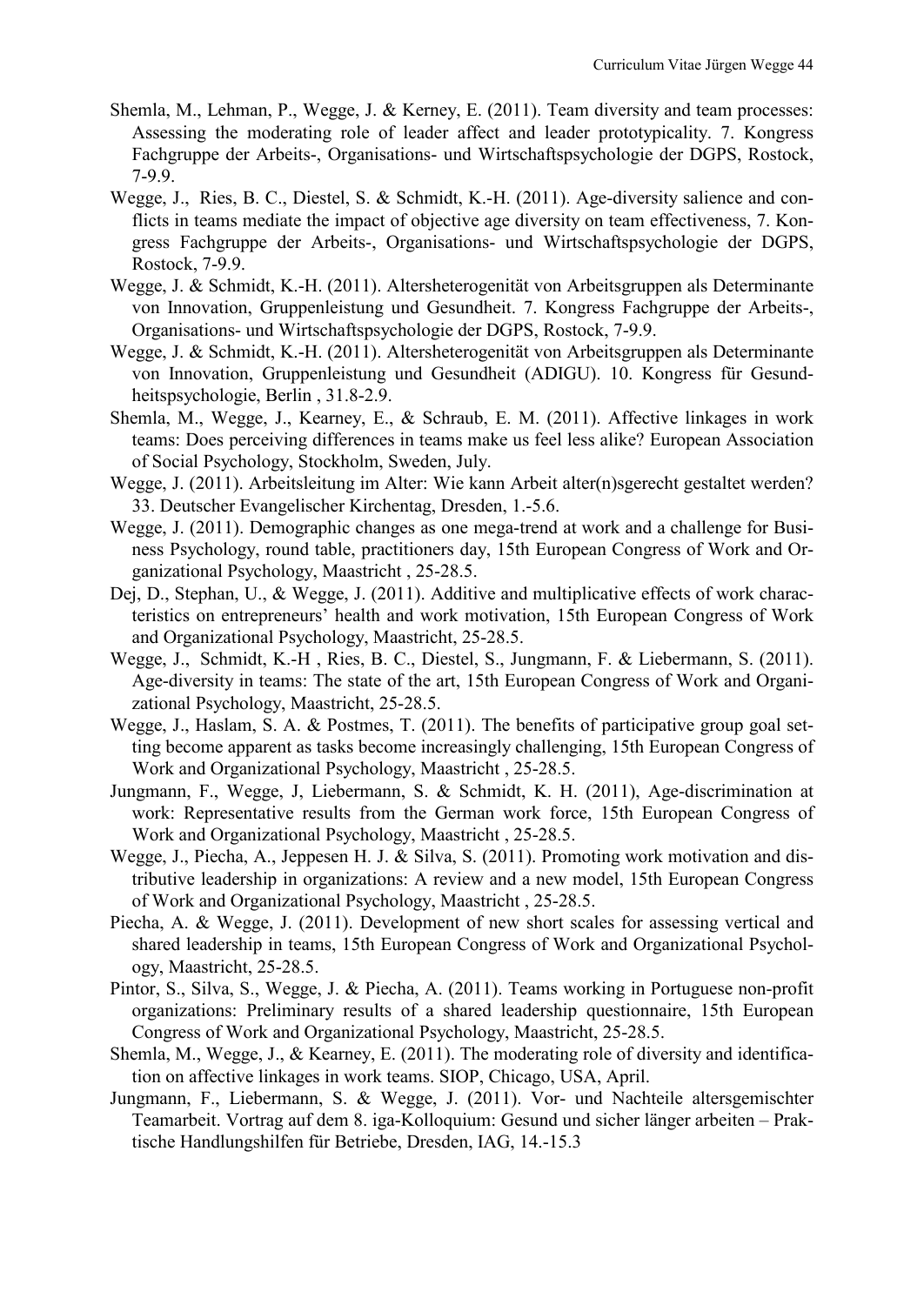Shemla, M., Lehman, P., Wegge, J. & Kerney, E. (2011). Team diversity and team processes: Assessing the moderating role of leader affect and leader prototypicality. 7. Kongress Fachgruppe der Arbeits-, Organisations- und Wirtschaftspsychologie der DGPS, Rostock, 7-9.9.

Wegge, J., Ries, B. C., Diestel, S. & Schmidt, K.-H. (2011). Age-diversity salience and conflicts in teams mediate the impact of objective age diversity on team effectiveness, 7. Kongress Fachgruppe der Arbeits-, Organisations- und Wirtschaftspsychologie der DGPS, Rostock, 7-9.9.

Wegge, J. & Schmidt, K.-H. (2011). Altersheterogenität von Arbeitsgruppen als Determinante von Innovation, Gruppenleistung und Gesundheit. 7. Kongress Fachgruppe der Arbeits-, Organisations- und Wirtschaftspsychologie der DGPS, Rostock, 7-9.9.

Wegge, J. & Schmidt, K.-H. (2011). Altersheterogenität von Arbeitsgruppen als Determinante von Innovation, Gruppenleistung und Gesundheit (ADIGU). 10. Kongress für Gesundheitspsychologie, Berlin , 31.8-2.9.

Shemla, M., Wegge, J., Kearney, E., & Schraub, E. M. (2011). Affective linkages in work teams: Does perceiving differences in teams make us feel less alike? European Association of Social Psychology, Stockholm, Sweden, July.

Wegge, J. (2011). Arbeitsleitung im Alter: Wie kann Arbeit alter(n)sgerecht gestaltet werden? 33. Deutscher Evangelischer Kirchentag, Dresden, 1.-5.6.

Wegge, J. (2011). Demographic changes as one mega-trend at work and a challenge for Business Psychology, round table, practitioners day, 15th European Congress of Work and Organizational Psychology, Maastricht , 25-28.5.

Dej, D., Stephan, U., & Wegge, J. (2011). Additive and multiplicative effects of work characteristics on entrepreneurs' health and work motivation, 15th European Congress of Work and Organizational Psychology, Maastricht, 25-28.5.

Wegge, J., Schmidt, K.-H , Ries, B. C., Diestel, S., Jungmann, F. & Liebermann, S. (2011). Age-diversity in teams: The state of the art, 15th European Congress of Work and Organizational Psychology, Maastricht, 25-28.5.

Wegge, J., Haslam, S. A. & Postmes, T. (2011). The benefits of participative group goal setting become apparent as tasks become increasingly challenging, 15th European Congress of Work and Organizational Psychology, Maastricht , 25-28.5.

Jungmann, F., Wegge, J, Liebermann, S. & Schmidt, K. H. (2011), Age-discrimination at work: Representative results from the German work force, 15th European Congress of Work and Organizational Psychology, Maastricht , 25-28.5.

Wegge, J., Piecha, A., Jeppesen H. J. & Silva, S. (2011). Promoting work motivation and distributive leadership in organizations: A review and a new model, 15th European Congress of Work and Organizational Psychology, Maastricht , 25-28.5.

Piecha, A. & Wegge, J. (2011). Development of new short scales for assessing vertical and shared leadership in teams, 15th European Congress of Work and Organizational Psychology, Maastricht, 25-28.5.

Pintor, S., Silva, S., Wegge, J. & Piecha, A. (2011). Teams working in Portuguese non-profit organizations: Preliminary results of a shared leadership questionnaire, 15th European Congress of Work and Organizational Psychology, Maastricht, 25-28.5.

Shemla, M., Wegge, J., & Kearney, E. (2011). The moderating role of diversity and identification on affective linkages in work teams. SIOP, Chicago, USA, April.

Jungmann, F., Liebermann, S. & Wegge, J. (2011). Vor- und Nachteile altersgemischter Teamarbeit. Vortrag auf dem 8. iga-Kolloquium: Gesund und sicher länger arbeiten – Praktische Handlungshilfen für Betriebe, Dresden, IAG, 14.-15.3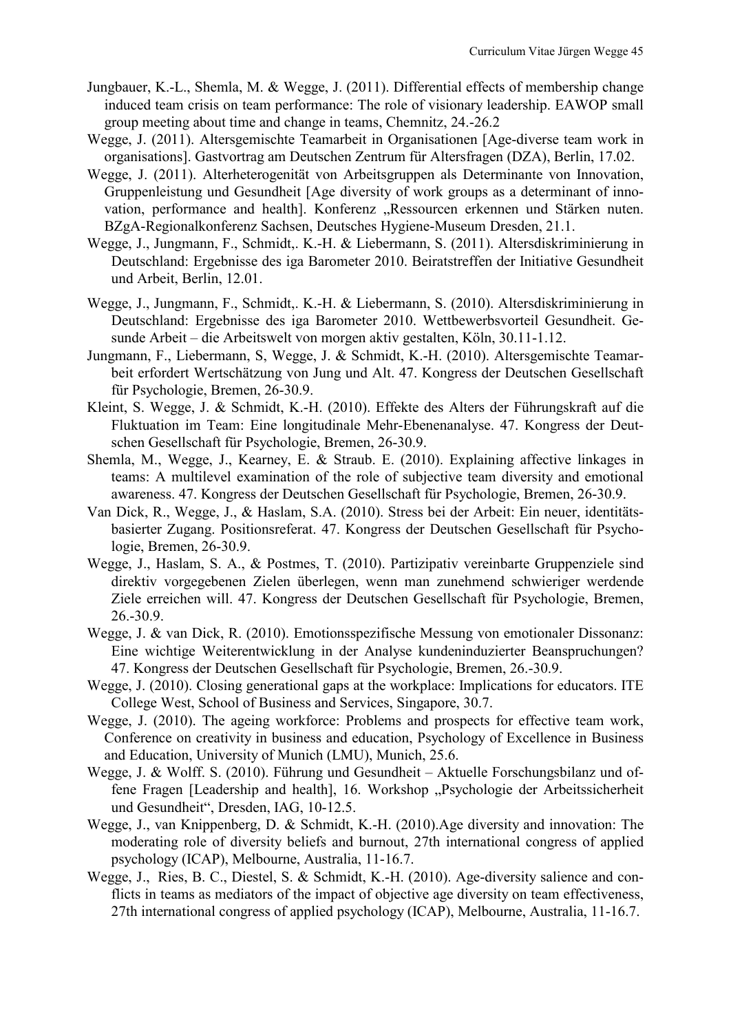Jungbauer, K.-L., Shemla, M. & Wegge, J. (2011). Differential effects of membership change induced team crisis on team performance: The role of visionary leadership. EAWOP small group meeting about time and change in teams, Chemnitz, 24.-26.2

Wegge, J. (2011). Altersgemischte Teamarbeit in Organisationen [Age-diverse team work in organisations]. Gastvortrag am Deutschen Zentrum für Altersfragen (DZA), Berlin, 17.02.

Wegge, J. (2011). Alterheterogenität von Arbeitsgruppen als Determinante von Innovation, Gruppenleistung und Gesundheit [Age diversity of work groups as a determinant of innovation, performance and health]. Konferenz „Ressourcen erkennen und Stärken nuten. BZgA-Regionalkonferenz Sachsen, Deutsches Hygiene-Museum Dresden, 21.1.

Wegge, J., Jungmann, F., Schmidt,. K.-H. & Liebermann, S. (2011). Altersdiskriminierung in Deutschland: Ergebnisse des iga Barometer 2010. Beiratstreffen der Initiative Gesundheit und Arbeit, Berlin, 12.01.

Wegge, J., Jungmann, F., Schmidt,. K.-H. & Liebermann, S. (2010). Altersdiskriminierung in Deutschland: Ergebnisse des iga Barometer 2010. Wettbewerbsvorteil Gesundheit. Gesunde Arbeit – die Arbeitswelt von morgen aktiv gestalten, Köln, 30.11-1.12.

Jungmann, F., Liebermann, S, Wegge, J. & Schmidt, K.-H. (2010). Altersgemischte Teamarbeit erfordert Wertschätzung von Jung und Alt. 47. Kongress der Deutschen Gesellschaft für Psychologie, Bremen, 26-30.9.

Kleint, S. Wegge, J. & Schmidt, K.-H. (2010). Effekte des Alters der Führungskraft auf die Fluktuation im Team: Eine longitudinale Mehr-Ebenenanalyse. 47. Kongress der Deutschen Gesellschaft für Psychologie, Bremen, 26-30.9.

Shemla, M., Wegge, J., Kearney, E. & Straub. E. (2010). Explaining affective linkages in teams: A multilevel examination of the role of subjective team diversity and emotional awareness. 47. Kongress der Deutschen Gesellschaft für Psychologie, Bremen, 26-30.9.

Van Dick, R., Wegge, J., & Haslam, S.A. (2010). Stress bei der Arbeit: Ein neuer, identitätsbasierter Zugang. Positionsreferat. 47. Kongress der Deutschen Gesellschaft für Psychologie, Bremen, 26-30.9.

Wegge, J., Haslam, S. A., & Postmes, T. (2010). Partizipativ vereinbarte Gruppenziele sind direktiv vorgegebenen Zielen überlegen, wenn man zunehmend schwieriger werdende Ziele erreichen will. 47. Kongress der Deutschen Gesellschaft für Psychologie, Bremen, 26.-30.9.

Wegge, J. & van Dick, R. (2010). Emotionsspezifische Messung von emotionaler Dissonanz: Eine wichtige Weiterentwicklung in der Analyse kundeninduzierter Beanspruchungen? 47. Kongress der Deutschen Gesellschaft für Psychologie, Bremen, 26.-30.9.

Wegge, J. (2010). Closing generational gaps at the workplace: Implications for educators. ITE College West, School of Business and Services, Singapore, 30.7.

Wegge, J. (2010). The ageing workforce: Problems and prospects for effective team work, Conference on creativity in business and education, Psychology of Excellence in Business and Education, University of Munich (LMU), Munich, 25.6.

Wegge, J. & Wolff. S. (2010). Führung und Gesundheit – Aktuelle Forschungsbilanz und offene Fragen [Leadership and health], 16. Workshop „Psychologie der Arbeitssicherheit und Gesundheit", Dresden, IAG, 10-12.5.

Wegge, J., van Knippenberg, D. & Schmidt, K.-H. (2010).Age diversity and innovation: The moderating role of diversity beliefs and burnout, 27th international congress of applied psychology (ICAP), Melbourne, Australia, 11-16.7.

Wegge, J., Ries, B. C., Diestel, S. & Schmidt, K.-H. (2010). Age-diversity salience and conflicts in teams as mediators of the impact of objective age diversity on team effectiveness, 27th international congress of applied psychology (ICAP), Melbourne, Australia, 11-16.7.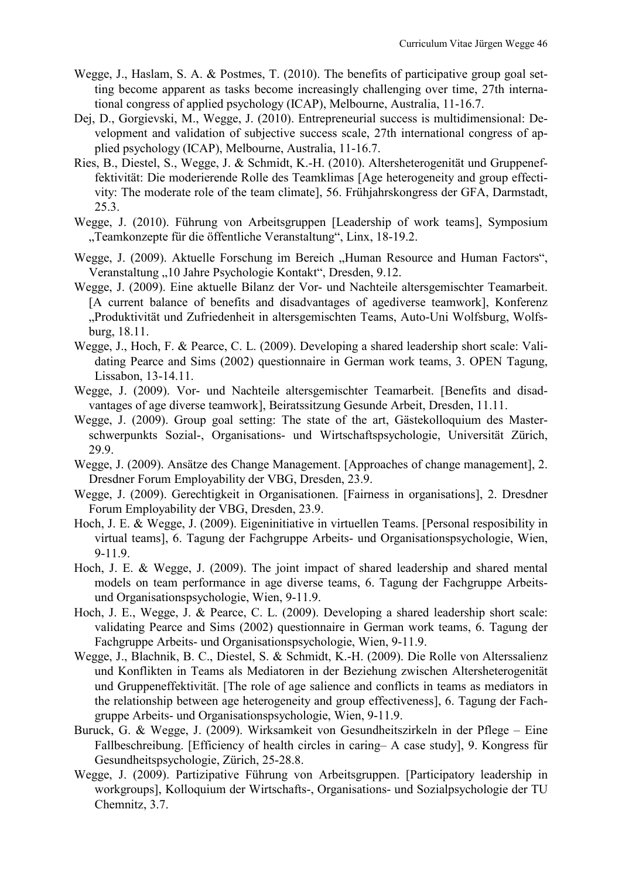Wegge, J., Haslam, S. A. & Postmes, T. (2010). The benefits of participative group goal setting become apparent as tasks become increasingly challenging over time, 27th international congress of applied psychology (ICAP), Melbourne, Australia, 11-16.7.

Dej, D., Gorgievski, M., Wegge, J. (2010). Entrepreneurial success is multidimensional: Development and validation of subjective success scale, 27th international congress of applied psychology (ICAP), Melbourne, Australia, 11-16.7.

Ries, B., Diestel, S., Wegge, J. & Schmidt, K.-H. (2010). Altersheterogenität und Gruppeneffektivität: Die moderierende Rolle des Teamklimas [Age heterogeneity and group effectivity: The moderate role of the team climate], 56. Frühjahrskongress der GFA, Darmstadt, 25.3.

Wegge, J. (2010). Führung von Arbeitsgruppen [Leadership of work teams], Symposium „Teamkonzepte für die öffentliche Veranstaltung“, Linx, 18-19.2.

Wegge, J. (2009). Aktuelle Forschung im Bereich „Human Resource and Human Factors“, Veranstaltung „10 Jahre Psychologie Kontakt“, Dresden, 9.12.

Wegge, J. (2009). Eine aktuelle Bilanz der Vor- und Nachteile altersgemischter Teamarbeit. [A current balance of benefits and disadvantages of agediverse teamwork], Konferenz „Produktivität und Zufriedenheit in altersgemischten Teams, Auto-Uni Wolfsburg, Wolfsburg, 18.11.

Wegge, J., Hoch, F. & Pearce, C. L. (2009). Developing a shared leadership short scale: Validating Pearce and Sims (2002) questionnaire in German work teams, 3. OPEN Tagung, Lissabon, 13-14.11.

Wegge, J. (2009). Vor- und Nachteile altersgemischter Teamarbeit. [Benefits and disadvantages of age diverse teamwork], Beiratssitzung Gesunde Arbeit, Dresden, 11.11.

Wegge, J. (2009). Group goal setting: The state of the art, Gästekolloquium des Masterschwerpunkts Sozial-, Organisations- und Wirtschaftspsychologie, Universität Zürich, 29.9.

Wegge, J. (2009). Ansätze des Change Management. [Approaches of change management], 2. Dresdner Forum Employability der VBG, Dresden, 23.9.

Wegge, J. (2009). Gerechtigkeit in Organisationen. [Fairness in organisations], 2. Dresdner Forum Employability der VBG, Dresden, 23.9.

Hoch, J. E. & Wegge, J. (2009). Eigeninitiative in virtuellen Teams. [Personal resposibility in virtual teams], 6. Tagung der Fachgruppe Arbeits- und Organisationspsychologie, Wien, 9-11.9.

Hoch, J. E. & Wegge, J. (2009). The joint impact of shared leadership and shared mental models on team performance in age diverse teams, 6. Tagung der Fachgruppe Arbeits- und Organisationspsychologie, Wien, 9-11.9.

Hoch, J. E., Wegge, J. & Pearce, C. L. (2009). Developing a shared leadership short scale: validating Pearce and Sims (2002) questionnaire in German work teams, 6. Tagung der Fachgruppe Arbeits- und Organisationspsychologie, Wien, 9-11.9.

Wegge, J., Blachnik, B. C., Diestel, S. & Schmidt, K.-H. (2009). Die Rolle von Alterssalienz und Konflikten in Teams als Mediatoren in der Beziehung zwischen Altersheterogenität und Gruppeneffektivität. [The role of age salience and conflicts in teams as mediators in the relationship between age heterogeneity and group effectiveness], 6. Tagung der Fachgruppe Arbeits- und Organisationspsychologie, Wien, 9-11.9.

Buruck, G. & Wegge, J. (2009). Wirksamkeit von Gesundheitszirkeln in der Pflege – Eine Fallbeschreibung. [Efficiency of health circles in caring– A case study], 9. Kongress für Gesundheitspsychologie, Zürich, 25-28.8.

Wegge, J. (2009). Partizipative Führung von Arbeitsgruppen. [Participatory leadership in workgroups], Kolloquium der Wirtschafts-, Organisations- und Sozialpsychologie der TU Chemnitz, 3.7.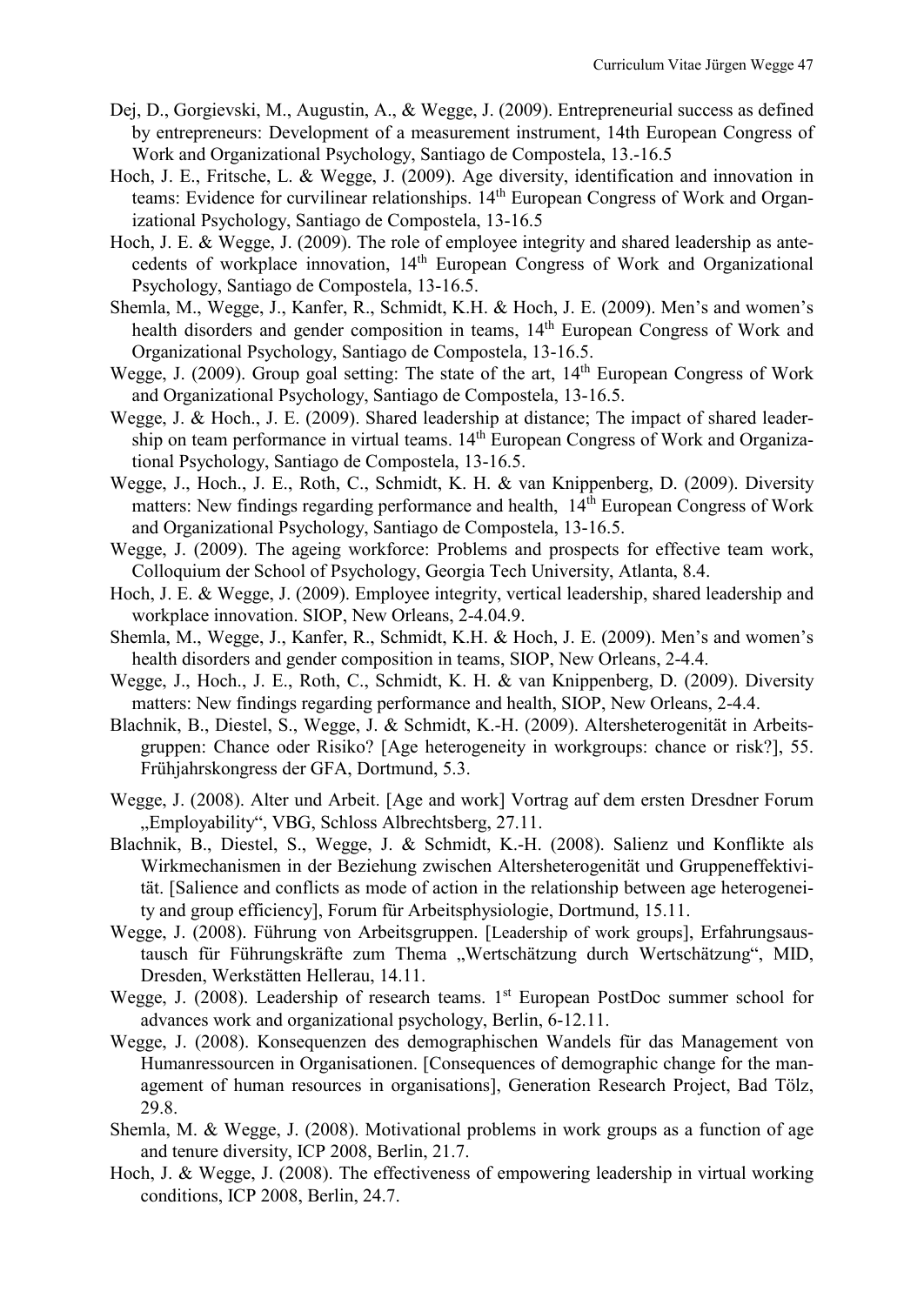Dej, D., Gorgievski, M., Augustin, A., & Wegge, J. (2009). Entrepreneurial success as defined by entrepreneurs: Development of a measurement instrument, 14th European Congress of Work and Organizational Psychology, Santiago de Compostela, 13.-16.5

Hoch, J. E., Fritsche, L. & Wegge, J. (2009). Age diversity, identification and innovation in teams: Evidence for curvilinear relationships. 14th European Congress of Work and Organizational Psychology, Santiago de Compostela, 13-16.5

Hoch, J. E. & Wegge, J. (2009). The role of employee integrity and shared leadership as antecedents of workplace innovation, 14th European Congress of Work and Organizational Psychology, Santiago de Compostela, 13-16.5.

Shemla, M., Wegge, J., Kanfer, R., Schmidt, K.H. & Hoch, J. E. (2009). Men's and women's health disorders and gender composition in teams, 14th European Congress of Work and Organizational Psychology, Santiago de Compostela, 13-16.5.

Wegge, J. (2009). Group goal setting: The state of the art, 14th European Congress of Work and Organizational Psychology, Santiago de Compostela, 13-16.5.

Wegge, J. & Hoch., J. E. (2009). Shared leadership at distance; The impact of shared leadership on team performance in virtual teams. 14th European Congress of Work and Organizational Psychology, Santiago de Compostela, 13-16.5.

Wegge, J., Hoch., J. E., Roth, C., Schmidt, K. H. & van Knippenberg, D. (2009). Diversity matters: New findings regarding performance and health, 14th European Congress of Work and Organizational Psychology, Santiago de Compostela, 13-16.5.

Wegge, J. (2009). The ageing workforce: Problems and prospects for effective team work, Colloquium der School of Psychology, Georgia Tech University, Atlanta, 8.4.

Hoch, J. E. & Wegge, J. (2009). Employee integrity, vertical leadership, shared leadership and workplace innovation. SIOP, New Orleans, 2-4.04.9.

Shemla, M., Wegge, J., Kanfer, R., Schmidt, K.H. & Hoch, J. E. (2009). Men's and women's health disorders and gender composition in teams, SIOP, New Orleans, 2-4.4.

Wegge, J., Hoch., J. E., Roth, C., Schmidt, K. H. & van Knippenberg, D. (2009). Diversity matters: New findings regarding performance and health, SIOP, New Orleans, 2-4.4.

Blachnik, B., Diestel, S., Wegge, J. & Schmidt, K.-H. (2009). Altersheterogenität in Arbeitsgruppen: Chance oder Risiko? [Age heterogeneity in workgroups: chance or risk?], 55. Frühjahrskongress der GFA, Dortmund, 5.3.

Wegge, J. (2008). Alter und Arbeit. [Age and work] Vortrag auf dem ersten Dresdner Forum „Employability", VBG, Schloss Albrechtsberg, 27.11.

Blachnik, B., Diestel, S., Wegge, J. & Schmidt, K.-H. (2008). Salienz und Konflikte als Wirkmechanismen in der Beziehung zwischen Altersheterogenität und Gruppeneffektivität. [Salience and conflicts as mode of action in the relationship between age heterogeneity and group efficiency], Forum für Arbeitsphysiologie, Dortmund, 15.11.

Wegge, J. (2008). Führung von Arbeitsgruppen. [Leadership of work groups], Erfahrungsaustausch für Führungskräfte zum Thema „Wertschätzung durch Wertschätzung", MID, Dresden, Werkstätten Hellerau, 14.11.

Wegge, J. (2008). Leadership of research teams. 1st European PostDoc summer school for advances work and organizational psychology, Berlin, 6-12.11.

Wegge, J. (2008). Konsequenzen des demographischen Wandels für das Management von Humanressourcen in Organisationen. [Consequences of demographic change for the management of human resources in organisations], Generation Research Project, Bad Tölz, 29.8.

Shemla, M. & Wegge, J. (2008). Motivational problems in work groups as a function of age and tenure diversity, ICP 2008, Berlin, 21.7.

Hoch, J. & Wegge, J. (2008). The effectiveness of empowering leadership in virtual working conditions, ICP 2008, Berlin, 24.7.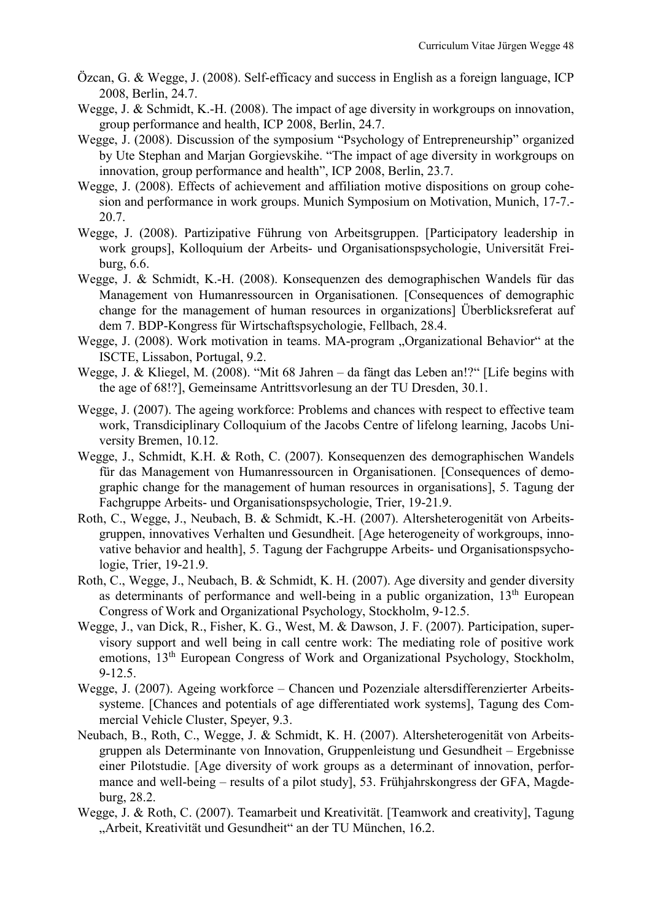Özcan, G. & Wegge, J. (2008). Self-efficacy and success in English as a foreign language, ICP 2008, Berlin, 24.7.

Wegge, J. & Schmidt, K.-H. (2008). The impact of age diversity in workgroups on innovation, group performance and health, ICP 2008, Berlin, 24.7.

Wegge, J. (2008). Discussion of the symposium "Psychology of Entrepreneurship" organized by Ute Stephan and Marjan Gorgievskihe. "The impact of age diversity in workgroups on innovation, group performance and health", ICP 2008, Berlin, 23.7.

Wegge, J. (2008). Effects of achievement and affiliation motive dispositions on group cohesion and performance in work groups. Munich Symposium on Motivation, Munich, 17-7.-20.7.

Wegge, J. (2008). Partizipative Führung von Arbeitsgruppen. [Participatory leadership in work groups], Kolloquium der Arbeits- und Organisationspsychologie, Universität Freiburg, 6.6.

Wegge, J. & Schmidt, K.-H. (2008). Konsequenzen des demographischen Wandels für das Management von Humanressourcen in Organisationen. [Consequences of demographic change for the management of human resources in organizations] Überblicksreferat auf dem 7. BDP-Kongress für Wirtschaftspsychologie, Fellbach, 28.4.

Wegge, J. (2008). Work motivation in teams. MA-program „Organizational Behavior" at the ISCTE, Lissabon, Portugal, 9.2.

Wegge, J. & Kliegel, M. (2008). "Mit 68 Jahren – da fängt das Leben an!?" [Life begins with the age of 68!?], Gemeinsame Antrittsvorlesung an der TU Dresden, 30.1.

Wegge, J. (2007). The ageing workforce: Problems and chances with respect to effective team work, Transdiciplinary Colloquium of the Jacobs Centre of lifelong learning, Jacobs University Bremen, 10.12.

Wegge, J., Schmidt, K.H. & Roth, C. (2007). Konsequenzen des demographischen Wandels für das Management von Humanressourcen in Organisationen. [Consequences of demographic change for the management of human resources in organisations], 5. Tagung der Fachgruppe Arbeits- und Organisationspsychologie, Trier, 19-21.9.

Roth, C., Wegge, J., Neubach, B. & Schmidt, K.-H. (2007). Altersheterogenität von Arbeitsgruppen, innovatives Verhalten und Gesundheit. [Age heterogeneity of workgroups, innovative behavior and health], 5. Tagung der Fachgruppe Arbeits- und Organisationspsychologie, Trier, 19-21.9.

Roth, C., Wegge, J., Neubach, B. & Schmidt, K. H. (2007). Age diversity and gender diversity as determinants of performance and well-being in a public organization, 13th European Congress of Work and Organizational Psychology, Stockholm, 9-12.5.

Wegge, J., van Dick, R., Fisher, K. G., West, M. & Dawson, J. F. (2007). Participation, supervisory support and well being in call centre work: The mediating role of positive work emotions, 13th European Congress of Work and Organizational Psychology, Stockholm, 9-12.5.

Wegge, J. (2007). Ageing workforce – Chancen und Pozenziale altersdifferenzierter Arbeitssysteme. [Chances and potentials of age differentiated work systems], Tagung des Commercial Vehicle Cluster, Speyer, 9.3.

Neubach, B., Roth, C., Wegge, J. & Schmidt, K. H. (2007). Altersheterogenität von Arbeitsgruppen als Determinante von Innovation, Gruppenleistung und Gesundheit – Ergebnisse einer Pilotstudie. [Age diversity of work groups as a determinant of innovation, performance and well-being – results of a pilot study], 53. Frühjahrskongress der GFA, Magdeburg, 28.2.

Wegge, J. & Roth, C. (2007). Teamarbeit und Kreativität. [Teamwork and creativity], Tagung „Arbeit, Kreativität und Gesundheit" an der TU München, 16.2.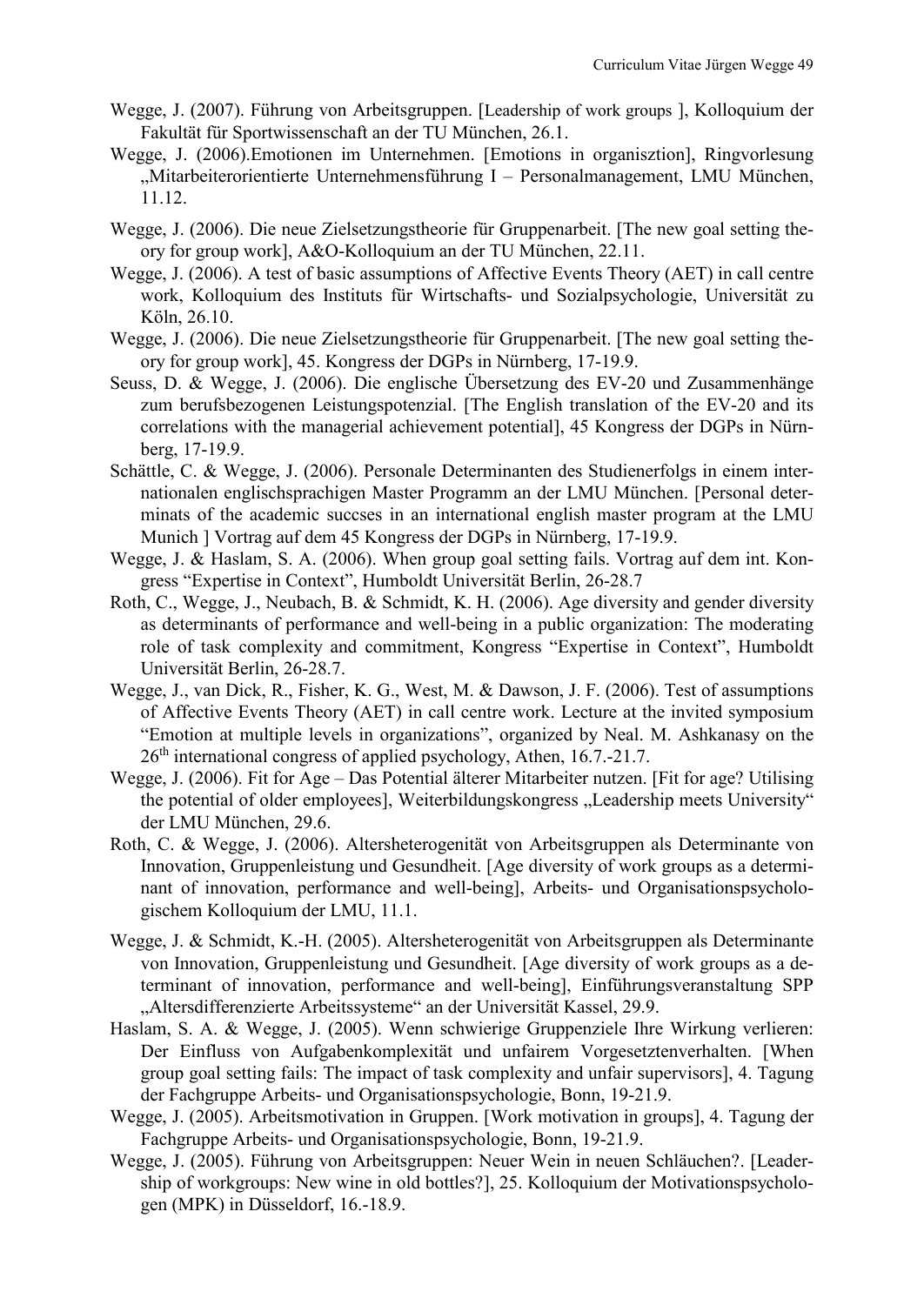Wegge, J. (2007). Führung von Arbeitsgruppen. [Leadership of work groups ], Kolloquium der Fakultät für Sportwissenschaft an der TU München, 26.1.

Wegge, J. (2006).Emotionen im Unternehmen. [Emotions in organisztion], Ringvorlesung „Mitarbeiterorientierte Unternehmensführung I – Personalmanagement, LMU München, 11.12.

Wegge, J. (2006). Die neue Zielsetzungstheorie für Gruppenarbeit. [The new goal setting theory for group work], A&O-Kolloquium an der TU München, 22.11.

Wegge, J. (2006). A test of basic assumptions of Affective Events Theory (AET) in call centre work, Kolloquium des Instituts für Wirtschafts- und Sozialpsychologie, Universität zu Köln, 26.10.

Wegge, J. (2006). Die neue Zielsetzungstheorie für Gruppenarbeit. [The new goal setting theory for group work], 45. Kongress der DGPs in Nürnberg, 17-19.9.

Seuss, D. & Wegge, J. (2006). Die englische Übersetzung des EV-20 und Zusammenhänge zum berufsbezogenen Leistungspotenzial. [The English translation of the EV-20 and its correlations with the managerial achievement potential], 45 Kongress der DGPs in Nürnberg, 17-19.9.

Schättle, C. & Wegge, J. (2006). Personale Determinanten des Studienerfolgs in einem internationalen englischsprachigen Master Programm an der LMU München. [Personal determinats of the academic succses in an international english master program at the LMU Munich ] Vortrag auf dem 45 Kongress der DGPs in Nürnberg, 17-19.9.

Wegge, J. & Haslam, S. A. (2006). When group goal setting fails. Vortrag auf dem int. Kongress "Expertise in Context", Humboldt Universität Berlin, 26-28.7

Roth, C., Wegge, J., Neubach, B. & Schmidt, K. H. (2006). Age diversity and gender diversity as determinants of performance and well-being in a public organization: The moderating role of task complexity and commitment, Kongress "Expertise in Context", Humboldt Universität Berlin, 26-28.7.

Wegge, J., van Dick, R., Fisher, K. G., West, M. & Dawson, J. F. (2006). Test of assumptions of Affective Events Theory (AET) in call centre work. Lecture at the invited symposium "Emotion at multiple levels in organizations", organized by Neal. M. Ashkanasy on the 26th international congress of applied psychology, Athen, 16.7.-21.7.

Wegge, J. (2006). Fit for Age – Das Potential älterer Mitarbeiter nutzen. [Fit for age? Utilising the potential of older employees], Weiterbildungskongress „Leadership meets University" der LMU München, 29.6.

Roth, C. & Wegge, J. (2006). Altersheterogenität von Arbeitsgruppen als Determinante von Innovation, Gruppenleistung und Gesundheit. [Age diversity of work groups as a determinant of innovation, performance and well-being], Arbeits- und Organisationspsychologischem Kolloquium der LMU, 11.1.

Wegge, J. & Schmidt, K.-H. (2005). Altersheterogenität von Arbeitsgruppen als Determinante von Innovation, Gruppenleistung und Gesundheit. [Age diversity of work groups as a determinant of innovation, performance and well-being], Einführungsveranstaltung SPP „Altersdifferenzierte Arbeitssysteme" an der Universität Kassel, 29.9.

Haslam, S. A. & Wegge, J. (2005). Wenn schwierige Gruppenziele Ihre Wirkung verlieren: Der Einfluss von Aufgabenkomplexität und unfairem Vorgesetztenverhalten. [When group goal setting fails: The impact of task complexity and unfair supervisors], 4. Tagung der Fachgruppe Arbeits- und Organisationspsychologie, Bonn, 19-21.9.

Wegge, J. (2005). Arbeitsmotivation in Gruppen. [Work motivation in groups], 4. Tagung der Fachgruppe Arbeits- und Organisationspsychologie, Bonn, 19-21.9.

Wegge, J. (2005). Führung von Arbeitsgruppen: Neuer Wein in neuen Schläuchen?. [Leadership of workgroups: New wine in old bottles?], 25. Kolloquium der Motivationspsychologen (MPK) in Düsseldorf, 16.-18.9.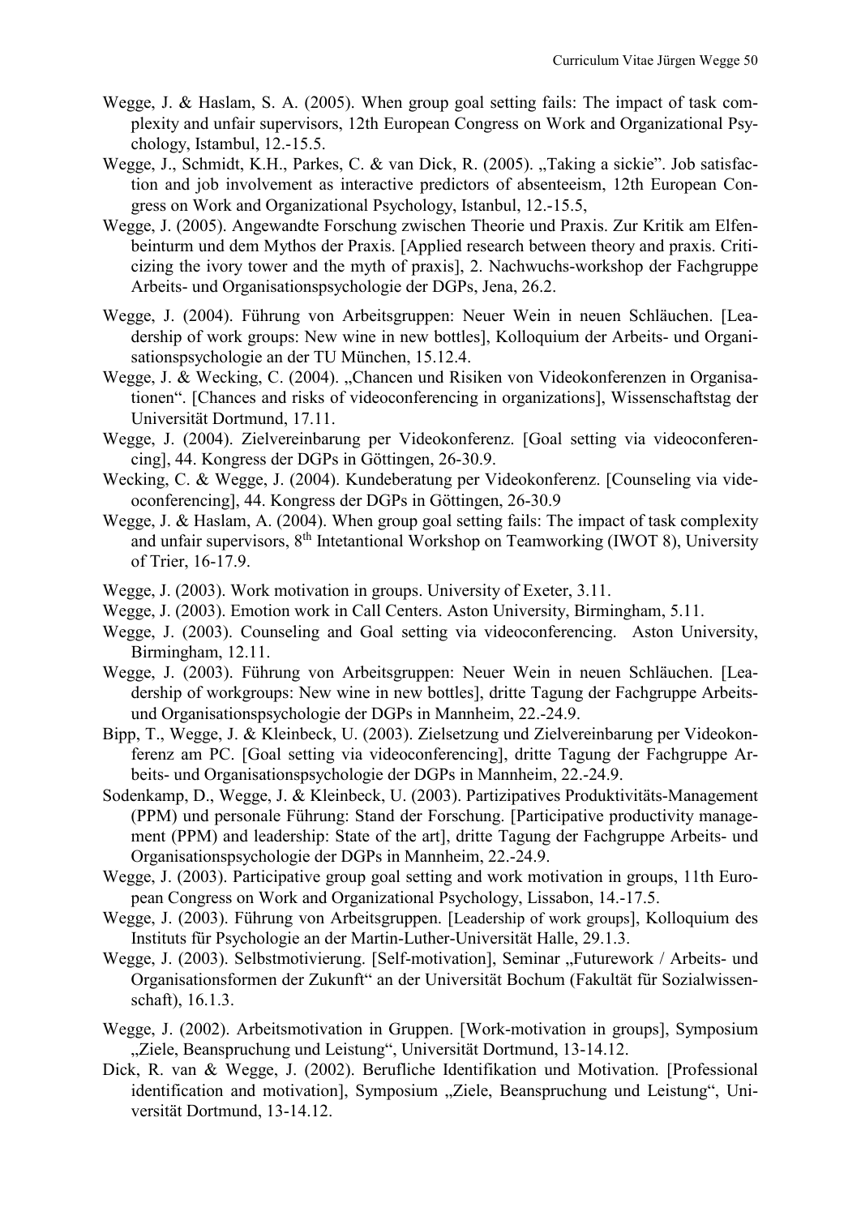Wegge, J. & Haslam, S. A. (2005). When group goal setting fails: The impact of task complexity and unfair supervisors, 12th European Congress on Work and Organizational Psychology, Istambul, 12.-15.5.

Wegge, J., Schmidt, K.H., Parkes, C. & van Dick, R. (2005). „Taking a sickie". Job satisfaction and job involvement as interactive predictors of absenteeism, 12th European Congress on Work and Organizational Psychology, Istanbul, 12.-15.5,

Wegge, J. (2005). Angewandte Forschung zwischen Theorie und Praxis. Zur Kritik am Elfenbeinturm und dem Mythos der Praxis. [Applied research between theory and praxis. Criticizing the ivory tower and the myth of praxis], 2. Nachwuchs-workshop der Fachgruppe Arbeits- und Organisationspsychologie der DGPs, Jena, 26.2.

Wegge, J. (2004). Führung von Arbeitsgruppen: Neuer Wein in neuen Schläuchen. [Leadership of work groups: New wine in new bottles], Kolloquium der Arbeits- und Organisationspsychologie an der TU München, 15.12.4.

Wegge, J. & Wecking, C. (2004). „Chancen und Risiken von Videokonferenzen in Organisationen". [Chances and risks of videoconferencing in organizations], Wissenschaftstag der Universität Dortmund, 17.11.

Wegge, J. (2004). Zielvereinbarung per Videokonferenz. [Goal setting via videoconferencing], 44. Kongress der DGPs in Göttingen, 26-30.9.

Wecking, C. & Wegge, J. (2004). Kundeberatung per Videokonferenz. [Counseling via videoconferencing], 44. Kongress der DGPs in Göttingen, 26-30.9

Wegge, J. & Haslam, A. (2004). When group goal setting fails: The impact of task complexity and unfair supervisors, 8th Intetantional Workshop on Teamworking (IWOT 8), University of Trier, 16-17.9.

Wegge, J. (2003). Work motivation in groups. University of Exeter, 3.11.

Wegge, J. (2003). Emotion work in Call Centers. Aston University, Birmingham, 5.11.

Wegge, J. (2003). Counseling and Goal setting via videoconferencing. Aston University, Birmingham, 12.11.

Wegge, J. (2003). Führung von Arbeitsgruppen: Neuer Wein in neuen Schläuchen. [Leadership of workgroups: New wine in new bottles], dritte Tagung der Fachgruppe Arbeits- und Organisationspsychologie der DGPs in Mannheim, 22.-24.9.

Bipp, T., Wegge, J. & Kleinbeck, U. (2003). Zielsetzung und Zielvereinbarung per Videokonferenz am PC. [Goal setting via videoconferencing], dritte Tagung der Fachgruppe Arbeits- und Organisationspsychologie der DGPs in Mannheim, 22.-24.9.

Sodenkamp, D., Wegge, J. & Kleinbeck, U. (2003). Partizipatives Produktivitäts-Management (PPM) und personale Führung: Stand der Forschung. [Participative productivity management (PPM) and leadership: State of the art], dritte Tagung der Fachgruppe Arbeits- und Organisationspsychologie der DGPs in Mannheim, 22.-24.9.

Wegge, J. (2003). Participative group goal setting and work motivation in groups, 11th European Congress on Work and Organizational Psychology, Lissabon, 14.-17.5.

Wegge, J. (2003). Führung von Arbeitsgruppen. [Leadership of work groups], Kolloquium des Instituts für Psychologie an der Martin-Luther-Universität Halle, 29.1.3.

Wegge, J. (2003). Selbstmotivierung. [Self-motivation], Seminar „Futurework / Arbeits- und Organisationsformen der Zukunft" an der Universität Bochum (Fakultät für Sozialwissenschaft), 16.1.3.

Wegge, J. (2002). Arbeitsmotivation in Gruppen. [Work-motivation in groups], Symposium „Ziele, Beanspruchung und Leistung", Universität Dortmund, 13-14.12.

Dick, R. van & Wegge, J. (2002). Berufliche Identifikation und Motivation. [Professional identification and motivation], Symposium „Ziele, Beanspruchung und Leistung", Universität Dortmund, 13-14.12.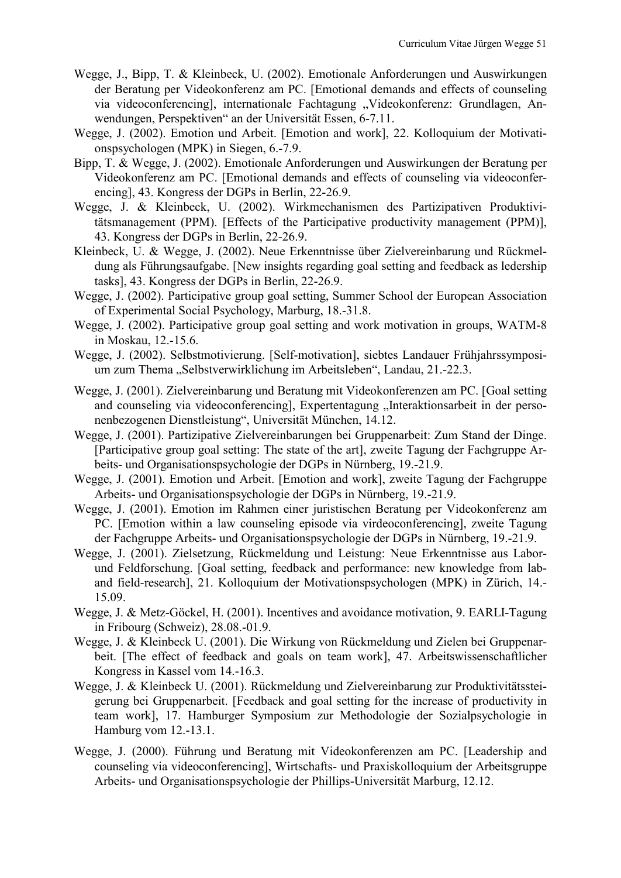Wegge, J., Bipp, T. & Kleinbeck, U. (2002). Emotionale Anforderungen und Auswirkungen der Beratung per Videokonferenz am PC. [Emotional demands and effects of counseling via videoconferencing], internationale Fachtagung „Videokonferenz: Grundlagen, Anwendungen, Perspektiven" an der Universität Essen, 6-7.11.

Wegge, J. (2002). Emotion und Arbeit. [Emotion and work], 22. Kolloquium der Motivationspsychologen (MPK) in Siegen, 6.-7.9.

Bipp, T. & Wegge, J. (2002). Emotionale Anforderungen und Auswirkungen der Beratung per Videokonferenz am PC. [Emotional demands and effects of counseling via videoconferencing], 43. Kongress der DGPs in Berlin, 22-26.9.

Wegge, J. & Kleinbeck, U. (2002). Wirkmechanismen des Partizipativen Produktivitätsmanagement (PPM). [Effects of the Participative productivity management (PPM)], 43. Kongress der DGPs in Berlin, 22-26.9.

Kleinbeck, U. & Wegge, J. (2002). Neue Erkenntnisse über Zielvereinbarung und Rückmeldung als Führungsaufgabe. [New insights regarding goal setting and feedback as ledership tasks], 43. Kongress der DGPs in Berlin, 22-26.9.

Wegge, J. (2002). Participative group goal setting, Summer School der European Association of Experimental Social Psychology, Marburg, 18.-31.8.

Wegge, J. (2002). Participative group goal setting and work motivation in groups, WATM-8 in Moskau, 12.-15.6.

Wegge, J. (2002). Selbstmotivierung. [Self-motivation], siebtes Landauer Frühjahrssymposium zum Thema „Selbstverwirklichung im Arbeitsleben", Landau, 21.-22.3.

Wegge, J. (2001). Zielvereinbarung und Beratung mit Videokonferenzen am PC. [Goal setting and counseling via videoconferencing], Expertentagung „Interaktionsarbeit in der personenbezogenen Dienstleistung", Universität München, 14.12.

Wegge, J. (2001). Partizipative Zielvereinbarungen bei Gruppenarbeit: Zum Stand der Dinge. [Participative group goal setting: The state of the art], zweite Tagung der Fachgruppe Arbeits- und Organisationspsychologie der DGPs in Nürnberg, 19.-21.9.

Wegge, J. (2001). Emotion und Arbeit. [Emotion and work], zweite Tagung der Fachgruppe Arbeits- und Organisationspsychologie der DGPs in Nürnberg, 19.-21.9.

Wegge, J. (2001). Emotion im Rahmen einer juristischen Beratung per Videokonferenz am PC. [Emotion within a law counseling episode via virdeoconferencing], zweite Tagung der Fachgruppe Arbeits- und Organisationspsychologie der DGPs in Nürnberg, 19.-21.9.

Wegge, J. (2001). Zielsetzung, Rückmeldung und Leistung: Neue Erkenntnisse aus Labor- und Feldforschung. [Goal setting, feedback and performance: new knowledge from lab- and field-research], 21. Kolloquium der Motivationspsychologen (MPK) in Zürich, 14.-15.09.

Wegge, J. & Metz-Göckel, H. (2001). Incentives and avoidance motivation, 9. EARLI-Tagung in Fribourg (Schweiz), 28.08.-01.9.

Wegge, J. & Kleinbeck U. (2001). Die Wirkung von Rückmeldung und Zielen bei Gruppenarbeit. [The effect of feedback and goals on team work], 47. Arbeitswissenschaftlicher Kongress in Kassel vom 14.-16.3.

Wegge, J. & Kleinbeck U. (2001). Rückmeldung und Zielvereinbarung zur Produktivitätssteigerung bei Gruppenarbeit. [Feedback and goal setting for the increase of productivity in team work], 17. Hamburger Symposium zur Methodologie der Sozialpsychologie in Hamburg vom 12.-13.1.

Wegge, J. (2000). Führung und Beratung mit Videokonferenzen am PC. [Leadership and counseling via videoconferencing], Wirtschafts- und Praxiskolloquium der Arbeitsgruppe Arbeits- und Organisationspsychologie der Phillips-Universität Marburg, 12.12.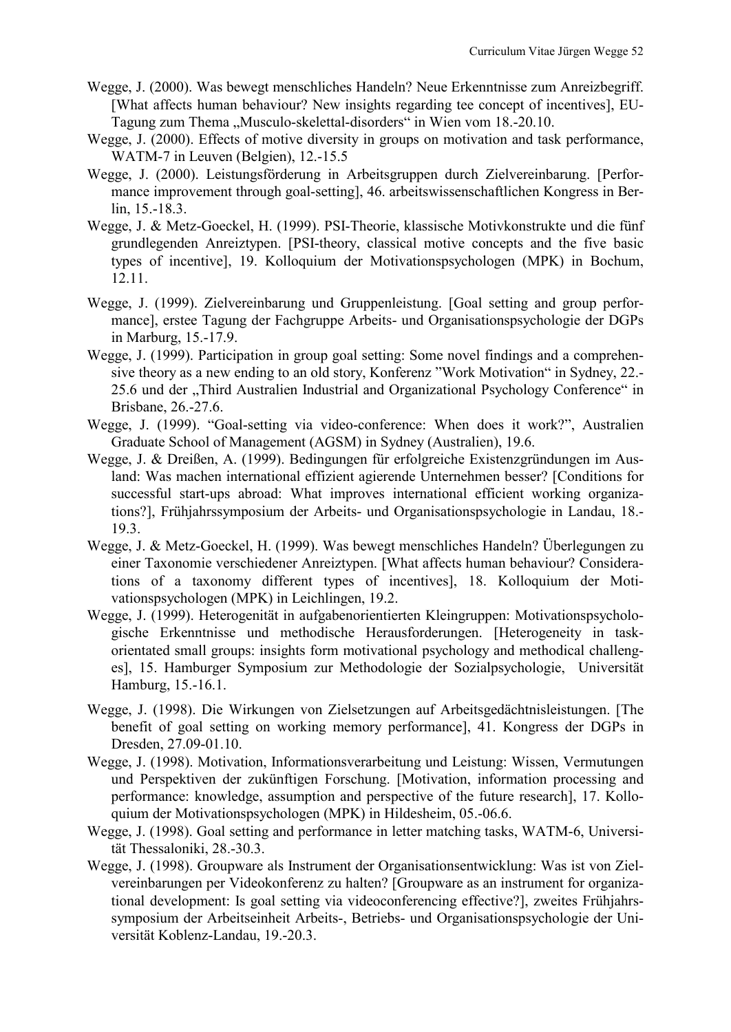Wegge, J. (2000). Was bewegt menschliches Handeln? Neue Erkenntnisse zum Anreizbegriff. [What affects human behaviour? New insights regarding tee concept of incentives], EU-Tagung zum Thema „Musculo-skelettal-disorders" in Wien vom 18.-20.10.

Wegge, J. (2000). Effects of motive diversity in groups on motivation and task performance, WATM-7 in Leuven (Belgien), 12.-15.5

Wegge, J. (2000). Leistungsförderung in Arbeitsgruppen durch Zielvereinbarung. [Performance improvement through goal-setting], 46. arbeitswissenschaftlichen Kongress in Berlin, 15.-18.3.

Wegge, J. & Metz-Goeckel, H. (1999). PSI-Theorie, klassische Motivkonstrukte und die fünf grundlegenden Anreiztypen. [PSI-theory, classical motive concepts and the five basic types of incentive], 19. Kolloquium der Motivationspsychologen (MPK) in Bochum, 12.11.

Wegge, J. (1999). Zielvereinbarung und Gruppenleistung. [Goal setting and group performance], erstee Tagung der Fachgruppe Arbeits- und Organisationspsychologie der DGPs in Marburg, 15.-17.9.

Wegge, J. (1999). Participation in group goal setting: Some novel findings and a comprehensive theory as a new ending to an old story, Konferenz "Work Motivation" in Sydney, 22.-25.6 und der „Third Australien Industrial and Organizational Psychology Conference" in Brisbane, 26.-27.6.

Wegge, J. (1999). "Goal-setting via video-conference: When does it work?", Australien Graduate School of Management (AGSM) in Sydney (Australien), 19.6.

Wegge, J. & Dreißen, A. (1999). Bedingungen für erfolgreiche Existenzgründungen im Ausland: Was machen international effizient agierende Unternehmen besser? [Conditions for successful start-ups abroad: What improves international efficient working organizations?], Frühjahrssymposium der Arbeits- und Organisationspsychologie in Landau, 18.-19.3.

Wegge, J. & Metz-Goeckel, H. (1999). Was bewegt menschliches Handeln? Überlegungen zu einer Taxonomie verschiedener Anreiztypen. [What affects human behaviour? Considerations of a taxonomy different types of incentives], 18. Kolloquium der Motivationspsychologen (MPK) in Leichlingen, 19.2.

Wegge, J. (1999). Heterogenität in aufgabenorientierten Kleingruppen: Motivationspsychologische Erkenntnisse und methodische Herausforderungen. [Heterogeneity in task-orientated small groups: insights form motivational psychology and methodical challenges], 15. Hamburger Symposium zur Methodologie der Sozialpsychologie, Universität Hamburg, 15.-16.1.

Wegge, J. (1998). Die Wirkungen von Zielsetzungen auf Arbeitsgedächtnisleistungen. [The benefit of goal setting on working memory performance], 41. Kongress der DGPs in Dresden, 27.09-01.10.

Wegge, J. (1998). Motivation, Informationsverarbeitung und Leistung: Wissen, Vermutungen und Perspektiven der zukünftigen Forschung. [Motivation, information processing and performance: knowledge, assumption and perspective of the future research], 17. Kolloquium der Motivationspsychologen (MPK) in Hildesheim, 05.-06.6.

Wegge, J. (1998). Goal setting and performance in letter matching tasks, WATM-6, Universität Thessaloniki, 28.-30.3.

Wegge, J. (1998). Groupware als Instrument der Organisationsentwicklung: Was ist von Zielvereinbarungen per Videokonferenz zu halten? [Groupware as an instrument for organizational development: Is goal setting via videoconferencing effective?], zweites Frühjahrssymposium der Arbeitseinheit Arbeits-, Betriebs- und Organisationspsychologie der Universität Koblenz-Landau, 19.-20.3.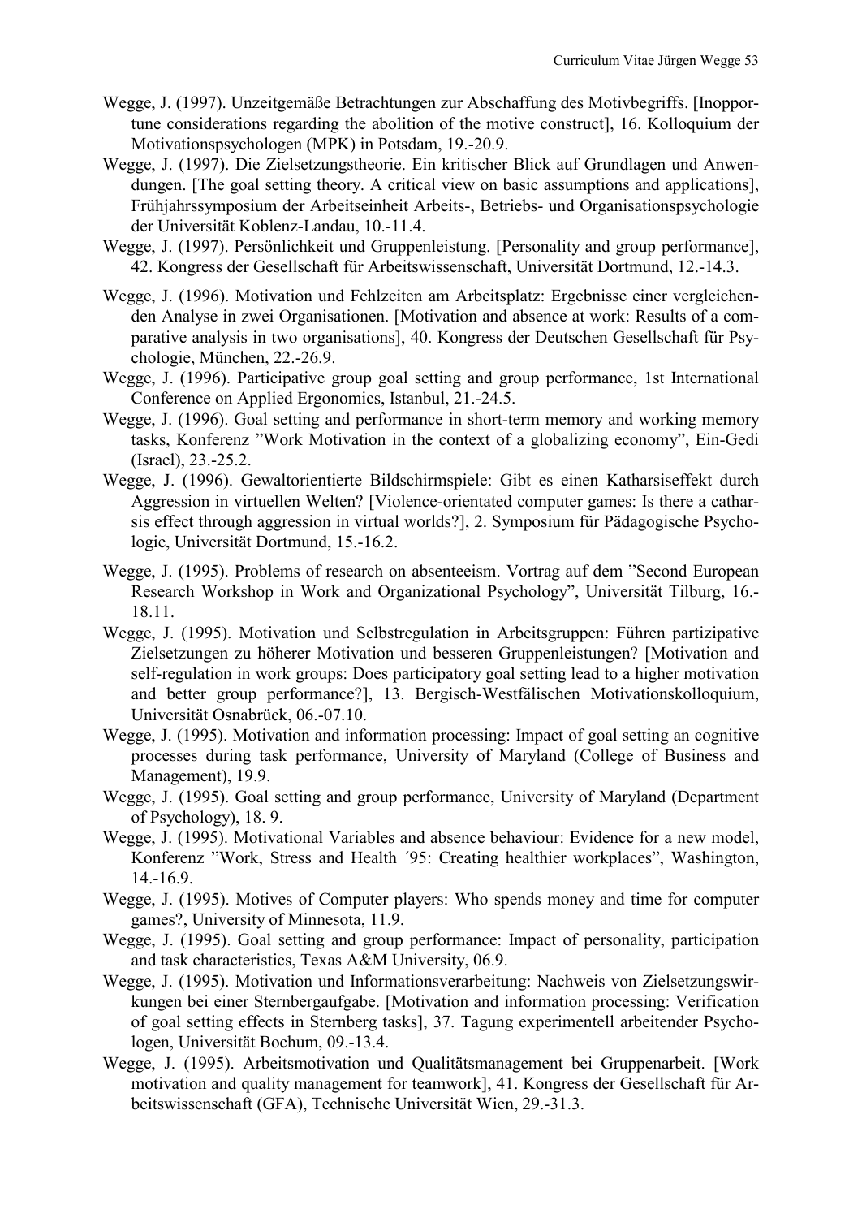Wegge, J. (1997). Unzeitgemäße Betrachtungen zur Abschaffung des Motivbegriffs. [Inopportune considerations regarding the abolition of the motive construct], 16. Kolloquium der Motivationspsychologen (MPK) in Potsdam, 19.-20.9.

Wegge, J. (1997). Die Zielsetzungstheorie. Ein kritischer Blick auf Grundlagen und Anwendungen. [The goal setting theory. A critical view on basic assumptions and applications], Frühjahrssymposium der Arbeitseinheit Arbeits-, Betriebs- und Organisationspsychologie der Universität Koblenz-Landau, 10.-11.4.

Wegge, J. (1997). Persönlichkeit und Gruppenleistung. [Personality and group performance], 42. Kongress der Gesellschaft für Arbeitswissenschaft, Universität Dortmund, 12.-14.3.

Wegge, J. (1996). Motivation und Fehlzeiten am Arbeitsplatz: Ergebnisse einer vergleichenden Analyse in zwei Organisationen. [Motivation and absence at work: Results of a comparative analysis in two organisations], 40. Kongress der Deutschen Gesellschaft für Psychologie, München, 22.-26.9.

Wegge, J. (1996). Participative group goal setting and group performance, 1st International Conference on Applied Ergonomics, Istanbul, 21.-24.5.

Wegge, J. (1996). Goal setting and performance in short-term memory and working memory tasks, Konferenz "Work Motivation in the context of a globalizing economy", Ein-Gedi (Israel), 23.-25.2.

Wegge, J. (1996). Gewaltorientierte Bildschirmspiele: Gibt es einen Katharsiseffekt durch Aggression in virtuellen Welten? [Violence-orientated computer games: Is there a catharsis effect through aggression in virtual worlds?], 2. Symposium für Pädagogische Psychologie, Universität Dortmund, 15.-16.2.

Wegge, J. (1995). Problems of research on absenteeism. Vortrag auf dem "Second European Research Workshop in Work and Organizational Psychology", Universität Tilburg, 16.-18.11.

Wegge, J. (1995). Motivation und Selbstregulation in Arbeitsgruppen: Führen partizipative Zielsetzungen zu höherer Motivation und besseren Gruppenleistungen? [Motivation and self-regulation in work groups: Does participatory goal setting lead to a higher motivation and better group performance?], 13. Bergisch-Westfälischen Motivationskolloquium, Universität Osnabrück, 06.-07.10.

Wegge, J. (1995). Motivation and information processing: Impact of goal setting an cognitive processes during task performance, University of Maryland (College of Business and Management), 19.9.

Wegge, J. (1995). Goal setting and group performance, University of Maryland (Department of Psychology), 18. 9.

Wegge, J. (1995). Motivational Variables and absence behaviour: Evidence for a new model, Konferenz "Work, Stress and Health ´95: Creating healthier workplaces", Washington, 14.-16.9.

Wegge, J. (1995). Motives of Computer players: Who spends money and time for computer games?, University of Minnesota, 11.9.

Wegge, J. (1995). Goal setting and group performance: Impact of personality, participation and task characteristics, Texas A&M University, 06.9.

Wegge, J. (1995). Motivation und Informationsverarbeitung: Nachweis von Zielsetzungswirkungen bei einer Sternbergaufgabe. [Motivation and information processing: Verification of goal setting effects in Sternberg tasks], 37. Tagung experimentell arbeitender Psychologen, Universität Bochum, 09.-13.4.

Wegge, J. (1995). Arbeitsmotivation und Qualitätsmanagement bei Gruppenarbeit. [Work motivation and quality management for teamwork], 41. Kongress der Gesellschaft für Arbeitswissenschaft (GFA), Technische Universität Wien, 29.-31.3.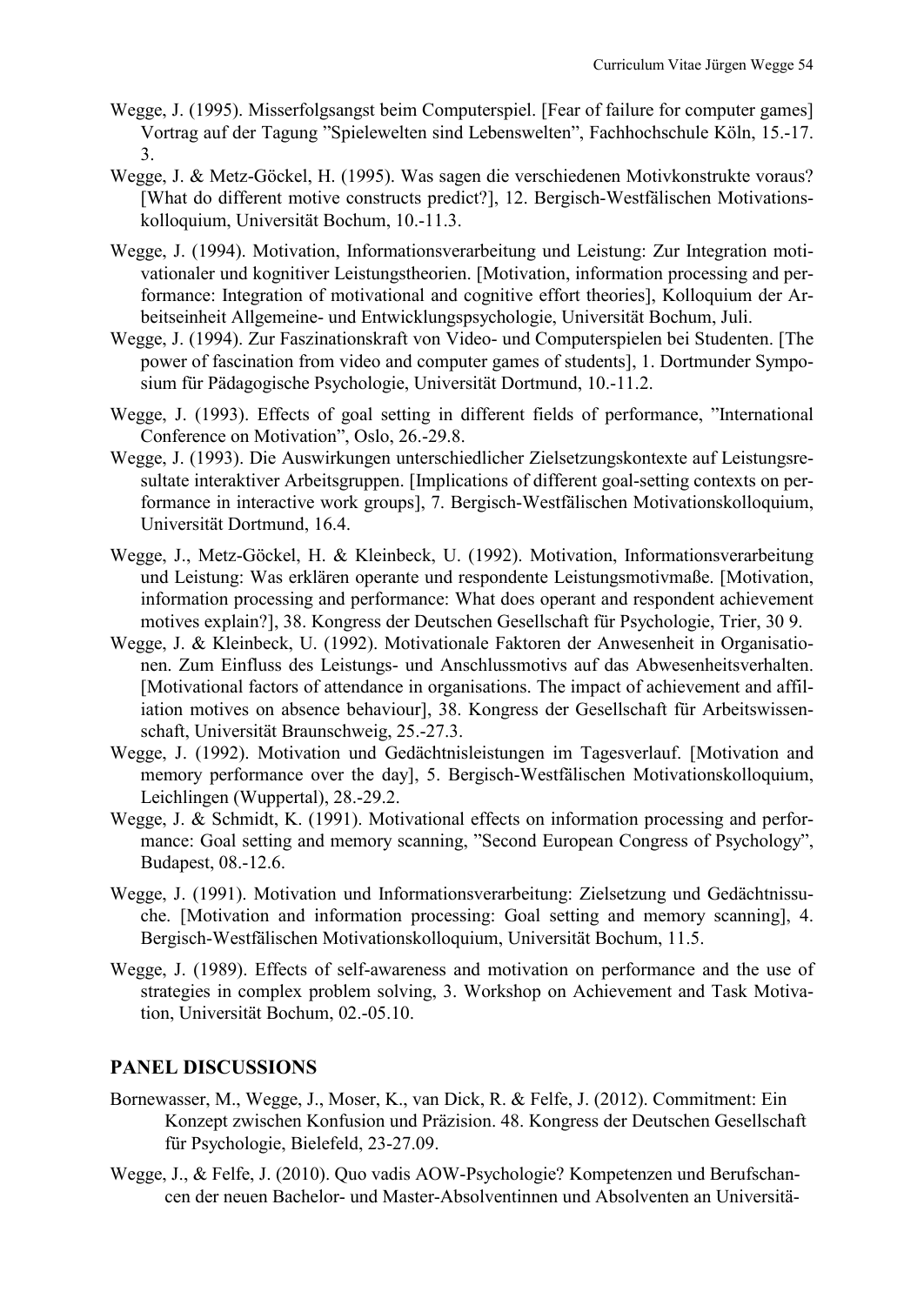Wegge, J. (1995). Misserfolgsangst beim Computerspiel. [Fear of failure for computer games] Vortrag auf der Tagung "Spielewelten sind Lebenswelten", Fachhochschule Köln, 15.-17. 3.

Wegge, J. & Metz-Göckel, H. (1995). Was sagen die verschiedenen Motivkonstrukte voraus? [What do different motive constructs predict?], 12. Bergisch-Westfälischen Motivationskolloquium, Universität Bochum, 10.-11.3.

Wegge, J. (1994). Motivation, Informationsverarbeitung und Leistung: Zur Integration motivationaler und kognitiver Leistungstheorien. [Motivation, information processing and performance: Integration of motivational and cognitive effort theories], Kolloquium der Arbeitseinheit Allgemeine- und Entwicklungspsychologie, Universität Bochum, Juli.

Wegge, J. (1994). Zur Faszinationskraft von Video- und Computerspielen bei Studenten. [The power of fascination from video and computer games of students], 1. Dortmunder Symposium für Pädagogische Psychologie, Universität Dortmund, 10.-11.2.

Wegge, J. (1993). Effects of goal setting in different fields of performance, "International Conference on Motivation", Oslo, 26.-29.8.

Wegge, J. (1993). Die Auswirkungen unterschiedlicher Zielsetzungskontexte auf Leistungsresultate interaktiver Arbeitsgruppen. [Implications of different goal-setting contexts on performance in interactive work groups], 7. Bergisch-Westfälischen Motivationskolloquium, Universität Dortmund, 16.4.

Wegge, J., Metz-Göckel, H. & Kleinbeck, U. (1992). Motivation, Informationsverarbeitung und Leistung: Was erklären operante und respondente Leistungsmotivmaße. [Motivation, information processing and performance: What does operant and respondent achievement motives explain?], 38. Kongress der Deutschen Gesellschaft für Psychologie, Trier, 30 9.

Wegge, J. & Kleinbeck, U. (1992). Motivationale Faktoren der Anwesenheit in Organisationen. Zum Einfluss des Leistungs- und Anschlussmotivs auf das Abwesenheitsverhalten. [Motivational factors of attendance in organisations. The impact of achievement and affiliation motives on absence behaviour], 38. Kongress der Gesellschaft für Arbeitswissenschaft, Universität Braunschweig, 25.-27.3.

Wegge, J. (1992). Motivation und Gedächtnisleistungen im Tagesverlauf. [Motivation and memory performance over the day], 5. Bergisch-Westfälischen Motivationskolloquium, Leichlingen (Wuppertal), 28.-29.2.

Wegge, J. & Schmidt, K. (1991). Motivational effects on information processing and performance: Goal setting and memory scanning, "Second European Congress of Psychology", Budapest, 08.-12.6.

Wegge, J. (1991). Motivation und Informationsverarbeitung: Zielsetzung und Gedächtnissuche. [Motivation and information processing: Goal setting and memory scanning], 4. Bergisch-Westfälischen Motivationskolloquium, Universität Bochum, 11.5.

Wegge, J. (1989). Effects of self-awareness and motivation on performance and the use of strategies in complex problem solving, 3. Workshop on Achievement and Task Motivation, Universität Bochum, 02.-05.10.

## PANEL DISCUSSIONS

Bornewasser, M., Wegge, J., Moser, K., van Dick, R. & Felfe, J. (2012). Commitment: Ein Konzept zwischen Konfusion und Präzision. 48. Kongress der Deutschen Gesellschaft für Psychologie, Bielefeld, 23-27.09.

Wegge, J., & Felfe, J. (2010). Quo vadis AOW-Psychologie? Kompetenzen und Berufschancen der neuen Bachelor- und Master-Absolventinnen und Absolventen an Universitä-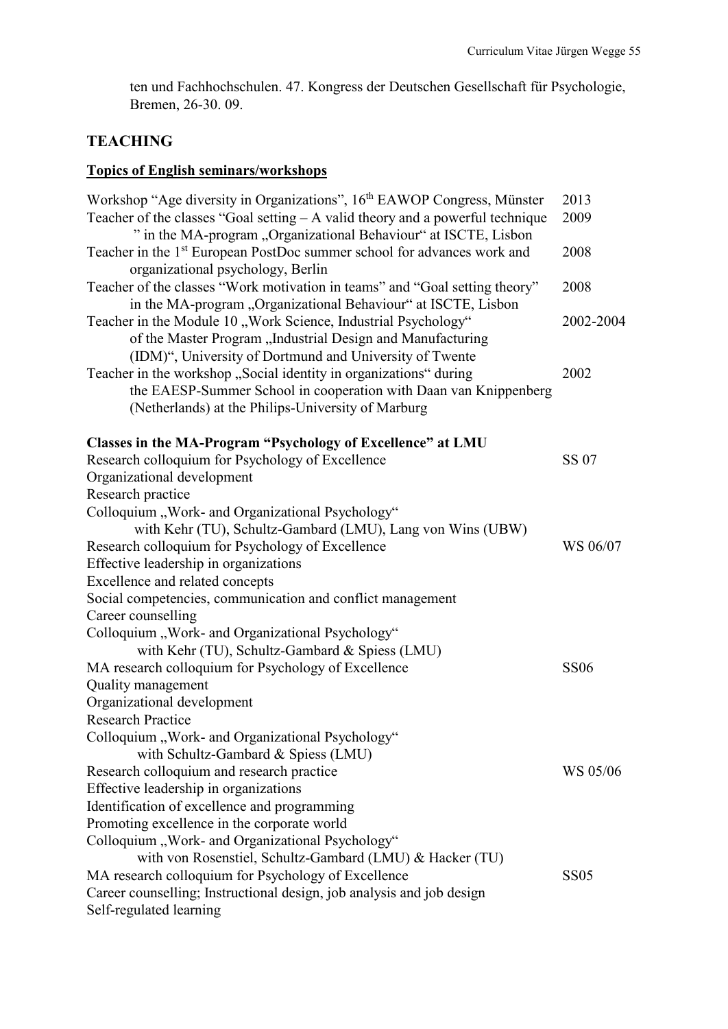ten und Fachhochschulen. 47. Kongress der Deutschen Gesellschaft für Psychologie, Bremen, 26-30. 09.

## TEACHING

### Topics of English seminars/workshops

| | |
|---|---|
| Workshop "Age diversity in Organizations", 16th EAWOP Congress, Münster | 2013 |
| Teacher of the classes "Goal setting – A valid theory and a powerful technique " in the MA-program „Organizational Behaviour" at ISCTE, Lisbon | 2009 |
| Teacher in the 1st European PostDoc summer school for advances work and organizational psychology, Berlin | 2008 |
| Teacher of the classes "Work motivation in teams" and "Goal setting theory" in the MA-program „Organizational Behaviour" at ISCTE, Lisbon | 2008 |
| Teacher in the Module 10 „Work Science, Industrial Psychology" of the Master Program „Industrial Design and Manufacturing (IDM)", University of Dortmund and University of Twente | 2002-2004 |
| Teacher in the workshop „Social identity in organizations" during the EAESP-Summer School in cooperation with Daan van Knippenberg (Netherlands) at the Philips-University of Marburg | 2002 |

**Classes in the MA-Program "Psychology of Excellence" at LMU**

| | |
|---|---|
| Research colloquium for Psychology of Excellence | SS 07 |
| Organizational development | |
| Research practice | |
| Colloquium „Work- and Organizational Psychology" with Kehr (TU), Schultz-Gambard (LMU), Lang von Wins (UBW) | |
| Research colloquium for Psychology of Excellence | WS 06/07 |
| Effective leadership in organizations | |
| Excellence and related concepts | |
| Social competencies, communication and conflict management | |
| Career counselling | |
| Colloquium „Work- and Organizational Psychology" with Kehr (TU), Schultz-Gambard & Spiess (LMU) | |
| MA research colloquium for Psychology of Excellence | SS06 |
| Quality management | |
| Organizational development | |
| Research Practice | |
| Colloquium „Work- and Organizational Psychology" with Schultz-Gambard & Spiess (LMU) | |
| Research colloquium and research practice | WS 05/06 |
| Effective leadership in organizations | |
| Identification of excellence and programming | |
| Promoting excellence in the corporate world | |
| Colloquium „Work- and Organizational Psychology" with von Rosenstiel, Schultz-Gambard (LMU) & Hacker (TU) | |
| MA research colloquium for Psychology of Excellence | SS05 |
| Career counselling; Instructional design, job analysis and job design | |
| Self-regulated learning | |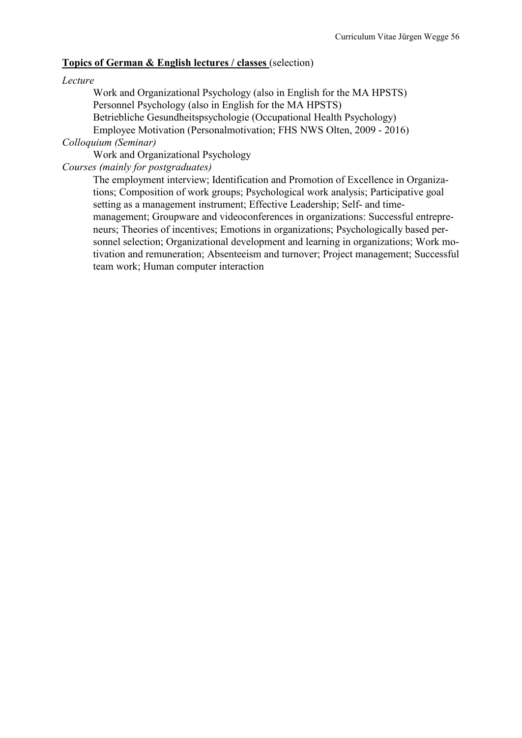**<u>Topics of German & English lectures / classes</u>** (selection)

*Lecture*

Work and Organizational Psychology (also in English for the MA HPSTS)
Personnel Psychology (also in English for the MA HPSTS)
Betriebliche Gesundheitspsychologie (Occupational Health Psychology)
Employee Motivation (Personalmotivation; FHS NWS Olten, 2009 - 2016)

*Colloquium (Seminar)*

Work and Organizational Psychology

*Courses (mainly for postgraduates)*

The employment interview; Identification and Promotion of Excellence in Organizations; Composition of work groups; Psychological work analysis; Participative goal setting as a management instrument; Effective Leadership; Self- and time-management; Groupware and videoconferences in organizations: Successful entrepreneurs; Theories of incentives; Emotions in organizations; Psychologically based personnel selection; Organizational development and learning in organizations; Work motivation and remuneration; Absenteeism and turnover; Project management; Successful team work; Human computer interaction